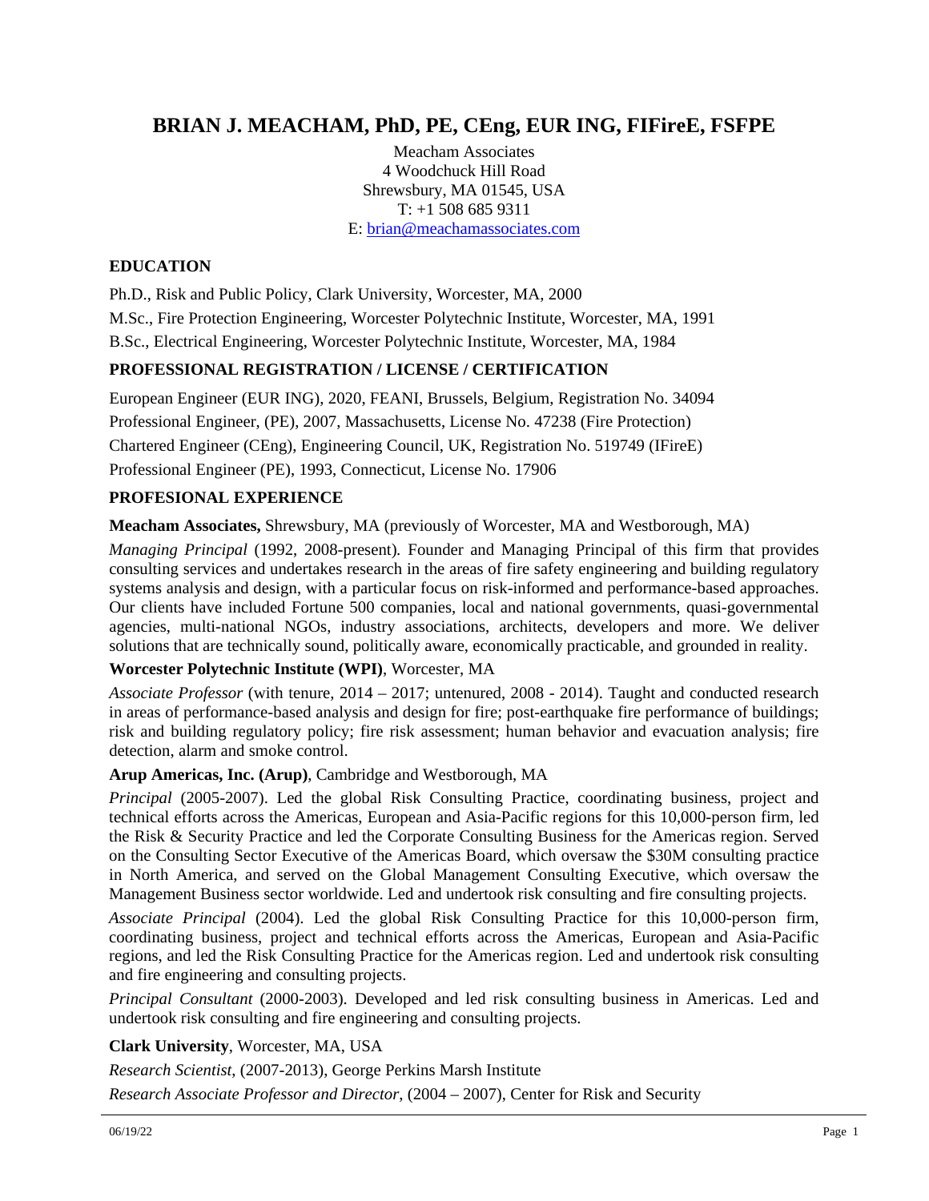# BRIAN J. MEACHAM, PhD, PE, CEng, EUR ING, FIFireE, FSFPE

Meacham Associates
4 Woodchuck Hill Road
Shrewsbury, MA 01545, USA
T: +1 508 685 9311
E: brian@meachamassociates.com

## EDUCATION

Ph.D., Risk and Public Policy, Clark University, Worcester, MA, 2000

M.Sc., Fire Protection Engineering, Worcester Polytechnic Institute, Worcester, MA, 1991

B.Sc., Electrical Engineering, Worcester Polytechnic Institute, Worcester, MA, 1984

## PROFESSIONAL REGISTRATION / LICENSE / CERTIFICATION

European Engineer (EUR ING), 2020, FEANI, Brussels, Belgium, Registration No. 34094

Professional Engineer, (PE), 2007, Massachusetts, License No. 47238 (Fire Protection)

Chartered Engineer (CEng), Engineering Council, UK, Registration No. 519749 (IFireE)

Professional Engineer (PE), 1993, Connecticut, License No. 17906

## PROFESIONAL EXPERIENCE

**Meacham Associates,** Shrewsbury, MA (previously of Worcester, MA and Westborough, MA)

*Managing Principal* (1992, 2008-present). Founder and Managing Principal of this firm that provides consulting services and undertakes research in the areas of fire safety engineering and building regulatory systems analysis and design, with a particular focus on risk-informed and performance-based approaches. Our clients have included Fortune 500 companies, local and national governments, quasi-governmental agencies, multi-national NGOs, industry associations, architects, developers and more. We deliver solutions that are technically sound, politically aware, economically practicable, and grounded in reality.

**Worcester Polytechnic Institute (WPI)**, Worcester, MA

*Associate Professor* (with tenure, 2014 – 2017; untenured, 2008 - 2014). Taught and conducted research in areas of performance-based analysis and design for fire; post-earthquake fire performance of buildings; risk and building regulatory policy; fire risk assessment; human behavior and evacuation analysis; fire detection, alarm and smoke control.

**Arup Americas, Inc. (Arup)**, Cambridge and Westborough, MA

*Principal* (2005-2007). Led the global Risk Consulting Practice, coordinating business, project and technical efforts across the Americas, European and Asia-Pacific regions for this 10,000-person firm, led the Risk & Security Practice and led the Corporate Consulting Business for the Americas region. Served on the Consulting Sector Executive of the Americas Board, which oversaw the $30M consulting practice in North America, and served on the Global Management Consulting Executive, which oversaw the Management Business sector worldwide. Led and undertook risk consulting and fire consulting projects.

*Associate Principal* (2004). Led the global Risk Consulting Practice for this 10,000-person firm, coordinating business, project and technical efforts across the Americas, European and Asia-Pacific regions, and led the Risk Consulting Practice for the Americas region. Led and undertook risk consulting and fire engineering and consulting projects.

*Principal Consultant* (2000-2003). Developed and led risk consulting business in Americas. Led and undertook risk consulting and fire engineering and consulting projects.

**Clark University**, Worcester, MA, USA

*Research Scientist*, (2007-2013), George Perkins Marsh Institute

*Research Associate Professor and Director*, (2004 – 2007), Center for Risk and Security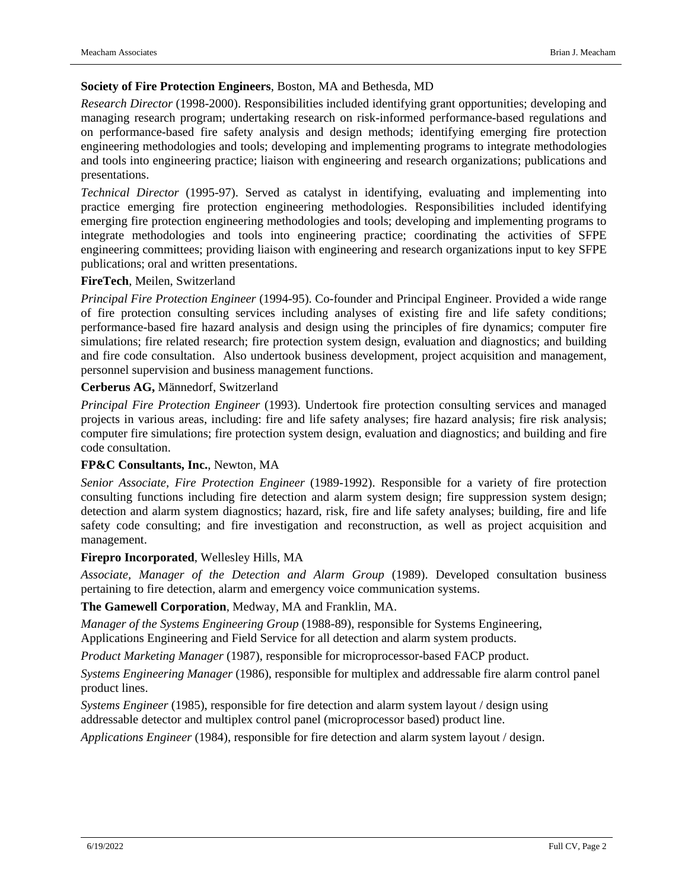**Society of Fire Protection Engineers**, Boston, MA and Bethesda, MD

*Research Director* (1998-2000). Responsibilities included identifying grant opportunities; developing and managing research program; undertaking research on risk-informed performance-based regulations and on performance-based fire safety analysis and design methods; identifying emerging fire protection engineering methodologies and tools; developing and implementing programs to integrate methodologies and tools into engineering practice; liaison with engineering and research organizations; publications and presentations.

*Technical Director* (1995-97). Served as catalyst in identifying, evaluating and implementing into practice emerging fire protection engineering methodologies. Responsibilities included identifying emerging fire protection engineering methodologies and tools; developing and implementing programs to integrate methodologies and tools into engineering practice; coordinating the activities of SFPE engineering committees; providing liaison with engineering and research organizations input to key SFPE publications; oral and written presentations.

**FireTech**, Meilen, Switzerland

*Principal Fire Protection Engineer* (1994-95). Co-founder and Principal Engineer. Provided a wide range of fire protection consulting services including analyses of existing fire and life safety conditions; performance-based fire hazard analysis and design using the principles of fire dynamics; computer fire simulations; fire related research; fire protection system design, evaluation and diagnostics; and building and fire code consultation. Also undertook business development, project acquisition and management, personnel supervision and business management functions.

**Cerberus AG,** Männedorf, Switzerland

*Principal Fire Protection Engineer* (1993). Undertook fire protection consulting services and managed projects in various areas, including: fire and life safety analyses; fire hazard analysis; fire risk analysis; computer fire simulations; fire protection system design, evaluation and diagnostics; and building and fire code consultation.

**FP&C Consultants, Inc.**, Newton, MA

*Senior Associate, Fire Protection Engineer* (1989-1992). Responsible for a variety of fire protection consulting functions including fire detection and alarm system design; fire suppression system design; detection and alarm system diagnostics; hazard, risk, fire and life safety analyses; building, fire and life safety code consulting; and fire investigation and reconstruction, as well as project acquisition and management.

**Firepro Incorporated**, Wellesley Hills, MA

*Associate, Manager of the Detection and Alarm Group* (1989). Developed consultation business pertaining to fire detection, alarm and emergency voice communication systems.

**The Gamewell Corporation**, Medway, MA and Franklin, MA.

*Manager of the Systems Engineering Group* (1988-89), responsible for Systems Engineering, Applications Engineering and Field Service for all detection and alarm system products.

*Product Marketing Manager* (1987), responsible for microprocessor-based FACP product.

*Systems Engineering Manager* (1986), responsible for multiplex and addressable fire alarm control panel product lines.

*Systems Engineer* (1985), responsible for fire detection and alarm system layout / design using addressable detector and multiplex control panel (microprocessor based) product line.

*Applications Engineer* (1984), responsible for fire detection and alarm system layout / design.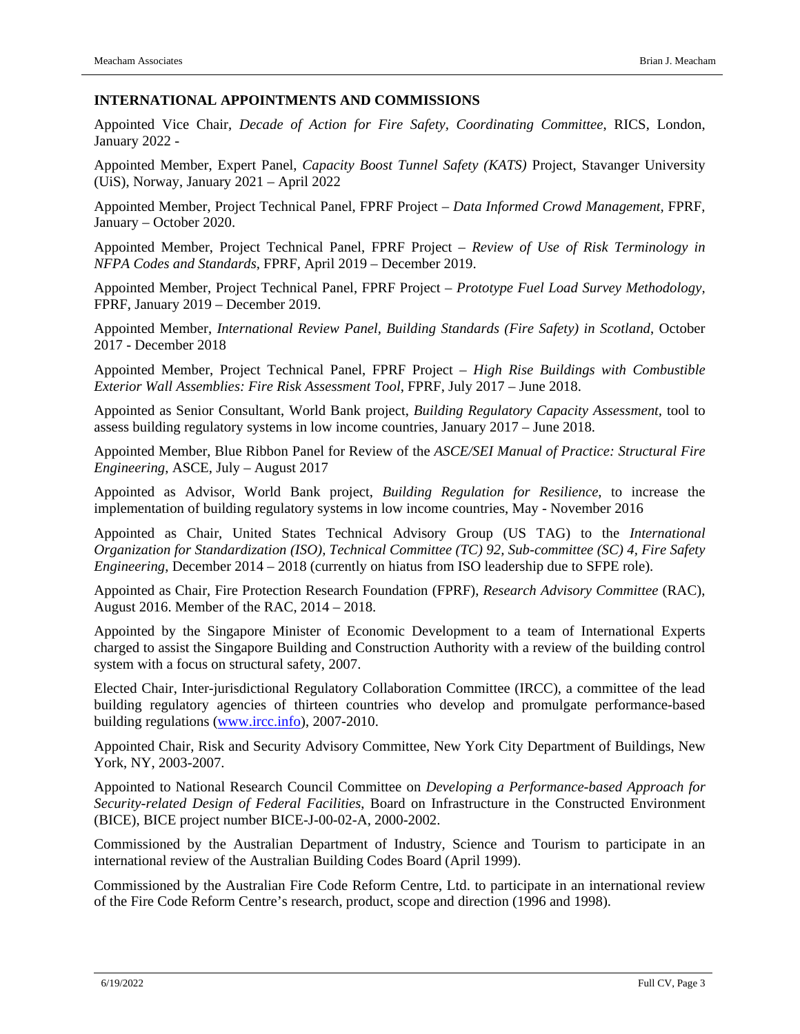## INTERNATIONAL APPOINTMENTS AND COMMISSIONS

Appointed Vice Chair, *Decade of Action for Fire Safety, Coordinating Committee*, RICS, London, January 2022 -

Appointed Member, Expert Panel, *Capacity Boost Tunnel Safety (KATS)* Project, Stavanger University (UiS), Norway, January 2021 – April 2022

Appointed Member, Project Technical Panel, FPRF Project – *Data Informed Crowd Management*, FPRF, January – October 2020.

Appointed Member, Project Technical Panel, FPRF Project – *Review of Use of Risk Terminology in NFPA Codes and Standards*, FPRF, April 2019 – December 2019.

Appointed Member, Project Technical Panel, FPRF Project – *Prototype Fuel Load Survey Methodology*, FPRF, January 2019 – December 2019.

Appointed Member, *International Review Panel, Building Standards (Fire Safety) in Scotland*, October 2017 - December 2018

Appointed Member, Project Technical Panel, FPRF Project – *High Rise Buildings with Combustible Exterior Wall Assemblies: Fire Risk Assessment Tool*, FPRF, July 2017 – June 2018.

Appointed as Senior Consultant, World Bank project, *Building Regulatory Capacity Assessment*, tool to assess building regulatory systems in low income countries, January 2017 – June 2018.

Appointed Member, Blue Ribbon Panel for Review of the *ASCE/SEI Manual of Practice: Structural Fire Engineering*, ASCE, July – August 2017

Appointed as Advisor, World Bank project, *Building Regulation for Resilience*, to increase the implementation of building regulatory systems in low income countries, May - November 2016

Appointed as Chair, United States Technical Advisory Group (US TAG) to the *International Organization for Standardization (ISO), Technical Committee (TC) 92, Sub-committee (SC) 4, Fire Safety Engineering*, December 2014 – 2018 (currently on hiatus from ISO leadership due to SFPE role).

Appointed as Chair, Fire Protection Research Foundation (FPRF), *Research Advisory Committee* (RAC), August 2016. Member of the RAC, 2014 – 2018.

Appointed by the Singapore Minister of Economic Development to a team of International Experts charged to assist the Singapore Building and Construction Authority with a review of the building control system with a focus on structural safety, 2007.

Elected Chair, Inter-jurisdictional Regulatory Collaboration Committee (IRCC), a committee of the lead building regulatory agencies of thirteen countries who develop and promulgate performance-based building regulations (www.ircc.info), 2007-2010.

Appointed Chair, Risk and Security Advisory Committee, New York City Department of Buildings, New York, NY, 2003-2007.

Appointed to National Research Council Committee on *Developing a Performance-based Approach for Security-related Design of Federal Facilities*, Board on Infrastructure in the Constructed Environment (BICE), BICE project number BICE-J-00-02-A, 2000-2002.

Commissioned by the Australian Department of Industry, Science and Tourism to participate in an international review of the Australian Building Codes Board (April 1999).

Commissioned by the Australian Fire Code Reform Centre, Ltd. to participate in an international review of the Fire Code Reform Centre's research, product, scope and direction (1996 and 1998).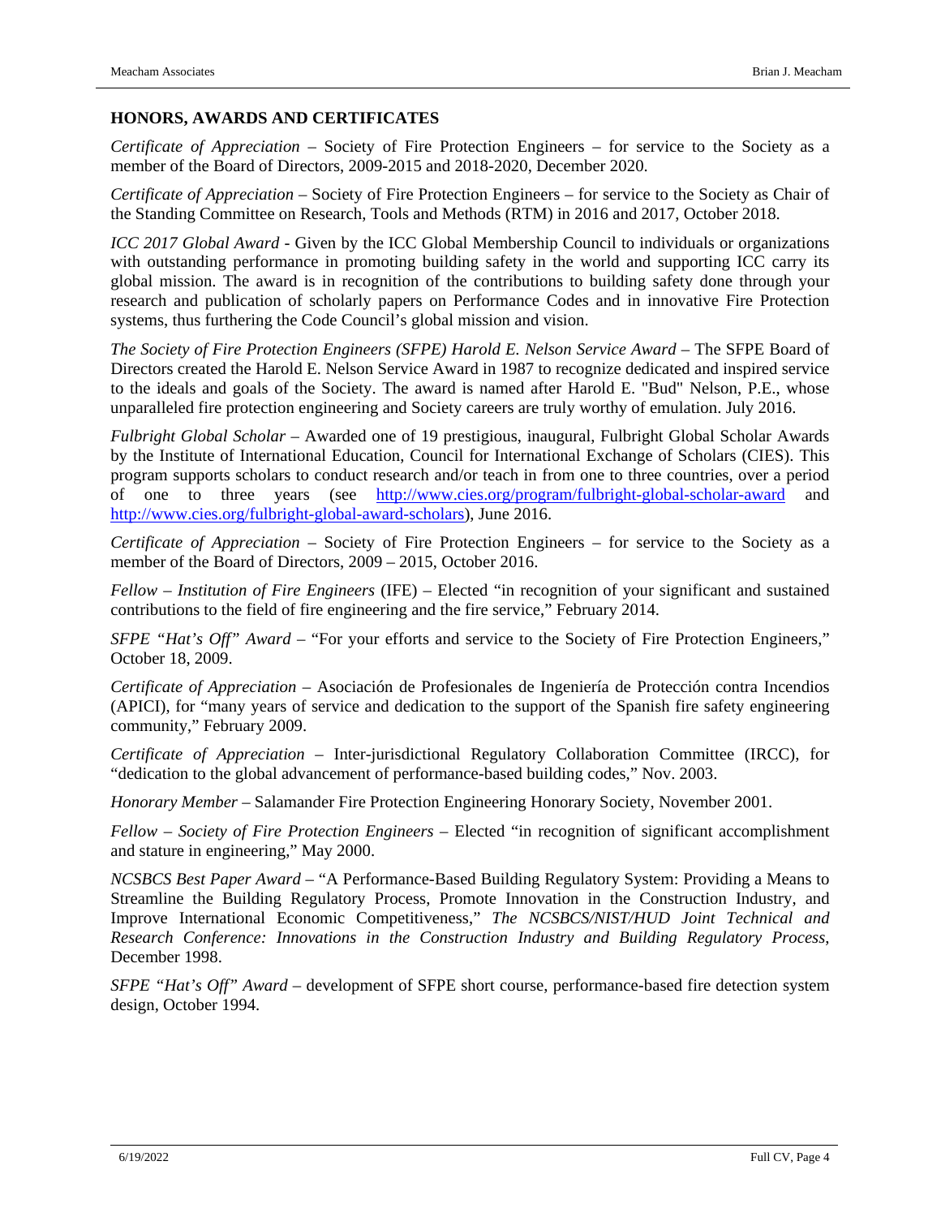## HONORS, AWARDS AND CERTIFICATES

*Certificate of Appreciation* – Society of Fire Protection Engineers – for service to the Society as a member of the Board of Directors, 2009-2015 and 2018-2020, December 2020.

*Certificate of Appreciation* – Society of Fire Protection Engineers – for service to the Society as Chair of the Standing Committee on Research, Tools and Methods (RTM) in 2016 and 2017, October 2018.

*ICC 2017 Global Award* - Given by the ICC Global Membership Council to individuals or organizations with outstanding performance in promoting building safety in the world and supporting ICC carry its global mission. The award is in recognition of the contributions to building safety done through your research and publication of scholarly papers on Performance Codes and in innovative Fire Protection systems, thus furthering the Code Council's global mission and vision.

*The Society of Fire Protection Engineers (SFPE) Harold E. Nelson Service Award* – The SFPE Board of Directors created the Harold E. Nelson Service Award in 1987 to recognize dedicated and inspired service to the ideals and goals of the Society. The award is named after Harold E. "Bud" Nelson, P.E., whose unparalleled fire protection engineering and Society careers are truly worthy of emulation. July 2016.

*Fulbright Global Scholar* – Awarded one of 19 prestigious, inaugural, Fulbright Global Scholar Awards by the Institute of International Education, Council for International Exchange of Scholars (CIES). This program supports scholars to conduct research and/or teach in from one to three countries, over a period of one to three years (see http://www.cies.org/program/fulbright-global-scholar-award and http://www.cies.org/fulbright-global-award-scholars), June 2016.

*Certificate of Appreciation* – Society of Fire Protection Engineers – for service to the Society as a member of the Board of Directors, 2009 – 2015, October 2016.

*Fellow – Institution of Fire Engineers* (IFE) – Elected "in recognition of your significant and sustained contributions to the field of fire engineering and the fire service," February 2014.

*SFPE "Hat's Off" Award* – "For your efforts and service to the Society of Fire Protection Engineers," October 18, 2009.

*Certificate of Appreciation* – Asociación de Profesionales de Ingeniería de Protección contra Incendios (APICI), for "many years of service and dedication to the support of the Spanish fire safety engineering community," February 2009.

*Certificate of Appreciation* – Inter-jurisdictional Regulatory Collaboration Committee (IRCC), for "dedication to the global advancement of performance-based building codes," Nov. 2003.

*Honorary Member* – Salamander Fire Protection Engineering Honorary Society, November 2001.

*Fellow – Society of Fire Protection Engineers* – Elected "in recognition of significant accomplishment and stature in engineering," May 2000.

*NCSBCS Best Paper Award* – "A Performance-Based Building Regulatory System: Providing a Means to Streamline the Building Regulatory Process, Promote Innovation in the Construction Industry, and Improve International Economic Competitiveness," *The NCSBCS/NIST/HUD Joint Technical and Research Conference: Innovations in the Construction Industry and Building Regulatory Process*, December 1998.

*SFPE "Hat's Off" Award* – development of SFPE short course, performance-based fire detection system design, October 1994.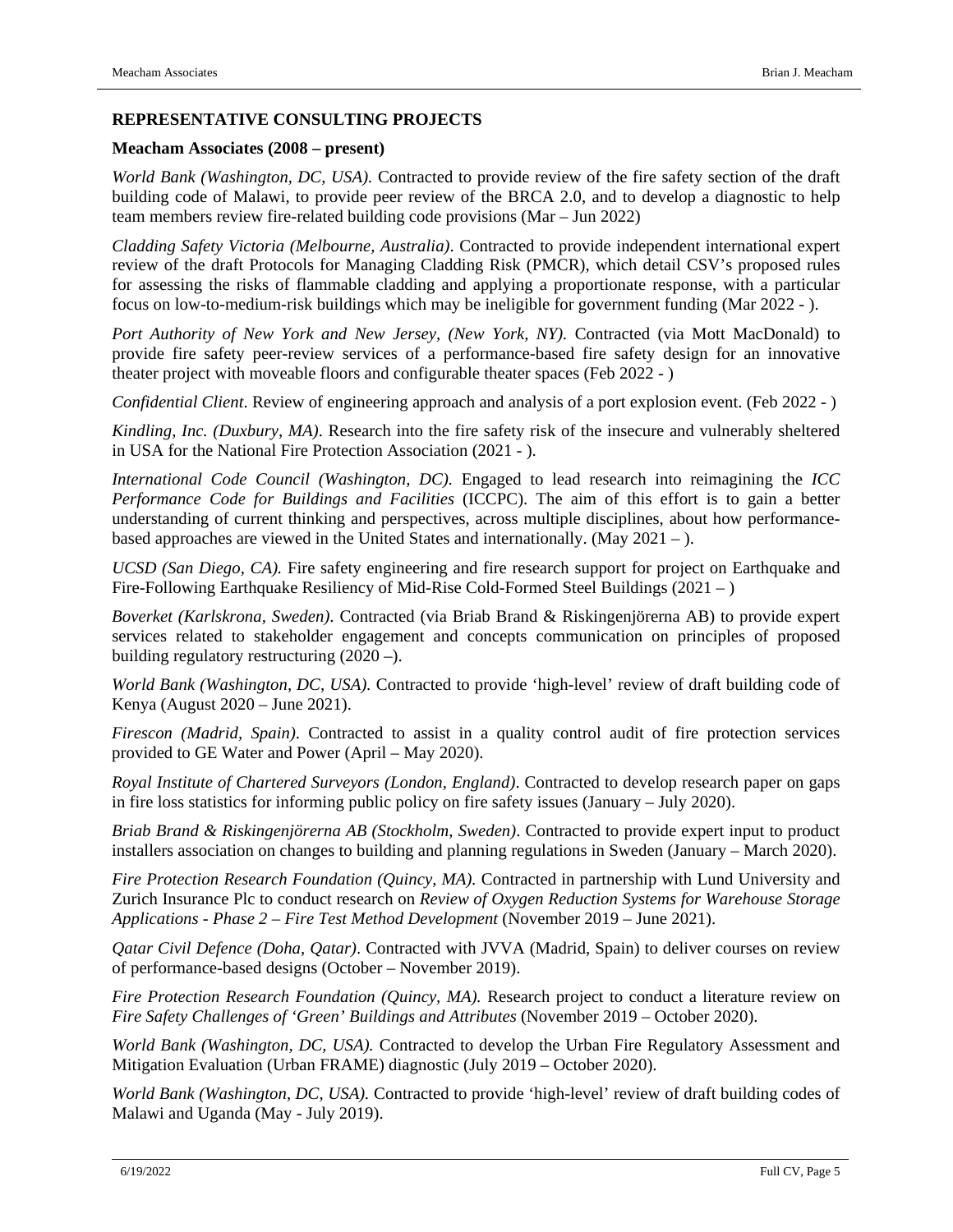**REPRESENTATIVE CONSULTING PROJECTS**

**Meacham Associates (2008 – present)**

*World Bank (Washington, DC, USA).* Contracted to provide review of the fire safety section of the draft building code of Malawi, to provide peer review of the BRCA 2.0, and to develop a diagnostic to help team members review fire-related building code provisions (Mar – Jun 2022)

*Cladding Safety Victoria (Melbourne, Australia)*. Contracted to provide independent international expert review of the draft Protocols for Managing Cladding Risk (PMCR), which detail CSV's proposed rules for assessing the risks of flammable cladding and applying a proportionate response, with a particular focus on low-to-medium-risk buildings which may be ineligible for government funding (Mar 2022 - ).

*Port Authority of New York and New Jersey, (New York, NY).* Contracted (via Mott MacDonald) to provide fire safety peer-review services of a performance-based fire safety design for an innovative theater project with moveable floors and configurable theater spaces (Feb 2022 - )

*Confidential Client*. Review of engineering approach and analysis of a port explosion event. (Feb 2022 - )

*Kindling, Inc. (Duxbury, MA)*. Research into the fire safety risk of the insecure and vulnerably sheltered in USA for the National Fire Protection Association (2021 - ).

*International Code Council (Washington, DC).* Engaged to lead research into reimagining the *ICC Performance Code for Buildings and Facilities* (ICCPC). The aim of this effort is to gain a better understanding of current thinking and perspectives, across multiple disciplines, about how performance-based approaches are viewed in the United States and internationally. (May 2021 – ).

*UCSD (San Diego, CA).* Fire safety engineering and fire research support for project on Earthquake and Fire-Following Earthquake Resiliency of Mid-Rise Cold-Formed Steel Buildings (2021 – )

*Boverket (Karlskrona, Sweden)*. Contracted (via Briab Brand & Riskingenjörerna AB) to provide expert services related to stakeholder engagement and concepts communication on principles of proposed building regulatory restructuring (2020 –).

*World Bank (Washington, DC, USA).* Contracted to provide 'high-level' review of draft building code of Kenya (August 2020 – June 2021).

*Firescon (Madrid, Spain)*. Contracted to assist in a quality control audit of fire protection services provided to GE Water and Power (April – May 2020).

*Royal Institute of Chartered Surveyors (London, England)*. Contracted to develop research paper on gaps in fire loss statistics for informing public policy on fire safety issues (January – July 2020).

*Briab Brand & Riskingenjörerna AB (Stockholm, Sweden)*. Contracted to provide expert input to product installers association on changes to building and planning regulations in Sweden (January – March 2020).

*Fire Protection Research Foundation (Quincy, MA).* Contracted in partnership with Lund University and Zurich Insurance Plc to conduct research on *Review of Oxygen Reduction Systems for Warehouse Storage Applications - Phase 2 – Fire Test Method Development* (November 2019 – June 2021).

*Qatar Civil Defence (Doha, Qatar)*. Contracted with JVVA (Madrid, Spain) to deliver courses on review of performance-based designs (October – November 2019).

*Fire Protection Research Foundation (Quincy, MA).* Research project to conduct a literature review on *Fire Safety Challenges of 'Green' Buildings and Attributes* (November 2019 – October 2020).

*World Bank (Washington, DC, USA).* Contracted to develop the Urban Fire Regulatory Assessment and Mitigation Evaluation (Urban FRAME) diagnostic (July 2019 – October 2020).

*World Bank (Washington, DC, USA).* Contracted to provide 'high-level' review of draft building codes of Malawi and Uganda (May - July 2019).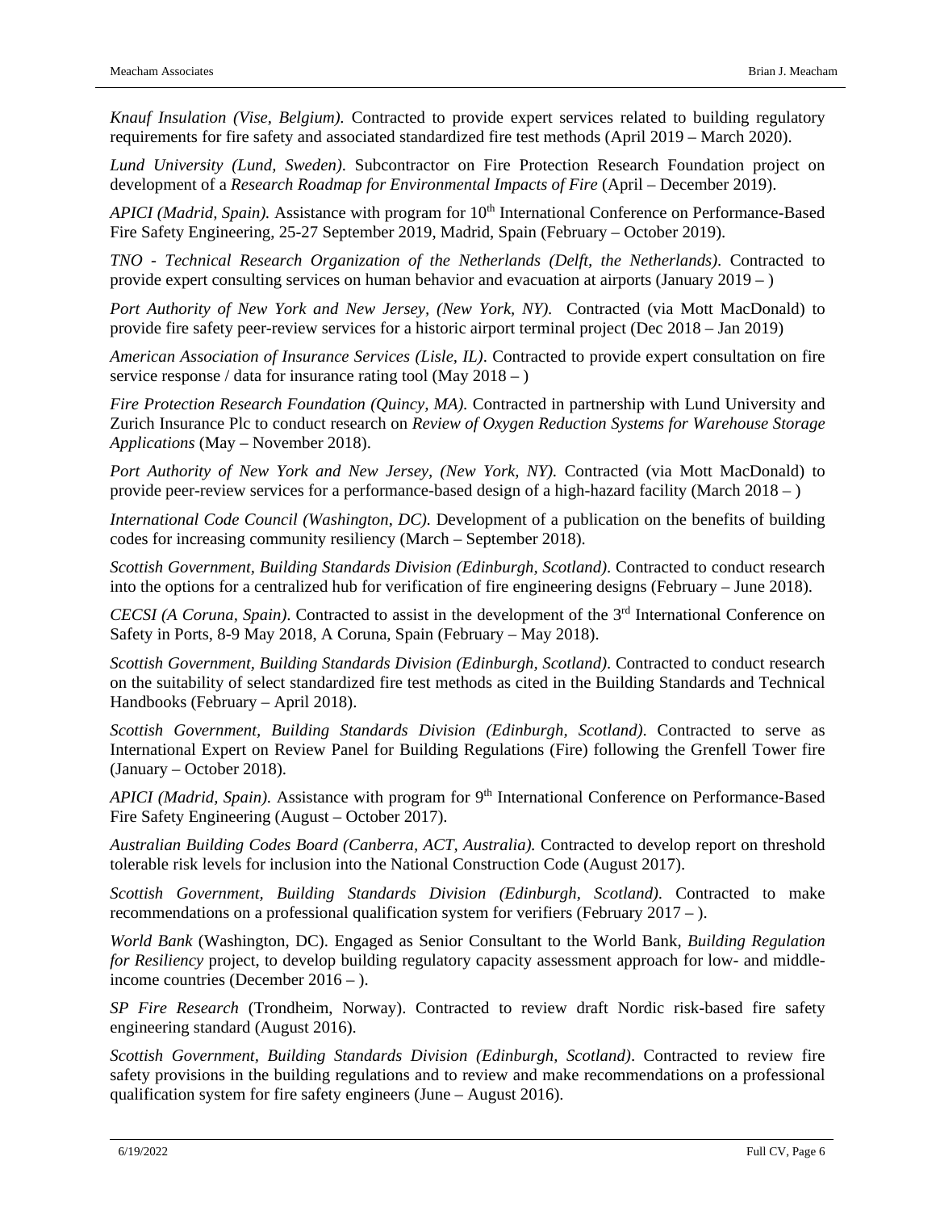*Knauf Insulation (Vise, Belgium).* Contracted to provide expert services related to building regulatory requirements for fire safety and associated standardized fire test methods (April 2019 – March 2020).

*Lund University (Lund, Sweden).* Subcontractor on Fire Protection Research Foundation project on development of a *Research Roadmap for Environmental Impacts of Fire* (April – December 2019).

*APICI (Madrid, Spain).* Assistance with program for 10th International Conference on Performance-Based Fire Safety Engineering, 25-27 September 2019, Madrid, Spain (February – October 2019).

*TNO - Technical Research Organization of the Netherlands (Delft, the Netherlands).* Contracted to provide expert consulting services on human behavior and evacuation at airports (January 2019 – )

*Port Authority of New York and New Jersey, (New York, NY).* Contracted (via Mott MacDonald) to provide fire safety peer-review services for a historic airport terminal project (Dec 2018 – Jan 2019)

*American Association of Insurance Services (Lisle, IL).* Contracted to provide expert consultation on fire service response / data for insurance rating tool (May 2018 – )

*Fire Protection Research Foundation (Quincy, MA).* Contracted in partnership with Lund University and Zurich Insurance Plc to conduct research on *Review of Oxygen Reduction Systems for Warehouse Storage Applications* (May – November 2018).

*Port Authority of New York and New Jersey, (New York, NY).* Contracted (via Mott MacDonald) to provide peer-review services for a performance-based design of a high-hazard facility (March 2018 – )

*International Code Council (Washington, DC).* Development of a publication on the benefits of building codes for increasing community resiliency (March – September 2018).

*Scottish Government, Building Standards Division (Edinburgh, Scotland).* Contracted to conduct research into the options for a centralized hub for verification of fire engineering designs (February – June 2018).

*CECSI (A Coruna, Spain).* Contracted to assist in the development of the 3rd International Conference on Safety in Ports, 8-9 May 2018, A Coruna, Spain (February – May 2018).

*Scottish Government, Building Standards Division (Edinburgh, Scotland).* Contracted to conduct research on the suitability of select standardized fire test methods as cited in the Building Standards and Technical Handbooks (February – April 2018).

*Scottish Government, Building Standards Division (Edinburgh, Scotland).* Contracted to serve as International Expert on Review Panel for Building Regulations (Fire) following the Grenfell Tower fire (January – October 2018).

*APICI (Madrid, Spain).* Assistance with program for 9th International Conference on Performance-Based Fire Safety Engineering (August – October 2017).

*Australian Building Codes Board (Canberra, ACT, Australia).* Contracted to develop report on threshold tolerable risk levels for inclusion into the National Construction Code (August 2017).

*Scottish Government, Building Standards Division (Edinburgh, Scotland).* Contracted to make recommendations on a professional qualification system for verifiers (February 2017 – ).

*World Bank* (Washington, DC). Engaged as Senior Consultant to the World Bank, *Building Regulation for Resiliency* project, to develop building regulatory capacity assessment approach for low- and middle-income countries (December 2016 – ).

*SP Fire Research* (Trondheim, Norway). Contracted to review draft Nordic risk-based fire safety engineering standard (August 2016).

*Scottish Government, Building Standards Division (Edinburgh, Scotland).* Contracted to review fire safety provisions in the building regulations and to review and make recommendations on a professional qualification system for fire safety engineers (June – August 2016).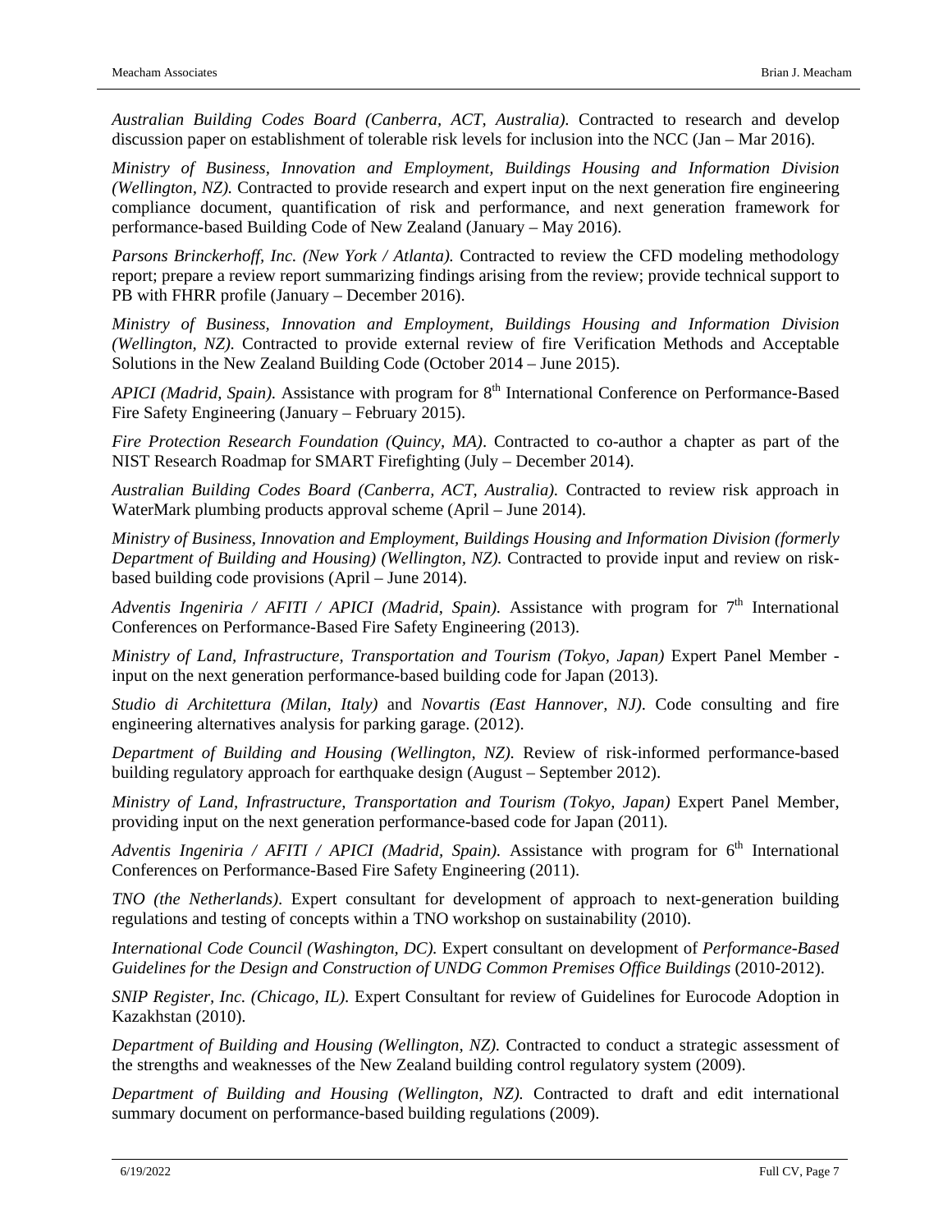*Australian Building Codes Board (Canberra, ACT, Australia).* Contracted to research and develop discussion paper on establishment of tolerable risk levels for inclusion into the NCC (Jan – Mar 2016).

*Ministry of Business, Innovation and Employment, Buildings Housing and Information Division (Wellington, NZ).* Contracted to provide research and expert input on the next generation fire engineering compliance document, quantification of risk and performance, and next generation framework for performance-based Building Code of New Zealand (January – May 2016).

*Parsons Brinckerhoff, Inc. (New York / Atlanta).* Contracted to review the CFD modeling methodology report; prepare a review report summarizing findings arising from the review; provide technical support to PB with FHRR profile (January – December 2016).

*Ministry of Business, Innovation and Employment, Buildings Housing and Information Division (Wellington, NZ).* Contracted to provide external review of fire Verification Methods and Acceptable Solutions in the New Zealand Building Code (October 2014 – June 2015).

*APICI (Madrid, Spain).* Assistance with program for 8th International Conference on Performance-Based Fire Safety Engineering (January – February 2015).

*Fire Protection Research Foundation (Quincy, MA)*. Contracted to co-author a chapter as part of the NIST Research Roadmap for SMART Firefighting (July – December 2014).

*Australian Building Codes Board (Canberra, ACT, Australia).* Contracted to review risk approach in WaterMark plumbing products approval scheme (April – June 2014).

*Ministry of Business, Innovation and Employment, Buildings Housing and Information Division (formerly Department of Building and Housing) (Wellington, NZ).* Contracted to provide input and review on risk-based building code provisions (April – June 2014).

*Adventis Ingeniria / AFITI / APICI (Madrid, Spain).* Assistance with program for 7th International Conferences on Performance-Based Fire Safety Engineering (2013).

*Ministry of Land, Infrastructure, Transportation and Tourism (Tokyo, Japan)* Expert Panel Member - input on the next generation performance-based building code for Japan (2013).

*Studio di Architettura (Milan, Italy)* and *Novartis (East Hannover, NJ)*. Code consulting and fire engineering alternatives analysis for parking garage. (2012).

*Department of Building and Housing (Wellington, NZ).* Review of risk-informed performance-based building regulatory approach for earthquake design (August – September 2012).

*Ministry of Land, Infrastructure, Transportation and Tourism (Tokyo, Japan)* Expert Panel Member, providing input on the next generation performance-based code for Japan (2011).

*Adventis Ingeniria / AFITI / APICI (Madrid, Spain).* Assistance with program for 6th International Conferences on Performance-Based Fire Safety Engineering (2011).

*TNO (the Netherlands)*. Expert consultant for development of approach to next-generation building regulations and testing of concepts within a TNO workshop on sustainability (2010).

*International Code Council (Washington, DC).* Expert consultant on development of *Performance-Based Guidelines for the Design and Construction of UNDG Common Premises Office Buildings* (2010-2012).

*SNIP Register, Inc. (Chicago, IL).* Expert Consultant for review of Guidelines for Eurocode Adoption in Kazakhstan (2010).

*Department of Building and Housing (Wellington, NZ).* Contracted to conduct a strategic assessment of the strengths and weaknesses of the New Zealand building control regulatory system (2009).

*Department of Building and Housing (Wellington, NZ).* Contracted to draft and edit international summary document on performance-based building regulations (2009).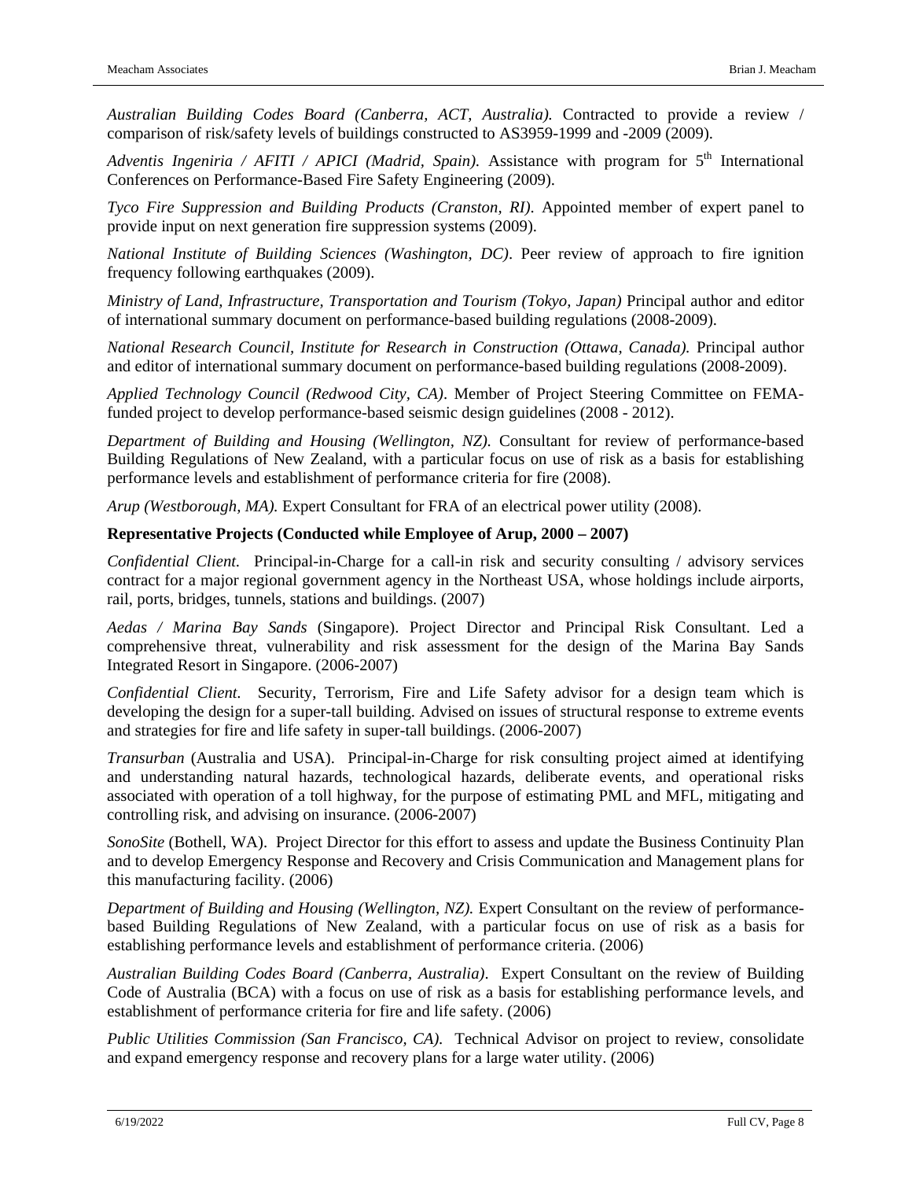*Australian Building Codes Board (Canberra, ACT, Australia).* Contracted to provide a review / comparison of risk/safety levels of buildings constructed to AS3959-1999 and -2009 (2009).

*Adventis Ingeniria / AFITI / APICI (Madrid, Spain).* Assistance with program for 5th International Conferences on Performance-Based Fire Safety Engineering (2009).

*Tyco Fire Suppression and Building Products (Cranston, RI)*. Appointed member of expert panel to provide input on next generation fire suppression systems (2009).

*National Institute of Building Sciences (Washington, DC)*. Peer review of approach to fire ignition frequency following earthquakes (2009).

*Ministry of Land, Infrastructure, Transportation and Tourism (Tokyo, Japan)* Principal author and editor of international summary document on performance-based building regulations (2008-2009).

*National Research Council, Institute for Research in Construction (Ottawa, Canada).* Principal author and editor of international summary document on performance-based building regulations (2008-2009).

*Applied Technology Council (Redwood City, CA)*. Member of Project Steering Committee on FEMA-funded project to develop performance-based seismic design guidelines (2008 - 2012).

*Department of Building and Housing (Wellington, NZ).* Consultant for review of performance-based Building Regulations of New Zealand, with a particular focus on use of risk as a basis for establishing performance levels and establishment of performance criteria for fire (2008).

*Arup (Westborough, MA).* Expert Consultant for FRA of an electrical power utility (2008).

**Representative Projects (Conducted while Employee of Arup, 2000 – 2007)**

*Confidential Client.* Principal-in-Charge for a call-in risk and security consulting / advisory services contract for a major regional government agency in the Northeast USA, whose holdings include airports, rail, ports, bridges, tunnels, stations and buildings. (2007)

*Aedas / Marina Bay Sands* (Singapore). Project Director and Principal Risk Consultant. Led a comprehensive threat, vulnerability and risk assessment for the design of the Marina Bay Sands Integrated Resort in Singapore. (2006-2007)

*Confidential Client.* Security, Terrorism, Fire and Life Safety advisor for a design team which is developing the design for a super-tall building. Advised on issues of structural response to extreme events and strategies for fire and life safety in super-tall buildings. (2006-2007)

*Transurban* (Australia and USA). Principal-in-Charge for risk consulting project aimed at identifying and understanding natural hazards, technological hazards, deliberate events, and operational risks associated with operation of a toll highway, for the purpose of estimating PML and MFL, mitigating and controlling risk, and advising on insurance. (2006-2007)

*SonoSite* (Bothell, WA). Project Director for this effort to assess and update the Business Continuity Plan and to develop Emergency Response and Recovery and Crisis Communication and Management plans for this manufacturing facility. (2006)

*Department of Building and Housing (Wellington, NZ).* Expert Consultant on the review of performance-based Building Regulations of New Zealand, with a particular focus on use of risk as a basis for establishing performance levels and establishment of performance criteria. (2006)

*Australian Building Codes Board (Canberra, Australia)*. Expert Consultant on the review of Building Code of Australia (BCA) with a focus on use of risk as a basis for establishing performance levels, and establishment of performance criteria for fire and life safety. (2006)

*Public Utilities Commission (San Francisco, CA).* Technical Advisor on project to review, consolidate and expand emergency response and recovery plans for a large water utility. (2006)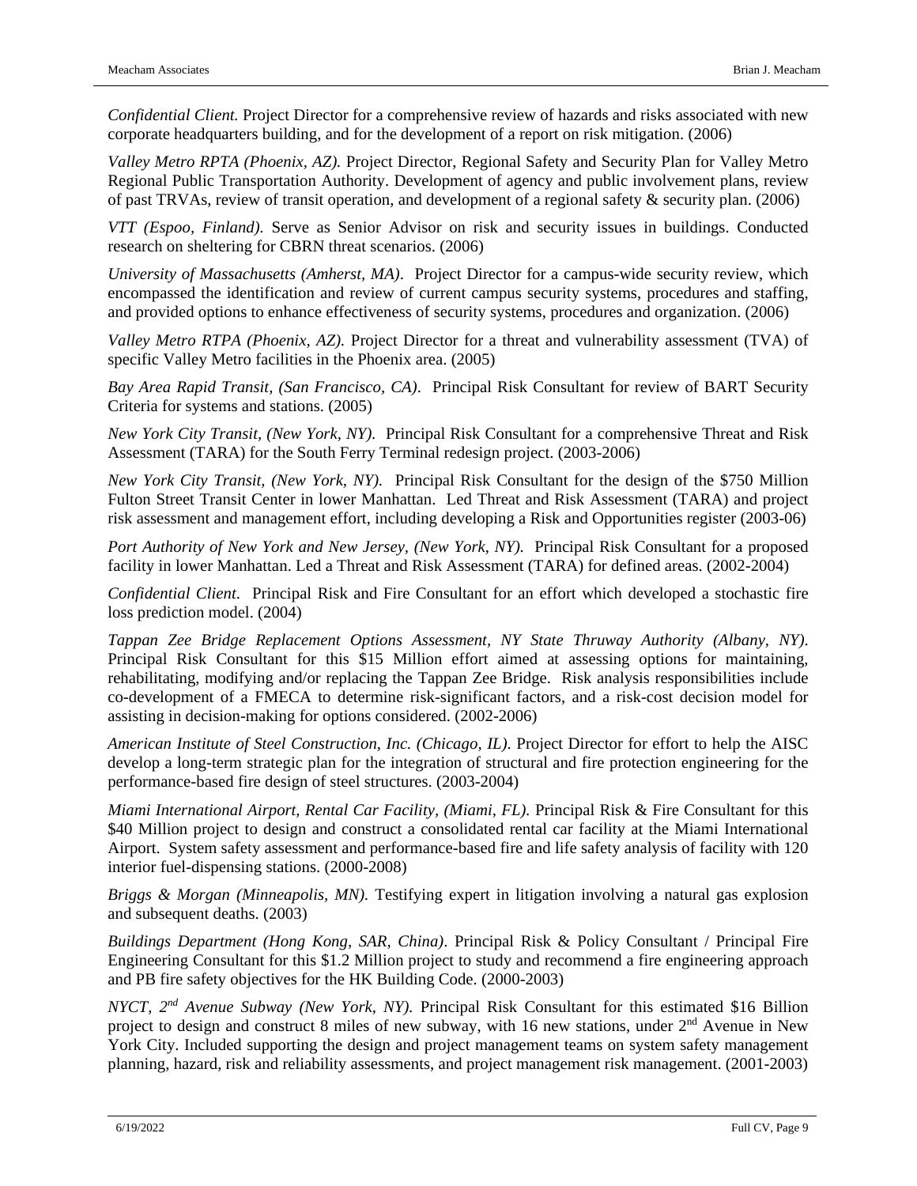*Confidential Client.* Project Director for a comprehensive review of hazards and risks associated with new corporate headquarters building, and for the development of a report on risk mitigation. (2006)

*Valley Metro RPTA (Phoenix, AZ).* Project Director, Regional Safety and Security Plan for Valley Metro Regional Public Transportation Authority. Development of agency and public involvement plans, review of past TRVAs, review of transit operation, and development of a regional safety & security plan. (2006)

*VTT (Espoo, Finland).* Serve as Senior Advisor on risk and security issues in buildings. Conducted research on sheltering for CBRN threat scenarios. (2006)

*University of Massachusetts (Amherst, MA).* Project Director for a campus-wide security review, which encompassed the identification and review of current campus security systems, procedures and staffing, and provided options to enhance effectiveness of security systems, procedures and organization. (2006)

*Valley Metro RTPA (Phoenix, AZ).* Project Director for a threat and vulnerability assessment (TVA) of specific Valley Metro facilities in the Phoenix area. (2005)

*Bay Area Rapid Transit, (San Francisco, CA).* Principal Risk Consultant for review of BART Security Criteria for systems and stations. (2005)

*New York City Transit, (New York, NY).* Principal Risk Consultant for a comprehensive Threat and Risk Assessment (TARA) for the South Ferry Terminal redesign project. (2003-2006)

*New York City Transit, (New York, NY).* Principal Risk Consultant for the design of the $750 Million Fulton Street Transit Center in lower Manhattan. Led Threat and Risk Assessment (TARA) and project risk assessment and management effort, including developing a Risk and Opportunities register (2003-06)

*Port Authority of New York and New Jersey, (New York, NY).* Principal Risk Consultant for a proposed facility in lower Manhattan. Led a Threat and Risk Assessment (TARA) for defined areas. (2002-2004)

*Confidential Client.* Principal Risk and Fire Consultant for an effort which developed a stochastic fire loss prediction model. (2004)

*Tappan Zee Bridge Replacement Options Assessment, NY State Thruway Authority (Albany, NY).* Principal Risk Consultant for this $15 Million effort aimed at assessing options for maintaining, rehabilitating, modifying and/or replacing the Tappan Zee Bridge. Risk analysis responsibilities include co-development of a FMECA to determine risk-significant factors, and a risk-cost decision model for assisting in decision-making for options considered. (2002-2006)

*American Institute of Steel Construction, Inc. (Chicago, IL).* Project Director for effort to help the AISC develop a long-term strategic plan for the integration of structural and fire protection engineering for the performance-based fire design of steel structures. (2003-2004)

*Miami International Airport, Rental Car Facility, (Miami, FL).* Principal Risk & Fire Consultant for this $40 Million project to design and construct a consolidated rental car facility at the Miami International Airport. System safety assessment and performance-based fire and life safety analysis of facility with 120 interior fuel-dispensing stations. (2000-2008)

*Briggs & Morgan (Minneapolis, MN).* Testifying expert in litigation involving a natural gas explosion and subsequent deaths. (2003)

*Buildings Department (Hong Kong, SAR, China).* Principal Risk & Policy Consultant / Principal Fire Engineering Consultant for this $1.2 Million project to study and recommend a fire engineering approach and PB fire safety objectives for the HK Building Code. (2000-2003)

*NYCT, 2nd Avenue Subway (New York, NY).* Principal Risk Consultant for this estimated $16 Billion project to design and construct 8 miles of new subway, with 16 new stations, under 2nd Avenue in New York City. Included supporting the design and project management teams on system safety management planning, hazard, risk and reliability assessments, and project management risk management. (2001-2003)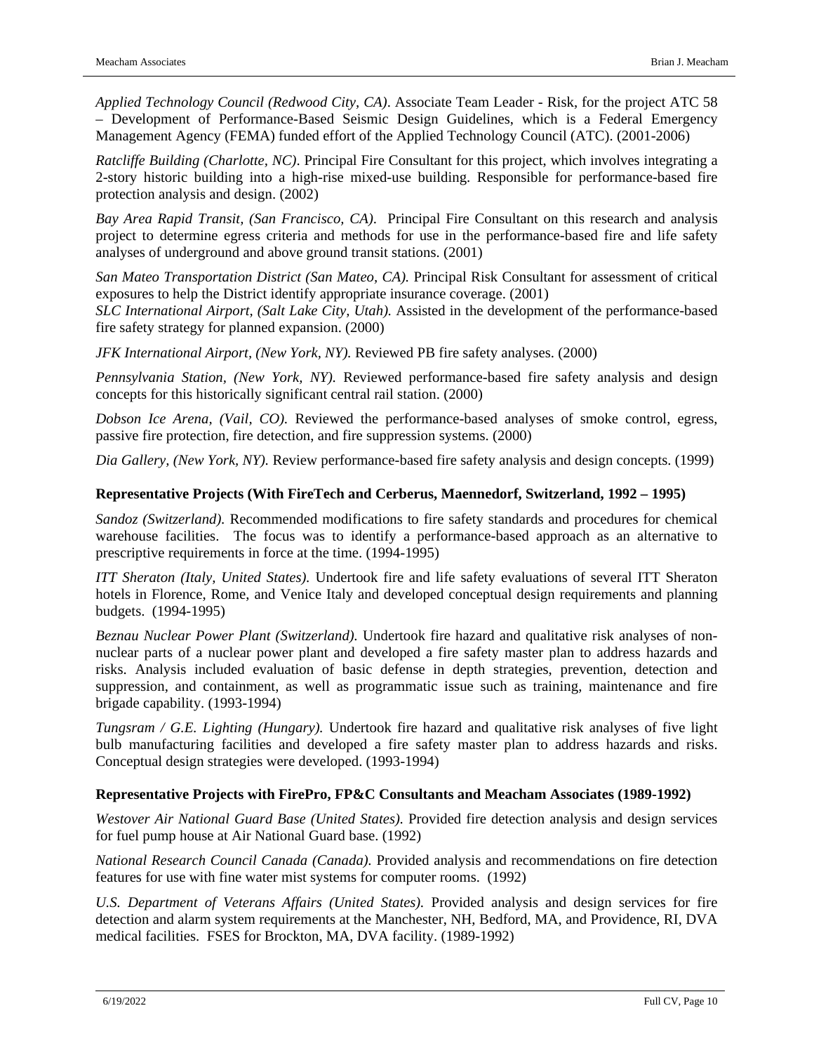*Applied Technology Council (Redwood City, CA)*. Associate Team Leader - Risk, for the project ATC 58 – Development of Performance-Based Seismic Design Guidelines, which is a Federal Emergency Management Agency (FEMA) funded effort of the Applied Technology Council (ATC). (2001-2006)

*Ratcliffe Building (Charlotte, NC)*. Principal Fire Consultant for this project, which involves integrating a 2-story historic building into a high-rise mixed-use building. Responsible for performance-based fire protection analysis and design. (2002)

*Bay Area Rapid Transit, (San Francisco, CA)*. Principal Fire Consultant on this research and analysis project to determine egress criteria and methods for use in the performance-based fire and life safety analyses of underground and above ground transit stations. (2001)

*San Mateo Transportation District (San Mateo, CA).* Principal Risk Consultant for assessment of critical exposures to help the District identify appropriate insurance coverage. (2001)

*SLC International Airport, (Salt Lake City, Utah).* Assisted in the development of the performance-based fire safety strategy for planned expansion. (2000)

*JFK International Airport, (New York, NY).* Reviewed PB fire safety analyses. (2000)

*Pennsylvania Station, (New York, NY).* Reviewed performance-based fire safety analysis and design concepts for this historically significant central rail station. (2000)

*Dobson Ice Arena, (Vail, CO).* Reviewed the performance-based analyses of smoke control, egress, passive fire protection, fire detection, and fire suppression systems. (2000)

*Dia Gallery, (New York, NY).* Review performance-based fire safety analysis and design concepts. (1999)

**Representative Projects (With FireTech and Cerberus, Maennedorf, Switzerland, 1992 – 1995)**

*Sandoz (Switzerland).* Recommended modifications to fire safety standards and procedures for chemical warehouse facilities. The focus was to identify a performance-based approach as an alternative to prescriptive requirements in force at the time. (1994-1995)

*ITT Sheraton (Italy, United States).* Undertook fire and life safety evaluations of several ITT Sheraton hotels in Florence, Rome, and Venice Italy and developed conceptual design requirements and planning budgets. (1994-1995)

*Beznau Nuclear Power Plant (Switzerland).* Undertook fire hazard and qualitative risk analyses of non-nuclear parts of a nuclear power plant and developed a fire safety master plan to address hazards and risks. Analysis included evaluation of basic defense in depth strategies, prevention, detection and suppression, and containment, as well as programmatic issue such as training, maintenance and fire brigade capability. (1993-1994)

*Tungsram / G.E. Lighting (Hungary).* Undertook fire hazard and qualitative risk analyses of five light bulb manufacturing facilities and developed a fire safety master plan to address hazards and risks. Conceptual design strategies were developed. (1993-1994)

**Representative Projects with FirePro, FP&C Consultants and Meacham Associates (1989-1992)**

*Westover Air National Guard Base (United States).* Provided fire detection analysis and design services for fuel pump house at Air National Guard base. (1992)

*National Research Council Canada (Canada).* Provided analysis and recommendations on fire detection features for use with fine water mist systems for computer rooms. (1992)

*U.S. Department of Veterans Affairs (United States).* Provided analysis and design services for fire detection and alarm system requirements at the Manchester, NH, Bedford, MA, and Providence, RI, DVA medical facilities. FSES for Brockton, MA, DVA facility. (1989-1992)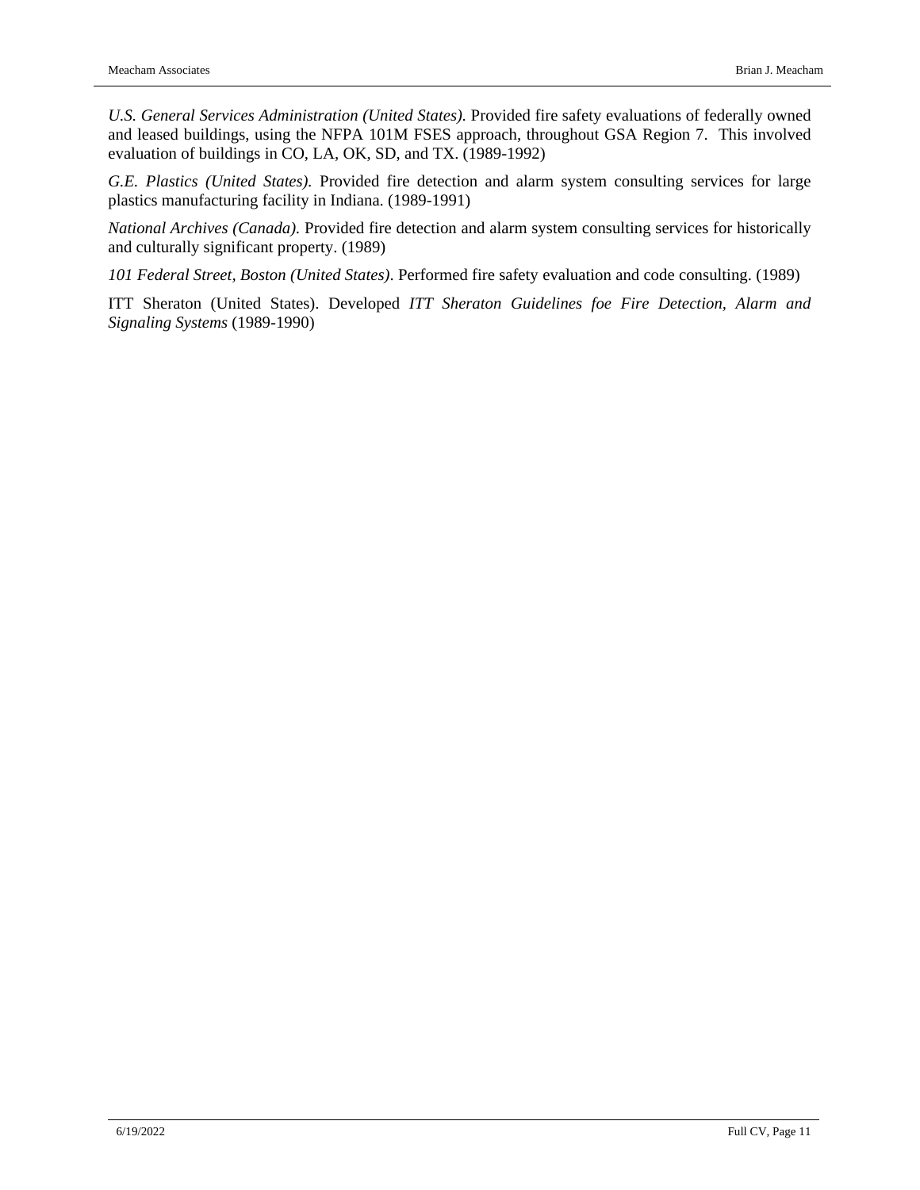*U.S. General Services Administration (United States).* Provided fire safety evaluations of federally owned and leased buildings, using the NFPA 101M FSES approach, throughout GSA Region 7. This involved evaluation of buildings in CO, LA, OK, SD, and TX. (1989-1992)

*G.E. Plastics (United States).* Provided fire detection and alarm system consulting services for large plastics manufacturing facility in Indiana. (1989-1991)

*National Archives (Canada).* Provided fire detection and alarm system consulting services for historically and culturally significant property. (1989)

*101 Federal Street, Boston (United States)*. Performed fire safety evaluation and code consulting. (1989)

ITT Sheraton (United States). Developed *ITT Sheraton Guidelines foe Fire Detection, Alarm and Signaling Systems* (1989-1990)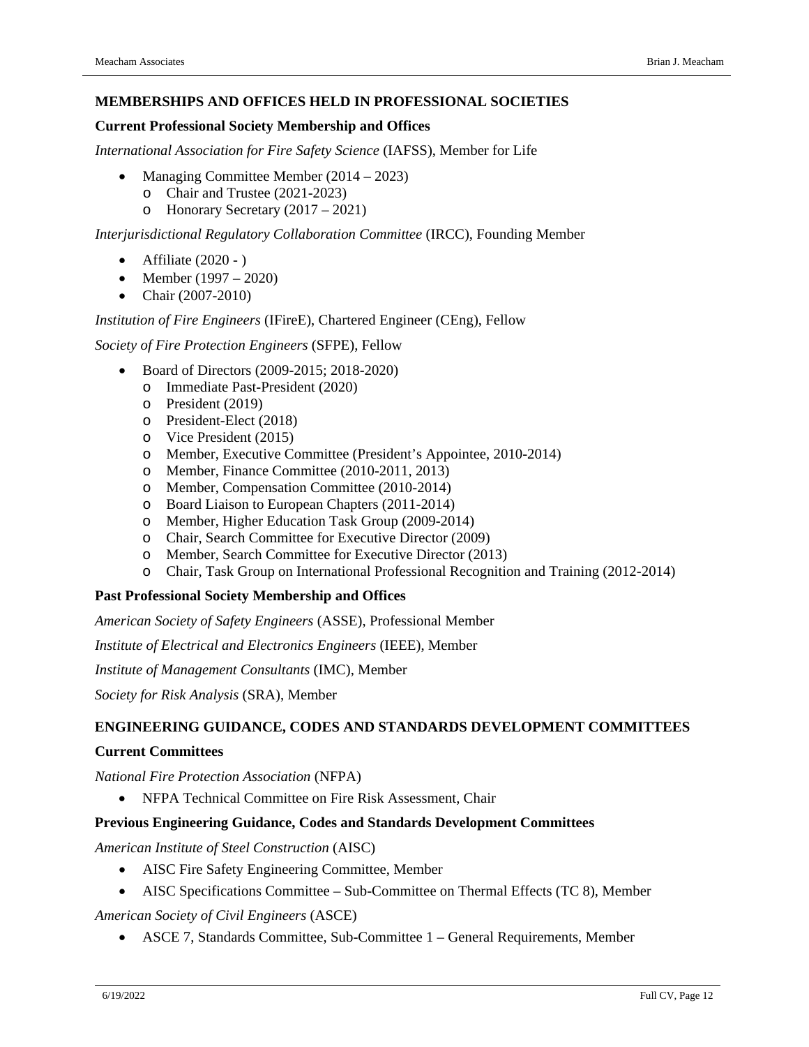## MEMBERSHIPS AND OFFICES HELD IN PROFESSIONAL SOCIETIES

### Current Professional Society Membership and Offices

*International Association for Fire Safety Science* (IAFSS), Member for Life

- Managing Committee Member (2014 – 2023)
  - Chair and Trustee (2021-2023)
  - Honorary Secretary (2017 – 2021)

*Interjurisdictional Regulatory Collaboration Committee* (IRCC), Founding Member

- Affiliate (2020 - )
- Member (1997 – 2020)
- Chair (2007-2010)

*Institution of Fire Engineers* (IFireE), Chartered Engineer (CEng), Fellow

*Society of Fire Protection Engineers* (SFPE), Fellow

- Board of Directors (2009-2015; 2018-2020)
  - Immediate Past-President (2020)
  - President (2019)
  - President-Elect (2018)
  - Vice President (2015)
  - Member, Executive Committee (President's Appointee, 2010-2014)
  - Member, Finance Committee (2010-2011, 2013)
  - Member, Compensation Committee (2010-2014)
  - Board Liaison to European Chapters (2011-2014)
  - Member, Higher Education Task Group (2009-2014)
  - Chair, Search Committee for Executive Director (2009)
  - Member, Search Committee for Executive Director (2013)
  - Chair, Task Group on International Professional Recognition and Training (2012-2014)

### Past Professional Society Membership and Offices

*American Society of Safety Engineers* (ASSE), Professional Member

*Institute of Electrical and Electronics Engineers* (IEEE), Member

*Institute of Management Consultants* (IMC), Member

*Society for Risk Analysis* (SRA), Member

## ENGINEERING GUIDANCE, CODES AND STANDARDS DEVELOPMENT COMMITTEES

### Current Committees

*National Fire Protection Association* (NFPA)

- NFPA Technical Committee on Fire Risk Assessment, Chair

### Previous Engineering Guidance, Codes and Standards Development Committees

*American Institute of Steel Construction* (AISC)

- AISC Fire Safety Engineering Committee, Member
- AISC Specifications Committee – Sub-Committee on Thermal Effects (TC 8), Member

*American Society of Civil Engineers* (ASCE)

- ASCE 7, Standards Committee, Sub-Committee 1 – General Requirements, Member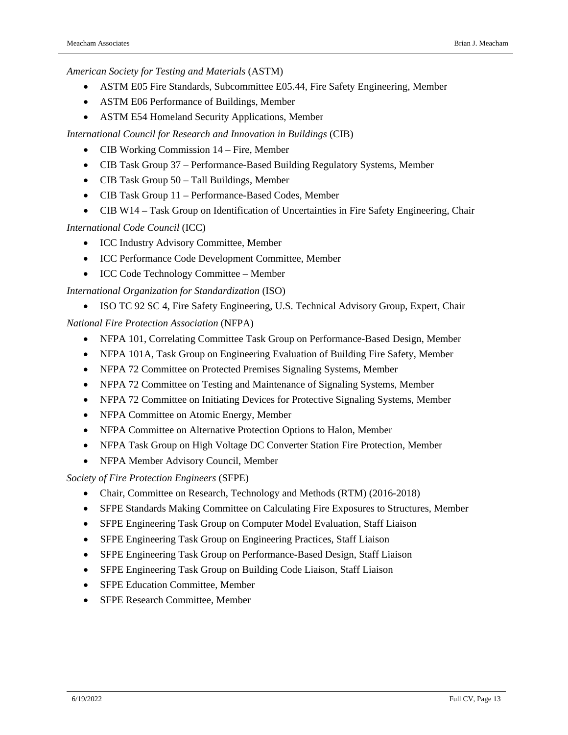*American Society for Testing and Materials* (ASTM)

- ASTM E05 Fire Standards, Subcommittee E05.44, Fire Safety Engineering, Member
- ASTM E06 Performance of Buildings, Member
- ASTM E54 Homeland Security Applications, Member

*International Council for Research and Innovation in Buildings* (CIB)

- CIB Working Commission 14 – Fire, Member
- CIB Task Group 37 – Performance-Based Building Regulatory Systems, Member
- CIB Task Group 50 – Tall Buildings, Member
- CIB Task Group 11 – Performance-Based Codes, Member
- CIB W14 – Task Group on Identification of Uncertainties in Fire Safety Engineering, Chair

*International Code Council* (ICC)

- ICC Industry Advisory Committee, Member
- ICC Performance Code Development Committee, Member
- ICC Code Technology Committee – Member

*International Organization for Standardization* (ISO)

- ISO TC 92 SC 4, Fire Safety Engineering, U.S. Technical Advisory Group, Expert, Chair

*National Fire Protection Association* (NFPA)

- NFPA 101, Correlating Committee Task Group on Performance-Based Design, Member
- NFPA 101A, Task Group on Engineering Evaluation of Building Fire Safety, Member
- NFPA 72 Committee on Protected Premises Signaling Systems, Member
- NFPA 72 Committee on Testing and Maintenance of Signaling Systems, Member
- NFPA 72 Committee on Initiating Devices for Protective Signaling Systems, Member
- NFPA Committee on Atomic Energy, Member
- NFPA Committee on Alternative Protection Options to Halon, Member
- NFPA Task Group on High Voltage DC Converter Station Fire Protection, Member
- NFPA Member Advisory Council, Member

*Society of Fire Protection Engineers* (SFPE)

- Chair, Committee on Research, Technology and Methods (RTM) (2016-2018)
- SFPE Standards Making Committee on Calculating Fire Exposures to Structures, Member
- SFPE Engineering Task Group on Computer Model Evaluation, Staff Liaison
- SFPE Engineering Task Group on Engineering Practices, Staff Liaison
- SFPE Engineering Task Group on Performance-Based Design, Staff Liaison
- SFPE Engineering Task Group on Building Code Liaison, Staff Liaison
- SFPE Education Committee, Member
- SFPE Research Committee, Member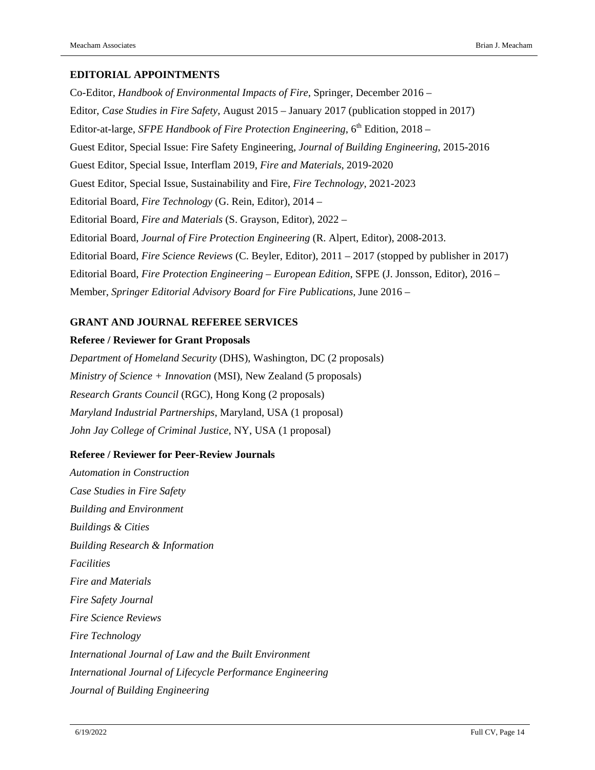## EDITORIAL APPOINTMENTS

Co-Editor, *Handbook of Environmental Impacts of Fire*, Springer, December 2016 –

Editor, *Case Studies in Fire Safety*, August 2015 – January 2017 (publication stopped in 2017)

Editor-at-large, *SFPE Handbook of Fire Protection Engineering*, 6th Edition, 2018 –

Guest Editor, Special Issue: Fire Safety Engineering, *Journal of Building Engineering*, 2015-2016

Guest Editor, Special Issue, Interflam 2019, *Fire and Materials*, 2019-2020

Guest Editor, Special Issue, Sustainability and Fire, *Fire Technology*, 2021-2023

Editorial Board, *Fire Technology* (G. Rein, Editor), 2014 –

Editorial Board, *Fire and Materials* (S. Grayson, Editor), 2022 –

Editorial Board, *Journal of Fire Protection Engineering* (R. Alpert, Editor), 2008-2013.

Editorial Board, *Fire Science Reviews* (C. Beyler, Editor), 2011 – 2017 (stopped by publisher in 2017)

Editorial Board, *Fire Protection Engineering – European Edition*, SFPE (J. Jonsson, Editor), 2016 –

Member, *Springer Editorial Advisory Board for Fire Publications*, June 2016 –

## GRANT AND JOURNAL REFEREE SERVICES

### Referee / Reviewer for Grant Proposals

*Department of Homeland Security* (DHS), Washington, DC (2 proposals)

*Ministry of Science + Innovation* (MSI), New Zealand (5 proposals)

*Research Grants Council* (RGC), Hong Kong (2 proposals)

*Maryland Industrial Partnerships*, Maryland, USA (1 proposal)

*John Jay College of Criminal Justice*, NY, USA (1 proposal)

### Referee / Reviewer for Peer-Review Journals

*Automation in Construction*

*Case Studies in Fire Safety*

*Building and Environment*

*Buildings & Cities*

*Building Research & Information*

*Facilities*

*Fire and Materials*

*Fire Safety Journal*

*Fire Science Reviews*

*Fire Technology*

*International Journal of Law and the Built Environment*

*International Journal of Lifecycle Performance Engineering*

*Journal of Building Engineering*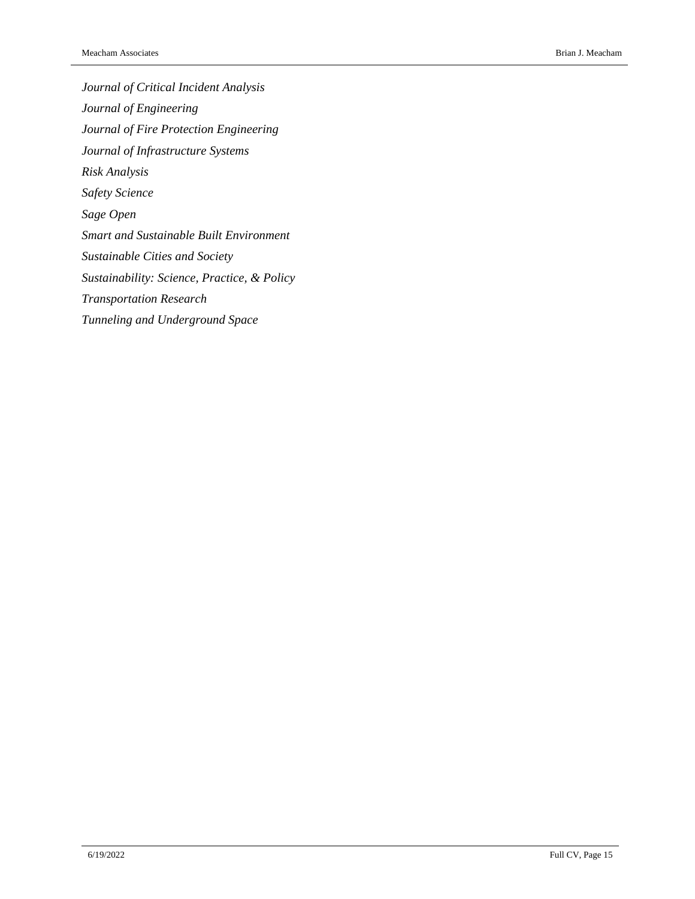*Journal of Critical Incident Analysis*

*Journal of Engineering*

*Journal of Fire Protection Engineering*

*Journal of Infrastructure Systems*

*Risk Analysis*

*Safety Science*

*Sage Open*

*Smart and Sustainable Built Environment*

*Sustainable Cities and Society*

*Sustainability: Science, Practice, & Policy*

*Transportation Research*

*Tunneling and Underground Space*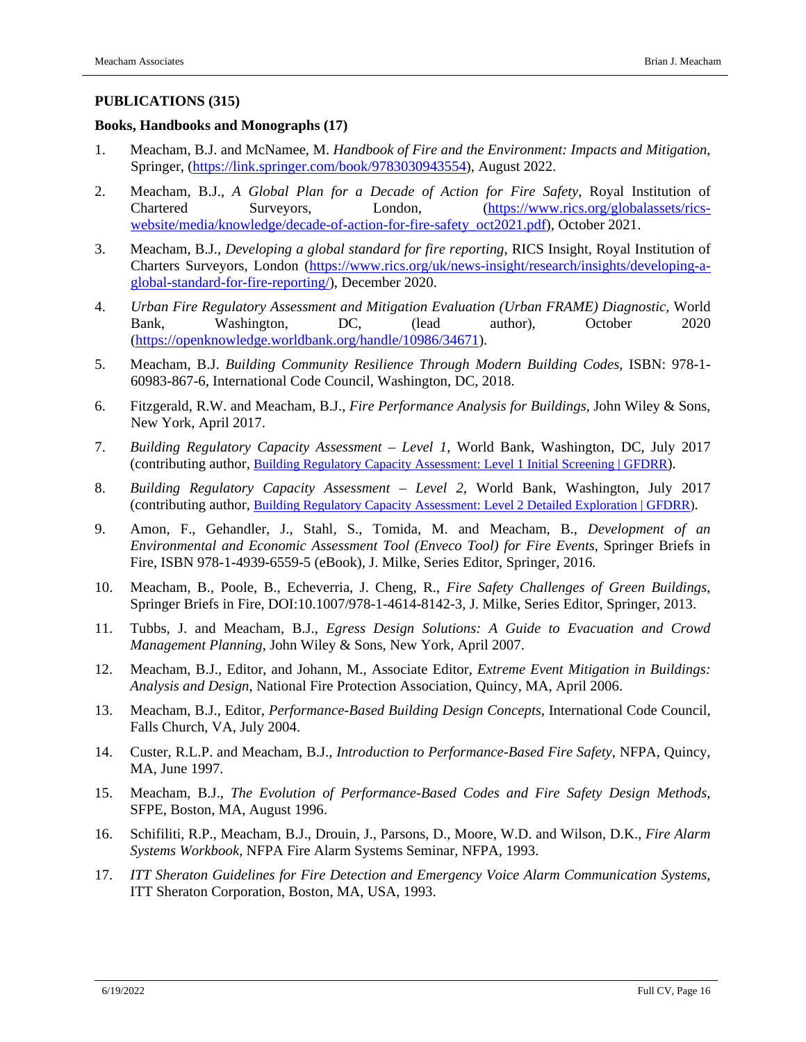**PUBLICATIONS (315)**

**Books, Handbooks and Monographs (17)**

1. Meacham, B.J. and McNamee, M. *Handbook of Fire and the Environment: Impacts and Mitigation*, Springer, (https://link.springer.com/book/9783030943554), August 2022.

2. Meacham, B.J., *A Global Plan for a Decade of Action for Fire Safety*, Royal Institution of Chartered Surveyors, London, (https://www.rics.org/globalassets/rics-website/media/knowledge/decade-of-action-for-fire-safety_oct2021.pdf), October 2021.

3. Meacham, B.J., *Developing a global standard for fire reporting*, RICS Insight, Royal Institution of Charters Surveyors, London (https://www.rics.org/uk/news-insight/research/insights/developing-a-global-standard-for-fire-reporting/), December 2020.

4. *Urban Fire Regulatory Assessment and Mitigation Evaluation (Urban FRAME) Diagnostic*, World Bank, Washington, DC, (lead author), October 2020 (https://openknowledge.worldbank.org/handle/10986/34671).

5. Meacham, B.J. *Building Community Resilience Through Modern Building Codes*, ISBN: 978-1-60983-867-6, International Code Council, Washington, DC, 2018.

6. Fitzgerald, R.W. and Meacham, B.J., *Fire Performance Analysis for Buildings*, John Wiley & Sons, New York, April 2017.

7. *Building Regulatory Capacity Assessment – Level 1*, World Bank, Washington, DC, July 2017 (contributing author, Building Regulatory Capacity Assessment: Level 1 Initial Screening | GFDRR).

8. *Building Regulatory Capacity Assessment – Level 2*, World Bank, Washington, July 2017 (contributing author, Building Regulatory Capacity Assessment: Level 2 Detailed Exploration | GFDRR).

9. Amon, F., Gehandler, J., Stahl, S., Tomida, M. and Meacham, B., *Development of an Environmental and Economic Assessment Tool (Enveco Tool) for Fire Events*, Springer Briefs in Fire, ISBN 978-1-4939-6559-5 (eBook), J. Milke, Series Editor, Springer, 2016.

10. Meacham, B., Poole, B., Echeverria, J. Cheng, R., *Fire Safety Challenges of Green Buildings*, Springer Briefs in Fire, DOI:10.1007/978-1-4614-8142-3, J. Milke, Series Editor, Springer, 2013.

11. Tubbs, J. and Meacham, B.J., *Egress Design Solutions: A Guide to Evacuation and Crowd Management Planning*, John Wiley & Sons, New York, April 2007.

12. Meacham, B.J., Editor, and Johann, M., Associate Editor, *Extreme Event Mitigation in Buildings: Analysis and Design*, National Fire Protection Association, Quincy, MA, April 2006.

13. Meacham, B.J., Editor, *Performance-Based Building Design Concepts*, International Code Council, Falls Church, VA, July 2004.

14. Custer, R.L.P. and Meacham, B.J., *Introduction to Performance-Based Fire Safety*, NFPA, Quincy, MA, June 1997.

15. Meacham, B.J., *The Evolution of Performance-Based Codes and Fire Safety Design Methods*, SFPE, Boston, MA, August 1996.

16. Schifiliti, R.P., Meacham, B.J., Drouin, J., Parsons, D., Moore, W.D. and Wilson, D.K., *Fire Alarm Systems Workbook*, NFPA Fire Alarm Systems Seminar, NFPA, 1993.

17. *ITT Sheraton Guidelines for Fire Detection and Emergency Voice Alarm Communication Systems*, ITT Sheraton Corporation, Boston, MA, USA, 1993.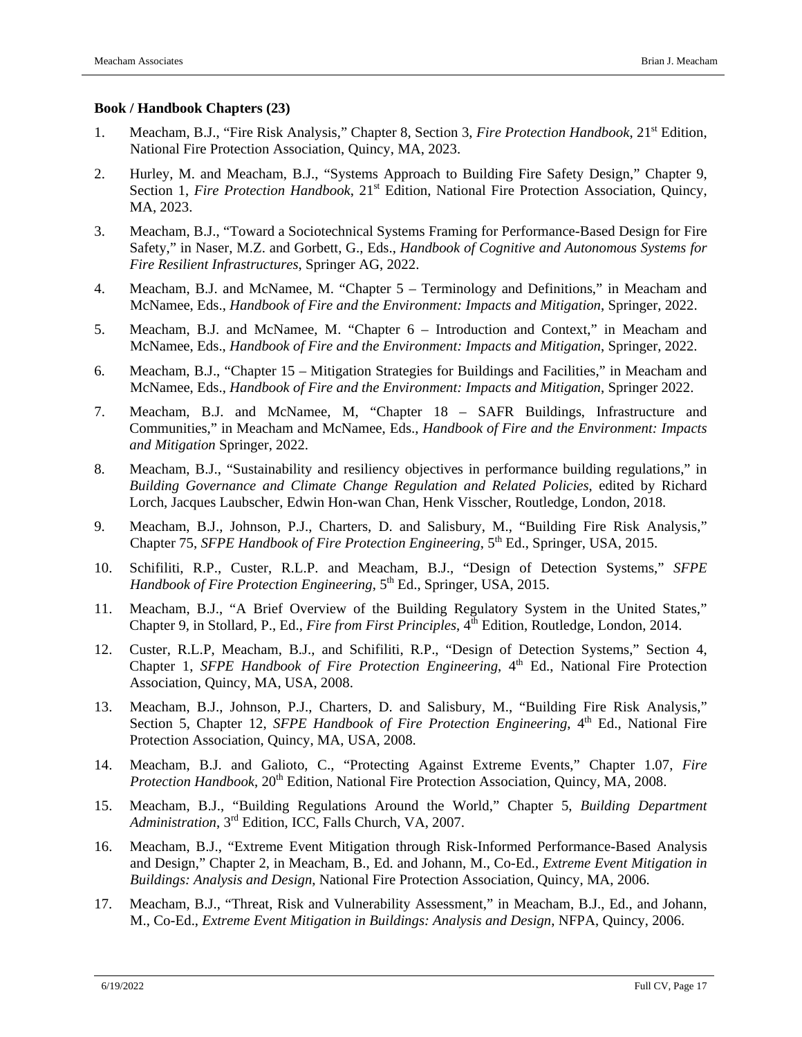**Book / Handbook Chapters (23)**

1. Meacham, B.J., "Fire Risk Analysis," Chapter 8, Section 3, *Fire Protection Handbook*, 21st Edition, National Fire Protection Association, Quincy, MA, 2023.

2. Hurley, M. and Meacham, B.J., "Systems Approach to Building Fire Safety Design," Chapter 9, Section 1, *Fire Protection Handbook*, 21st Edition, National Fire Protection Association, Quincy, MA, 2023.

3. Meacham, B.J., "Toward a Sociotechnical Systems Framing for Performance-Based Design for Fire Safety," in Naser, M.Z. and Gorbett, G., Eds., *Handbook of Cognitive and Autonomous Systems for Fire Resilient Infrastructures*, Springer AG, 2022.

4. Meacham, B.J. and McNamee, M. "Chapter 5 – Terminology and Definitions," in Meacham and McNamee, Eds., *Handbook of Fire and the Environment: Impacts and Mitigation*, Springer, 2022.

5. Meacham, B.J. and McNamee, M. "Chapter 6 – Introduction and Context," in Meacham and McNamee, Eds., *Handbook of Fire and the Environment: Impacts and Mitigation*, Springer, 2022.

6. Meacham, B.J., "Chapter 15 – Mitigation Strategies for Buildings and Facilities," in Meacham and McNamee, Eds., *Handbook of Fire and the Environment: Impacts and Mitigation*, Springer 2022.

7. Meacham, B.J. and McNamee, M, "Chapter 18 – SAFR Buildings, Infrastructure and Communities," in Meacham and McNamee, Eds., *Handbook of Fire and the Environment: Impacts and Mitigation* Springer, 2022.

8. Meacham, B.J., "Sustainability and resiliency objectives in performance building regulations," in *Building Governance and Climate Change Regulation and Related Policies*, edited by Richard Lorch, Jacques Laubscher, Edwin Hon-wan Chan, Henk Visscher, Routledge, London, 2018.

9. Meacham, B.J., Johnson, P.J., Charters, D. and Salisbury, M., "Building Fire Risk Analysis," Chapter 75, *SFPE Handbook of Fire Protection Engineering*, 5th Ed., Springer, USA, 2015.

10. Schifiliti, R.P., Custer, R.L.P. and Meacham, B.J., "Design of Detection Systems," *SFPE Handbook of Fire Protection Engineering*, 5th Ed., Springer, USA, 2015.

11. Meacham, B.J., "A Brief Overview of the Building Regulatory System in the United States," Chapter 9, in Stollard, P., Ed., *Fire from First Principles*, 4th Edition, Routledge, London, 2014.

12. Custer, R.L.P, Meacham, B.J., and Schifiliti, R.P., "Design of Detection Systems," Section 4, Chapter 1, *SFPE Handbook of Fire Protection Engineering*, 4th Ed., National Fire Protection Association, Quincy, MA, USA, 2008.

13. Meacham, B.J., Johnson, P.J., Charters, D. and Salisbury, M., "Building Fire Risk Analysis," Section 5, Chapter 12, *SFPE Handbook of Fire Protection Engineering*, 4th Ed., National Fire Protection Association, Quincy, MA, USA, 2008.

14. Meacham, B.J. and Galioto, C., "Protecting Against Extreme Events," Chapter 1.07, *Fire Protection Handbook*, 20th Edition, National Fire Protection Association, Quincy, MA, 2008.

15. Meacham, B.J., "Building Regulations Around the World," Chapter 5, *Building Department Administration*, 3rd Edition, ICC, Falls Church, VA, 2007.

16. Meacham, B.J., "Extreme Event Mitigation through Risk-Informed Performance-Based Analysis and Design," Chapter 2, in Meacham, B., Ed. and Johann, M., Co-Ed., *Extreme Event Mitigation in Buildings: Analysis and Design*, National Fire Protection Association, Quincy, MA, 2006.

17. Meacham, B.J., "Threat, Risk and Vulnerability Assessment," in Meacham, B.J., Ed., and Johann, M., Co-Ed., *Extreme Event Mitigation in Buildings: Analysis and Design*, NFPA, Quincy, 2006.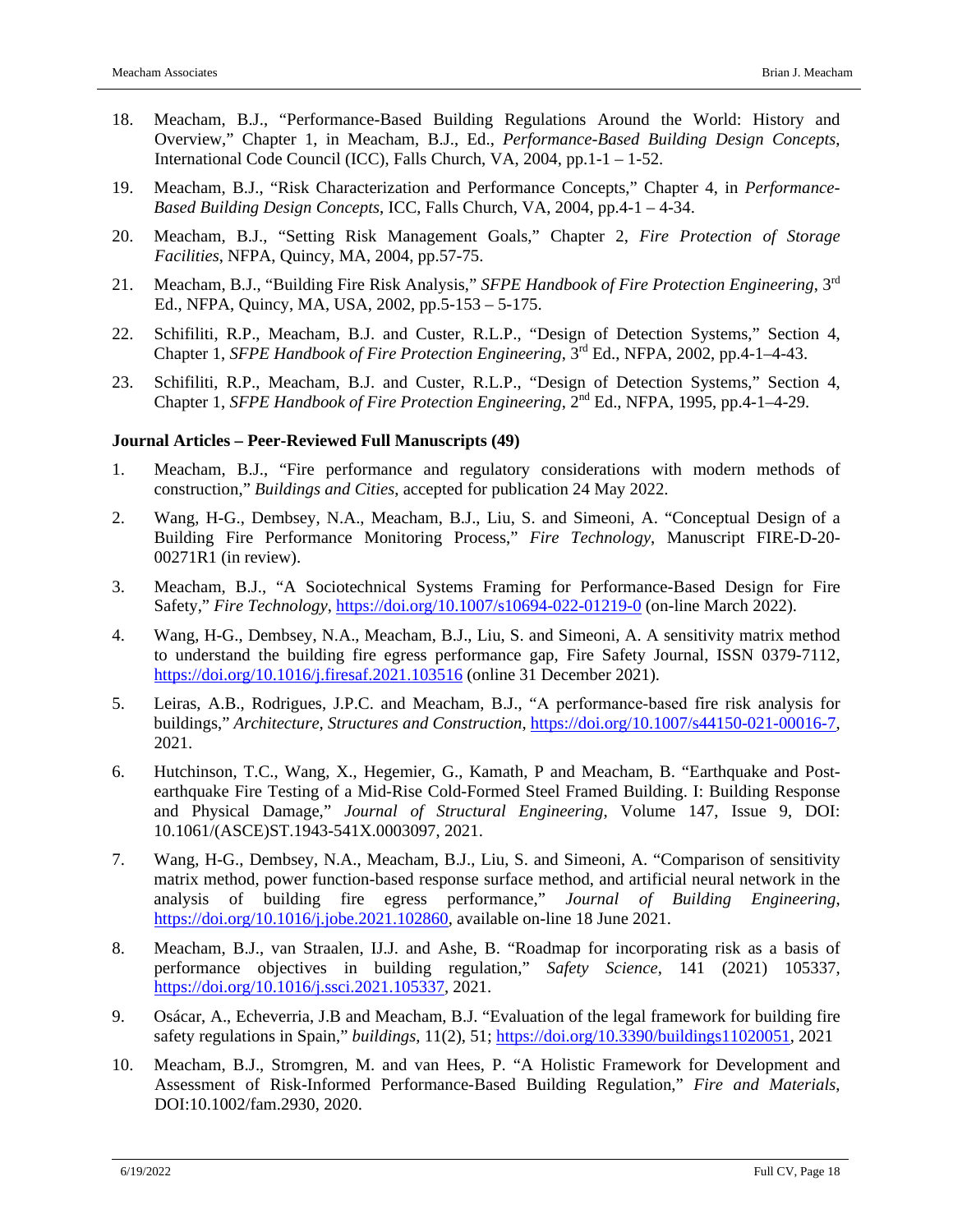18. Meacham, B.J., "Performance-Based Building Regulations Around the World: History and Overview," Chapter 1, in Meacham, B.J., Ed., *Performance-Based Building Design Concepts*, International Code Council (ICC), Falls Church, VA, 2004, pp.1-1 – 1-52.

19. Meacham, B.J., "Risk Characterization and Performance Concepts," Chapter 4, in *Performance-Based Building Design Concepts*, ICC, Falls Church, VA, 2004, pp.4-1 – 4-34.

20. Meacham, B.J., "Setting Risk Management Goals," Chapter 2, *Fire Protection of Storage Facilities*, NFPA, Quincy, MA, 2004, pp.57-75.

21. Meacham, B.J., "Building Fire Risk Analysis," *SFPE Handbook of Fire Protection Engineering*, 3rd Ed., NFPA, Quincy, MA, USA, 2002, pp.5-153 – 5-175.

22. Schifiliti, R.P., Meacham, B.J. and Custer, R.L.P., "Design of Detection Systems," Section 4, Chapter 1, *SFPE Handbook of Fire Protection Engineering*, 3rd Ed., NFPA, 2002, pp.4-1–4-43.

23. Schifiliti, R.P., Meacham, B.J. and Custer, R.L.P., "Design of Detection Systems," Section 4, Chapter 1, *SFPE Handbook of Fire Protection Engineering*, 2nd Ed., NFPA, 1995, pp.4-1–4-29.

**Journal Articles – Peer-Reviewed Full Manuscripts (49)**

1. Meacham, B.J., "Fire performance and regulatory considerations with modern methods of construction," *Buildings and Cities*, accepted for publication 24 May 2022.

2. Wang, H-G., Dembsey, N.A., Meacham, B.J., Liu, S. and Simeoni, A. "Conceptual Design of a Building Fire Performance Monitoring Process," *Fire Technology*, Manuscript FIRE-D-20-00271R1 (in review).

3. Meacham, B.J., "A Sociotechnical Systems Framing for Performance-Based Design for Fire Safety," *Fire Technology*, https://doi.org/10.1007/s10694-022-01219-0 (on-line March 2022).

4. Wang, H-G., Dembsey, N.A., Meacham, B.J., Liu, S. and Simeoni, A. A sensitivity matrix method to understand the building fire egress performance gap, Fire Safety Journal, ISSN 0379-7112, https://doi.org/10.1016/j.firesaf.2021.103516 (online 31 December 2021).

5. Leiras, A.B., Rodrigues, J.P.C. and Meacham, B.J., "A performance-based fire risk analysis for buildings," *Architecture, Structures and Construction*, https://doi.org/10.1007/s44150-021-00016-7, 2021.

6. Hutchinson, T.C., Wang, X., Hegemier, G., Kamath, P and Meacham, B. "Earthquake and Post-earthquake Fire Testing of a Mid-Rise Cold-Formed Steel Framed Building. I: Building Response and Physical Damage," *Journal of Structural Engineering*, Volume 147, Issue 9, DOI: 10.1061/(ASCE)ST.1943-541X.0003097, 2021.

7. Wang, H-G., Dembsey, N.A., Meacham, B.J., Liu, S. and Simeoni, A. "Comparison of sensitivity matrix method, power function-based response surface method, and artificial neural network in the analysis of building fire egress performance," *Journal of Building Engineering*, https://doi.org/10.1016/j.jobe.2021.102860, available on-line 18 June 2021.

8. Meacham, B.J., van Straalen, IJ.J. and Ashe, B. "Roadmap for incorporating risk as a basis of performance objectives in building regulation," *Safety Science*, 141 (2021) 105337, https://doi.org/10.1016/j.ssci.2021.105337, 2021.

9. Osácar, A., Echeverria, J.B and Meacham, B.J. "Evaluation of the legal framework for building fire safety regulations in Spain," *buildings*, 11(2), 51; https://doi.org/10.3390/buildings11020051, 2021

10. Meacham, B.J., Stromgren, M. and van Hees, P. "A Holistic Framework for Development and Assessment of Risk-Informed Performance-Based Building Regulation," *Fire and Materials*, DOI:10.1002/fam.2930, 2020.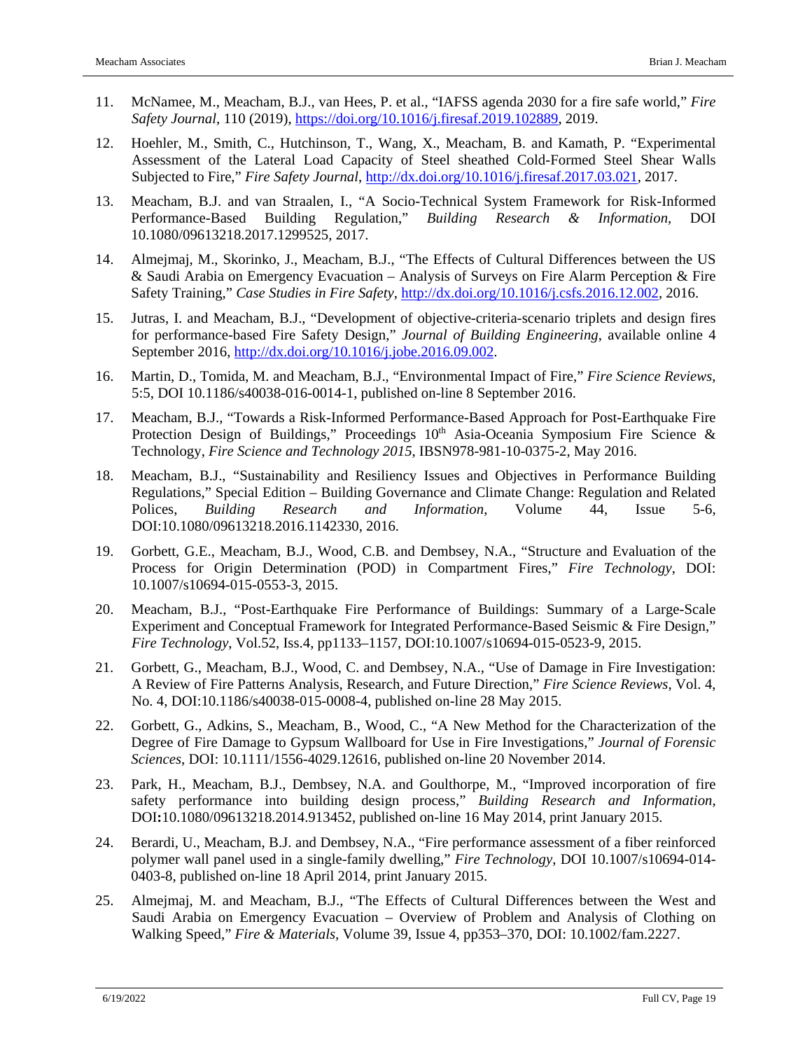11. McNamee, M., Meacham, B.J., van Hees, P. et al., "IAFSS agenda 2030 for a fire safe world," *Fire Safety Journal*, 110 (2019), https://doi.org/10.1016/j.firesaf.2019.102889, 2019.

12. Hoehler, M., Smith, C., Hutchinson, T., Wang, X., Meacham, B. and Kamath, P. "Experimental Assessment of the Lateral Load Capacity of Steel sheathed Cold-Formed Steel Shear Walls Subjected to Fire," *Fire Safety Journal*, http://dx.doi.org/10.1016/j.firesaf.2017.03.021, 2017.

13. Meacham, B.J. and van Straalen, I., "A Socio-Technical System Framework for Risk-Informed Performance-Based Building Regulation," *Building Research & Information*, DOI 10.1080/09613218.2017.1299525, 2017.

14. Almejmaj, M., Skorinko, J., Meacham, B.J., "The Effects of Cultural Differences between the US & Saudi Arabia on Emergency Evacuation – Analysis of Surveys on Fire Alarm Perception & Fire Safety Training," *Case Studies in Fire Safety*, http://dx.doi.org/10.1016/j.csfs.2016.12.002, 2016.

15. Jutras, I. and Meacham, B.J., "Development of objective-criteria-scenario triplets and design fires for performance-based Fire Safety Design," *Journal of Building Engineering*, available online 4 September 2016, http://dx.doi.org/10.1016/j.jobe.2016.09.002.

16. Martin, D., Tomida, M. and Meacham, B.J., "Environmental Impact of Fire," *Fire Science Reviews*, 5:5, DOI 10.1186/s40038-016-0014-1, published on-line 8 September 2016.

17. Meacham, B.J., "Towards a Risk-Informed Performance-Based Approach for Post-Earthquake Fire Protection Design of Buildings," Proceedings 10th Asia-Oceania Symposium Fire Science & Technology, *Fire Science and Technology 2015*, IBSN978-981-10-0375-2, May 2016.

18. Meacham, B.J., "Sustainability and Resiliency Issues and Objectives in Performance Building Regulations," Special Edition – Building Governance and Climate Change: Regulation and Related Polices, *Building Research and Information*, Volume 44, Issue 5-6, DOI:10.1080/09613218.2016.1142330, 2016.

19. Gorbett, G.E., Meacham, B.J., Wood, C.B. and Dembsey, N.A., "Structure and Evaluation of the Process for Origin Determination (POD) in Compartment Fires," *Fire Technology*, DOI: 10.1007/s10694-015-0553-3, 2015.

20. Meacham, B.J., "Post-Earthquake Fire Performance of Buildings: Summary of a Large-Scale Experiment and Conceptual Framework for Integrated Performance-Based Seismic & Fire Design," *Fire Technology*, Vol.52, Iss.4, pp1133–1157, DOI:10.1007/s10694-015-0523-9, 2015.

21. Gorbett, G., Meacham, B.J., Wood, C. and Dembsey, N.A., "Use of Damage in Fire Investigation: A Review of Fire Patterns Analysis, Research, and Future Direction," *Fire Science Reviews*, Vol. 4, No. 4, DOI:10.1186/s40038-015-0008-4, published on-line 28 May 2015.

22. Gorbett, G., Adkins, S., Meacham, B., Wood, C., "A New Method for the Characterization of the Degree of Fire Damage to Gypsum Wallboard for Use in Fire Investigations," *Journal of Forensic Sciences*, DOI: 10.1111/1556-4029.12616, published on-line 20 November 2014.

23. Park, H., Meacham, B.J., Dembsey, N.A. and Goulthorpe, M., "Improved incorporation of fire safety performance into building design process," *Building Research and Information*, DOI**:**10.1080/09613218.2014.913452, published on-line 16 May 2014, print January 2015.

24. Berardi, U., Meacham, B.J. and Dembsey, N.A., "Fire performance assessment of a fiber reinforced polymer wall panel used in a single-family dwelling," *Fire Technology*, DOI 10.1007/s10694-014-0403-8, published on-line 18 April 2014, print January 2015.

25. Almejmaj, M. and Meacham, B.J., "The Effects of Cultural Differences between the West and Saudi Arabia on Emergency Evacuation – Overview of Problem and Analysis of Clothing on Walking Speed," *Fire & Materials*, Volume 39, Issue 4, pp353–370, DOI: 10.1002/fam.2227.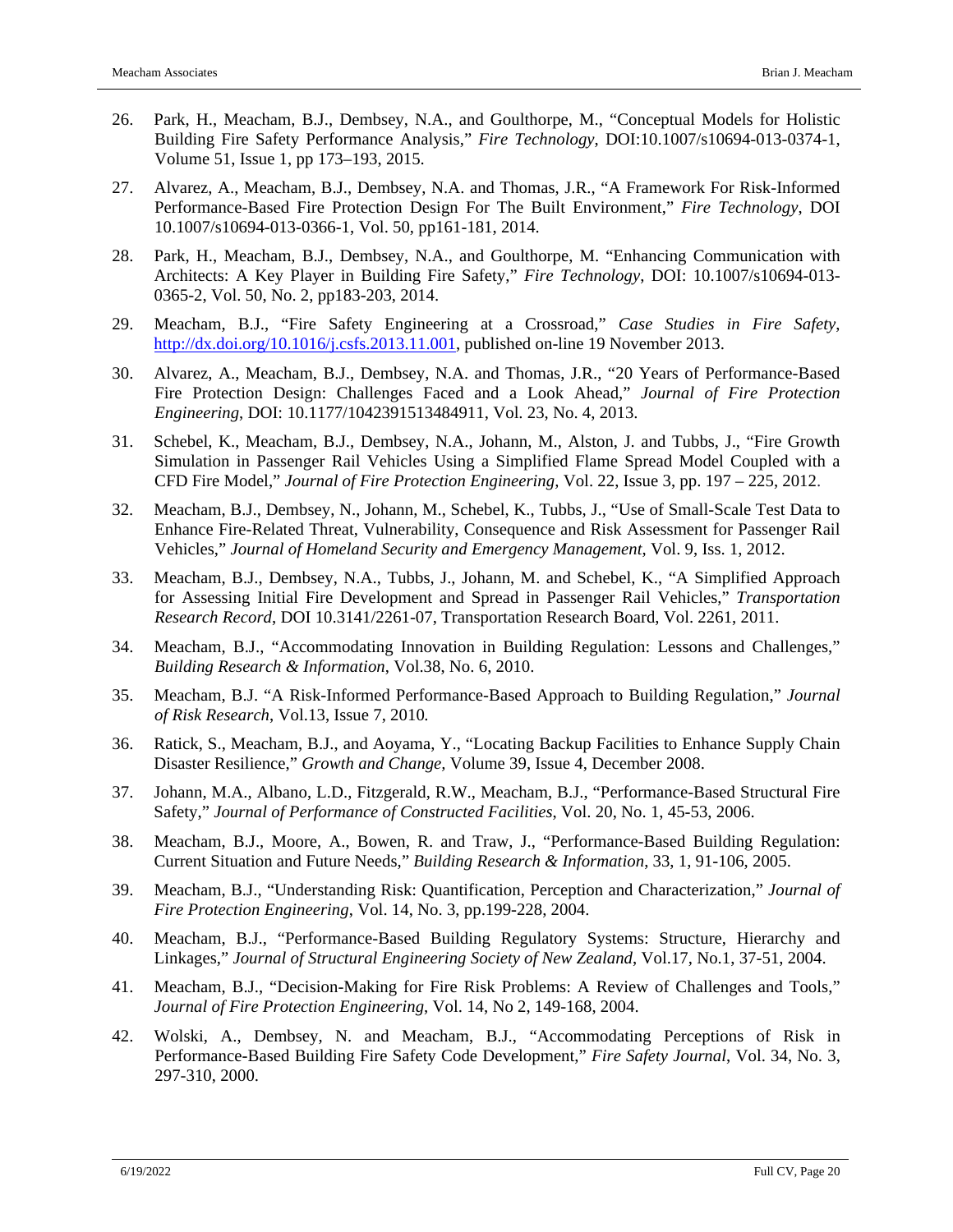26. Park, H., Meacham, B.J., Dembsey, N.A., and Goulthorpe, M., "Conceptual Models for Holistic Building Fire Safety Performance Analysis," *Fire Technology*, DOI:10.1007/s10694-013-0374-1, Volume 51, Issue 1, pp 173–193, 2015.

27. Alvarez, A., Meacham, B.J., Dembsey, N.A. and Thomas, J.R., "A Framework For Risk-Informed Performance-Based Fire Protection Design For The Built Environment," *Fire Technology*, DOI 10.1007/s10694-013-0366-1, Vol. 50, pp161-181, 2014.

28. Park, H., Meacham, B.J., Dembsey, N.A., and Goulthorpe, M. "Enhancing Communication with Architects: A Key Player in Building Fire Safety," *Fire Technology*, DOI: 10.1007/s10694-013-0365-2, Vol. 50, No. 2, pp183-203, 2014.

29. Meacham, B.J., "Fire Safety Engineering at a Crossroad," *Case Studies in Fire Safety*, http://dx.doi.org/10.1016/j.csfs.2013.11.001, published on-line 19 November 2013.

30. Alvarez, A., Meacham, B.J., Dembsey, N.A. and Thomas, J.R., "20 Years of Performance-Based Fire Protection Design: Challenges Faced and a Look Ahead," *Journal of Fire Protection Engineering*, DOI: 10.1177/1042391513484911, Vol. 23, No. 4, 2013.

31. Schebel, K., Meacham, B.J., Dembsey, N.A., Johann, M., Alston, J. and Tubbs, J., "Fire Growth Simulation in Passenger Rail Vehicles Using a Simplified Flame Spread Model Coupled with a CFD Fire Model," *Journal of Fire Protection Engineering*, Vol. 22, Issue 3, pp. 197 – 225, 2012.

32. Meacham, B.J., Dembsey, N., Johann, M., Schebel, K., Tubbs, J., "Use of Small-Scale Test Data to Enhance Fire-Related Threat, Vulnerability, Consequence and Risk Assessment for Passenger Rail Vehicles," *Journal of Homeland Security and Emergency Management*, Vol. 9, Iss. 1, 2012.

33. Meacham, B.J., Dembsey, N.A., Tubbs, J., Johann, M. and Schebel, K., "A Simplified Approach for Assessing Initial Fire Development and Spread in Passenger Rail Vehicles," *Transportation Research Record*, DOI 10.3141/2261-07, Transportation Research Board, Vol. 2261, 2011.

34. Meacham, B.J., "Accommodating Innovation in Building Regulation: Lessons and Challenges," *Building Research & Information*, Vol.38, No. 6, 2010.

35. Meacham, B.J. "A Risk-Informed Performance-Based Approach to Building Regulation," *Journal of Risk Research*, Vol.13, Issue 7, 2010.

36. Ratick, S., Meacham, B.J., and Aoyama, Y., "Locating Backup Facilities to Enhance Supply Chain Disaster Resilience," *Growth and Change*, Volume 39, Issue 4, December 2008.

37. Johann, M.A., Albano, L.D., Fitzgerald, R.W., Meacham, B.J., "Performance-Based Structural Fire Safety," *Journal of Performance of Constructed Facilities*, Vol. 20, No. 1, 45-53, 2006.

38. Meacham, B.J., Moore, A., Bowen, R. and Traw, J., "Performance-Based Building Regulation: Current Situation and Future Needs," *Building Research & Information*, 33, 1, 91-106, 2005.

39. Meacham, B.J., "Understanding Risk: Quantification, Perception and Characterization," *Journal of Fire Protection Engineering*, Vol. 14, No. 3, pp.199-228, 2004.

40. Meacham, B.J., "Performance-Based Building Regulatory Systems: Structure, Hierarchy and Linkages," *Journal of Structural Engineering Society of New Zealand*, Vol.17, No.1, 37-51, 2004.

41. Meacham, B.J., "Decision-Making for Fire Risk Problems: A Review of Challenges and Tools," *Journal of Fire Protection Engineering*, Vol. 14, No 2, 149-168, 2004.

42. Wolski, A., Dembsey, N. and Meacham, B.J., "Accommodating Perceptions of Risk in Performance-Based Building Fire Safety Code Development," *Fire Safety Journal*, Vol. 34, No. 3, 297-310, 2000.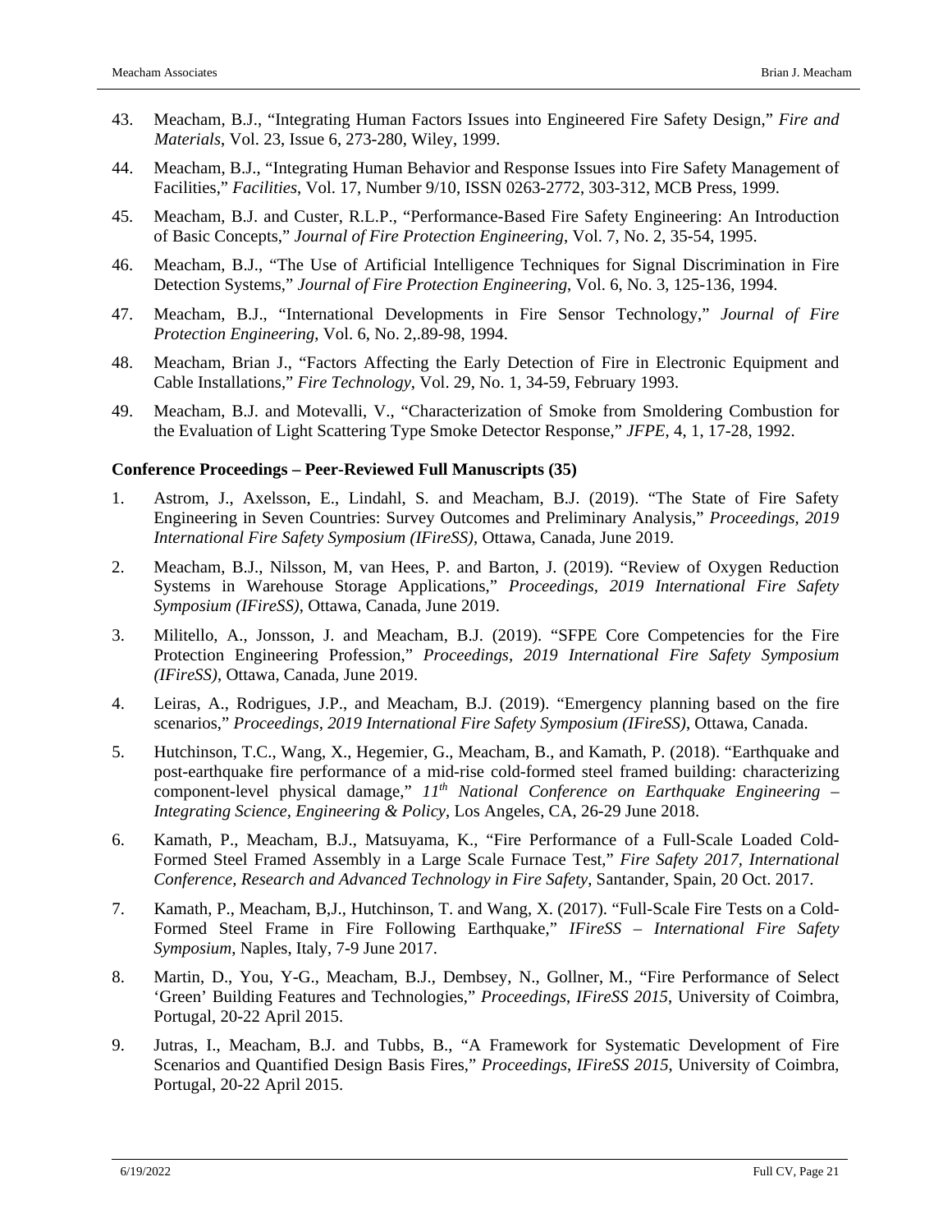43. Meacham, B.J., "Integrating Human Factors Issues into Engineered Fire Safety Design," *Fire and Materials*, Vol. 23, Issue 6, 273-280, Wiley, 1999.

44. Meacham, B.J., "Integrating Human Behavior and Response Issues into Fire Safety Management of Facilities," *Facilities*, Vol. 17, Number 9/10, ISSN 0263-2772, 303-312, MCB Press, 1999.

45. Meacham, B.J. and Custer, R.L.P., "Performance-Based Fire Safety Engineering: An Introduction of Basic Concepts," *Journal of Fire Protection Engineering*, Vol. 7, No. 2, 35-54, 1995.

46. Meacham, B.J., "The Use of Artificial Intelligence Techniques for Signal Discrimination in Fire Detection Systems," *Journal of Fire Protection Engineering*, Vol. 6, No. 3, 125-136, 1994.

47. Meacham, B.J., "International Developments in Fire Sensor Technology," *Journal of Fire Protection Engineering*, Vol. 6, No. 2,.89-98, 1994.

48. Meacham, Brian J., "Factors Affecting the Early Detection of Fire in Electronic Equipment and Cable Installations," *Fire Technology*, Vol. 29, No. 1, 34-59, February 1993.

49. Meacham, B.J. and Motevalli, V., "Characterization of Smoke from Smoldering Combustion for the Evaluation of Light Scattering Type Smoke Detector Response," *JFPE*, 4, 1, 17-28, 1992.

**Conference Proceedings – Peer-Reviewed Full Manuscripts (35)**

1. Astrom, J., Axelsson, E., Lindahl, S. and Meacham, B.J. (2019). "The State of Fire Safety Engineering in Seven Countries: Survey Outcomes and Preliminary Analysis," *Proceedings, 2019 International Fire Safety Symposium (IFireSS)*, Ottawa, Canada, June 2019.

2. Meacham, B.J., Nilsson, M, van Hees, P. and Barton, J. (2019). "Review of Oxygen Reduction Systems in Warehouse Storage Applications," *Proceedings, 2019 International Fire Safety Symposium (IFireSS)*, Ottawa, Canada, June 2019.

3. Militello, A., Jonsson, J. and Meacham, B.J. (2019). "SFPE Core Competencies for the Fire Protection Engineering Profession," *Proceedings, 2019 International Fire Safety Symposium (IFireSS)*, Ottawa, Canada, June 2019.

4. Leiras, A., Rodrigues, J.P., and Meacham, B.J. (2019). "Emergency planning based on the fire scenarios," *Proceedings, 2019 International Fire Safety Symposium (IFireSS)*, Ottawa, Canada.

5. Hutchinson, T.C., Wang, X., Hegemier, G., Meacham, B., and Kamath, P. (2018). "Earthquake and post-earthquake fire performance of a mid-rise cold-formed steel framed building: characterizing component-level physical damage," *11th National Conference on Earthquake Engineering – Integrating Science, Engineering & Policy*, Los Angeles, CA, 26-29 June 2018.

6. Kamath, P., Meacham, B.J., Matsuyama, K., "Fire Performance of a Full-Scale Loaded Cold-Formed Steel Framed Assembly in a Large Scale Furnace Test," *Fire Safety 2017, International Conference, Research and Advanced Technology in Fire Safety*, Santander, Spain, 20 Oct. 2017.

7. Kamath, P., Meacham, B,J., Hutchinson, T. and Wang, X. (2017). "Full-Scale Fire Tests on a Cold-Formed Steel Frame in Fire Following Earthquake," *IFireSS – International Fire Safety Symposium*, Naples, Italy, 7-9 June 2017.

8. Martin, D., You, Y-G., Meacham, B.J., Dembsey, N., Gollner, M., "Fire Performance of Select 'Green' Building Features and Technologies," *Proceedings*, *IFireSS 2015*, University of Coimbra, Portugal, 20-22 April 2015.

9. Jutras, I., Meacham, B.J. and Tubbs, B., "A Framework for Systematic Development of Fire Scenarios and Quantified Design Basis Fires," *Proceedings*, *IFireSS 2015*, University of Coimbra, Portugal, 20-22 April 2015.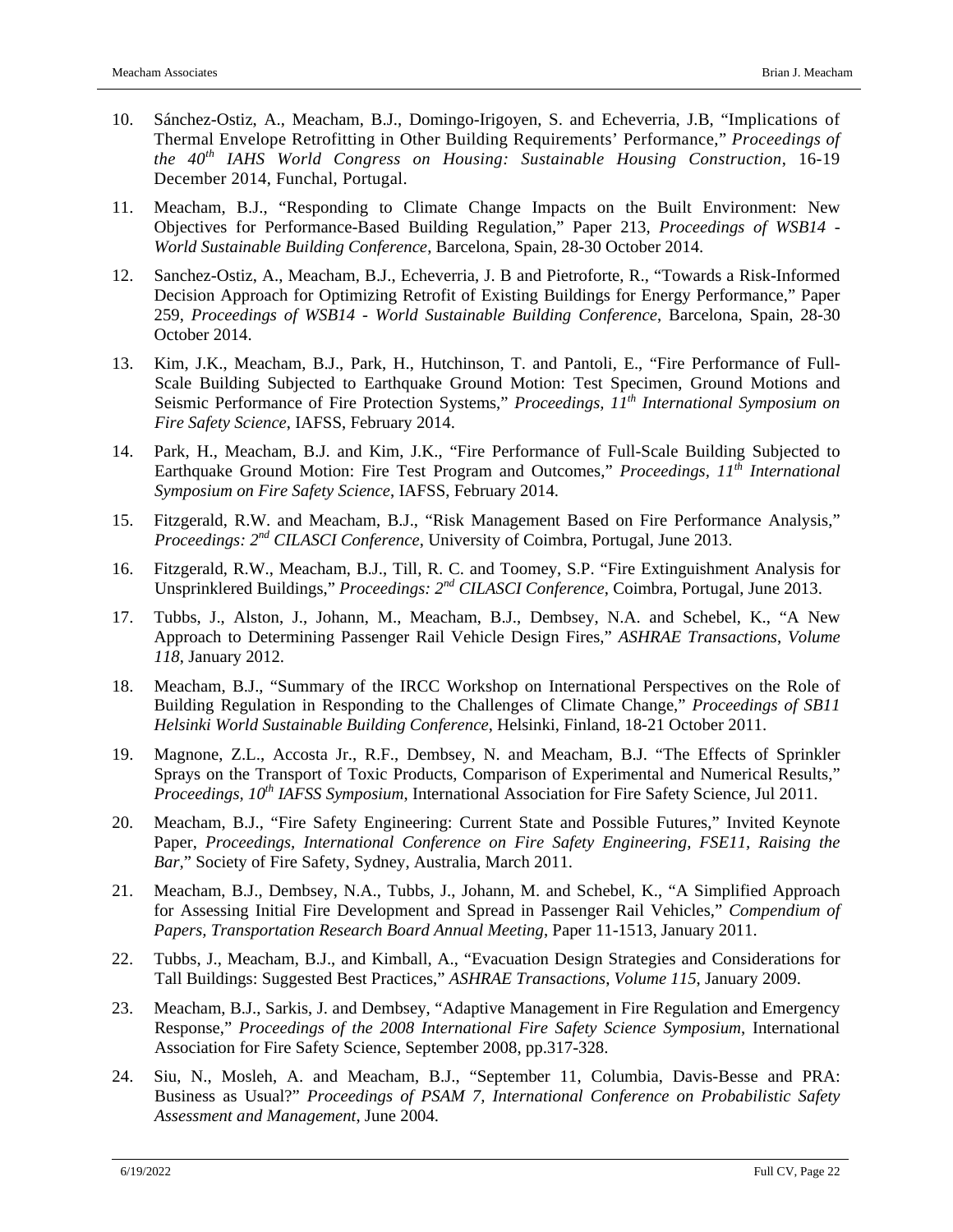10. Sánchez-Ostiz, A., Meacham, B.J., Domingo-Irigoyen, S. and Echeverria, J.B, "Implications of Thermal Envelope Retrofitting in Other Building Requirements' Performance," *Proceedings of the 40th IAHS World Congress on Housing: Sustainable Housing Construction*, 16-19 December 2014, Funchal, Portugal.

11. Meacham, B.J., "Responding to Climate Change Impacts on the Built Environment: New Objectives for Performance-Based Building Regulation," Paper 213, *Proceedings of WSB14 - World Sustainable Building Conference*, Barcelona, Spain, 28-30 October 2014.

12. Sanchez-Ostiz, A., Meacham, B.J., Echeverria, J. B and Pietroforte, R., "Towards a Risk-Informed Decision Approach for Optimizing Retrofit of Existing Buildings for Energy Performance," Paper 259, *Proceedings of WSB14 - World Sustainable Building Conference*, Barcelona, Spain, 28-30 October 2014.

13. Kim, J.K., Meacham, B.J., Park, H., Hutchinson, T. and Pantoli, E., "Fire Performance of Full-Scale Building Subjected to Earthquake Ground Motion: Test Specimen, Ground Motions and Seismic Performance of Fire Protection Systems," *Proceedings, 11th International Symposium on Fire Safety Science*, IAFSS, February 2014.

14. Park, H., Meacham, B.J. and Kim, J.K., "Fire Performance of Full-Scale Building Subjected to Earthquake Ground Motion: Fire Test Program and Outcomes," *Proceedings, 11th International Symposium on Fire Safety Science*, IAFSS, February 2014.

15. Fitzgerald, R.W. and Meacham, B.J., "Risk Management Based on Fire Performance Analysis," *Proceedings: 2nd CILASCI Conference*, University of Coimbra, Portugal, June 2013.

16. Fitzgerald, R.W., Meacham, B.J., Till, R. C. and Toomey, S.P. "Fire Extinguishment Analysis for Unsprinklered Buildings," *Proceedings: 2nd CILASCI Conference*, Coimbra, Portugal, June 2013.

17. Tubbs, J., Alston, J., Johann, M., Meacham, B.J., Dembsey, N.A. and Schebel, K., "A New Approach to Determining Passenger Rail Vehicle Design Fires," *ASHRAE Transactions*, *Volume 118*, January 2012.

18. Meacham, B.J., "Summary of the IRCC Workshop on International Perspectives on the Role of Building Regulation in Responding to the Challenges of Climate Change," *Proceedings of SB11 Helsinki World Sustainable Building Conference*, Helsinki, Finland, 18-21 October 2011.

19. Magnone, Z.L., Accosta Jr., R.F., Dembsey, N. and Meacham, B.J. "The Effects of Sprinkler Sprays on the Transport of Toxic Products, Comparison of Experimental and Numerical Results," *Proceedings, 10th IAFSS Symposium*, International Association for Fire Safety Science, Jul 2011.

20. Meacham, B.J., "Fire Safety Engineering: Current State and Possible Futures," Invited Keynote Paper, *Proceedings, International Conference on Fire Safety Engineering, FSE11, Raising the Bar,*" Society of Fire Safety, Sydney, Australia, March 2011.

21. Meacham, B.J., Dembsey, N.A., Tubbs, J., Johann, M. and Schebel, K., "A Simplified Approach for Assessing Initial Fire Development and Spread in Passenger Rail Vehicles," *Compendium of Papers, Transportation Research Board Annual Meeting*, Paper 11-1513, January 2011.

22. Tubbs, J., Meacham, B.J., and Kimball, A., "Evacuation Design Strategies and Considerations for Tall Buildings: Suggested Best Practices," *ASHRAE Transactions*, *Volume 115*, January 2009.

23. Meacham, B.J., Sarkis, J. and Dembsey, "Adaptive Management in Fire Regulation and Emergency Response," *Proceedings of the 2008 International Fire Safety Science Symposium*, International Association for Fire Safety Science, September 2008, pp.317-328.

24. Siu, N., Mosleh, A. and Meacham, B.J., "September 11, Columbia, Davis-Besse and PRA: Business as Usual?" *Proceedings of PSAM 7, International Conference on Probabilistic Safety Assessment and Management*, June 2004.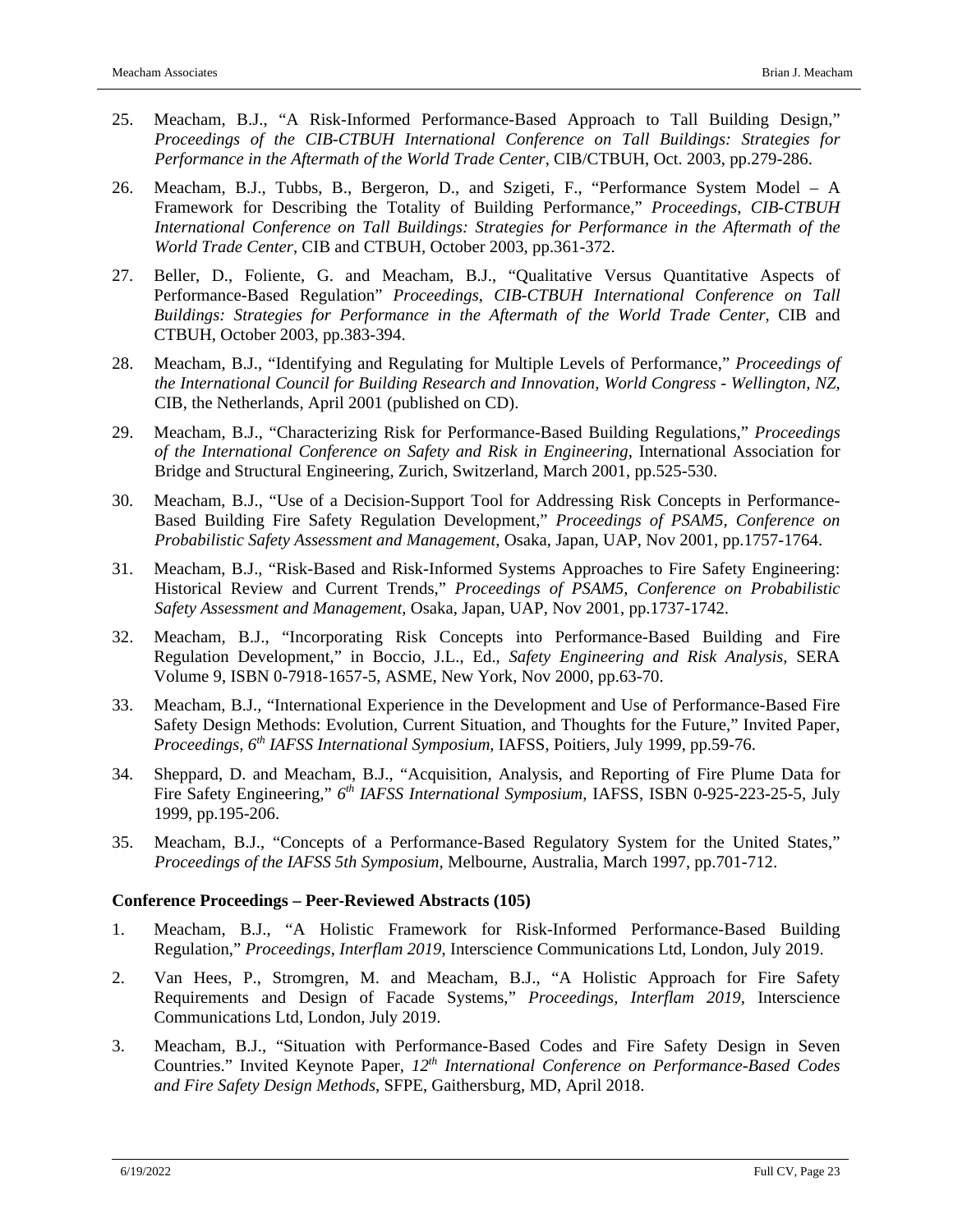25. Meacham, B.J., "A Risk-Informed Performance-Based Approach to Tall Building Design," *Proceedings of the CIB-CTBUH International Conference on Tall Buildings: Strategies for Performance in the Aftermath of the World Trade Center*, CIB/CTBUH, Oct. 2003, pp.279-286.

26. Meacham, B.J., Tubbs, B., Bergeron, D., and Szigeti, F., "Performance System Model – A Framework for Describing the Totality of Building Performance," *Proceedings, CIB-CTBUH International Conference on Tall Buildings: Strategies for Performance in the Aftermath of the World Trade Center*, CIB and CTBUH, October 2003, pp.361-372.

27. Beller, D., Foliente, G. and Meacham, B.J., "Qualitative Versus Quantitative Aspects of Performance-Based Regulation" *Proceedings, CIB-CTBUH International Conference on Tall Buildings: Strategies for Performance in the Aftermath of the World Trade Center*, CIB and CTBUH, October 2003, pp.383-394.

28. Meacham, B.J., "Identifying and Regulating for Multiple Levels of Performance," *Proceedings of the International Council for Building Research and Innovation, World Congress - Wellington, NZ*, CIB, the Netherlands, April 2001 (published on CD).

29. Meacham, B.J., "Characterizing Risk for Performance-Based Building Regulations," *Proceedings of the International Conference on Safety and Risk in Engineering*, International Association for Bridge and Structural Engineering, Zurich, Switzerland, March 2001, pp.525-530.

30. Meacham, B.J., "Use of a Decision-Support Tool for Addressing Risk Concepts in Performance-Based Building Fire Safety Regulation Development," *Proceedings of PSAM5, Conference on Probabilistic Safety Assessment and Management*, Osaka, Japan, UAP, Nov 2001, pp.1757-1764.

31. Meacham, B.J., "Risk-Based and Risk-Informed Systems Approaches to Fire Safety Engineering: Historical Review and Current Trends," *Proceedings of PSAM5, Conference on Probabilistic Safety Assessment and Management*, Osaka, Japan, UAP, Nov 2001, pp.1737-1742.

32. Meacham, B.J., "Incorporating Risk Concepts into Performance-Based Building and Fire Regulation Development," in Boccio, J.L., Ed., *Safety Engineering and Risk Analysis,* SERA Volume 9, ISBN 0-7918-1657-5, ASME, New York, Nov 2000, pp.63-70.

33. Meacham, B.J., "International Experience in the Development and Use of Performance-Based Fire Safety Design Methods: Evolution, Current Situation, and Thoughts for the Future," Invited Paper, *Proceedings, 6th IAFSS International Symposium,* IAFSS, Poitiers, July 1999, pp.59-76.

34. Sheppard, D. and Meacham, B.J., "Acquisition, Analysis, and Reporting of Fire Plume Data for Fire Safety Engineering," *6th IAFSS International Symposium*, IAFSS, ISBN 0-925-223-25-5, July 1999, pp.195-206.

35. Meacham, B.J., "Concepts of a Performance-Based Regulatory System for the United States," *Proceedings of the IAFSS 5th Symposium,* Melbourne, Australia, March 1997, pp.701-712.

**Conference Proceedings – Peer-Reviewed Abstracts (105)**

1. Meacham, B.J., "A Holistic Framework for Risk-Informed Performance-Based Building Regulation," *Proceedings, Interflam 2019,* Interscience Communications Ltd, London, July 2019.

2. Van Hees, P., Stromgren, M. and Meacham, B.J., "A Holistic Approach for Fire Safety Requirements and Design of Facade Systems," *Proceedings, Interflam 2019*, Interscience Communications Ltd, London, July 2019.

3. Meacham, B.J., "Situation with Performance-Based Codes and Fire Safety Design in Seven Countries." Invited Keynote Paper, *12th International Conference on Performance-Based Codes and Fire Safety Design Methods*, SFPE, Gaithersburg, MD, April 2018.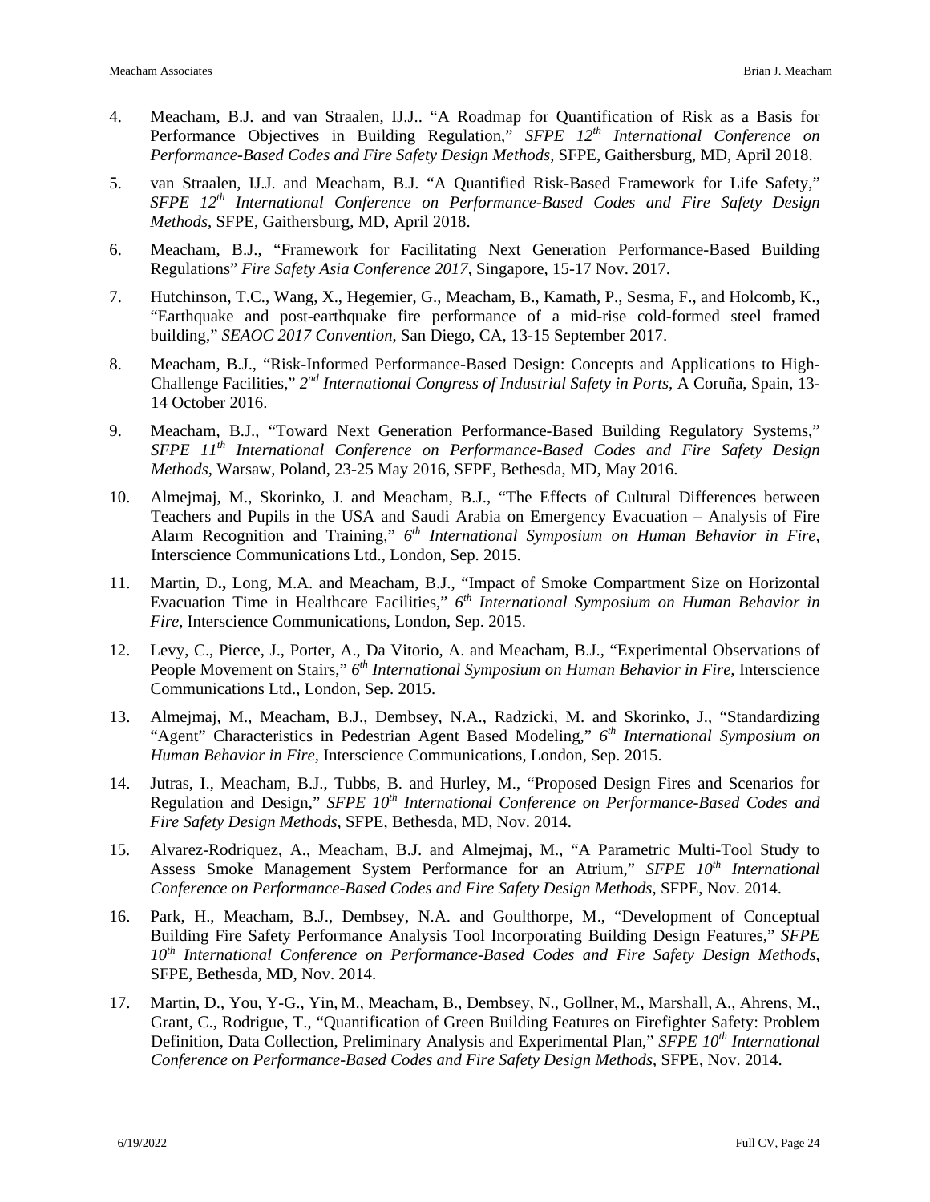4. Meacham, B.J. and van Straalen, IJ.J.. "A Roadmap for Quantification of Risk as a Basis for Performance Objectives in Building Regulation," *SFPE 12th International Conference on Performance-Based Codes and Fire Safety Design Methods*, SFPE, Gaithersburg, MD, April 2018.

5. van Straalen, IJ.J. and Meacham, B.J. "A Quantified Risk-Based Framework for Life Safety," *SFPE 12th International Conference on Performance-Based Codes and Fire Safety Design Methods*, SFPE, Gaithersburg, MD, April 2018.

6. Meacham, B.J., "Framework for Facilitating Next Generation Performance-Based Building Regulations" *Fire Safety Asia Conference 2017*, Singapore, 15-17 Nov. 2017.

7. Hutchinson, T.C., Wang, X., Hegemier, G., Meacham, B., Kamath, P., Sesma, F., and Holcomb, K., "Earthquake and post-earthquake fire performance of a mid-rise cold-formed steel framed building," *SEAOC 2017 Convention*, San Diego, CA, 13-15 September 2017.

8. Meacham, B.J., "Risk-Informed Performance-Based Design: Concepts and Applications to High-Challenge Facilities," *2nd International Congress of Industrial Safety in Ports*, A Coruña, Spain, 13-14 October 2016.

9. Meacham, B.J., "Toward Next Generation Performance-Based Building Regulatory Systems," *SFPE 11th International Conference on Performance-Based Codes and Fire Safety Design Methods*, Warsaw, Poland, 23-25 May 2016, SFPE, Bethesda, MD, May 2016.

10. Almejmaj, M., Skorinko, J. and Meacham, B.J., "The Effects of Cultural Differences between Teachers and Pupils in the USA and Saudi Arabia on Emergency Evacuation – Analysis of Fire Alarm Recognition and Training," *6th International Symposium on Human Behavior in Fire*, Interscience Communications Ltd., London, Sep. 2015.

11. Martin, D**.,** Long, M.A. and Meacham, B.J., "Impact of Smoke Compartment Size on Horizontal Evacuation Time in Healthcare Facilities," *6th International Symposium on Human Behavior in Fire*, Interscience Communications, London, Sep. 2015.

12. Levy, C., Pierce, J., Porter, A., Da Vitorio, A. and Meacham, B.J., "Experimental Observations of People Movement on Stairs," *6th International Symposium on Human Behavior in Fire*, Interscience Communications Ltd., London, Sep. 2015.

13. Almejmaj, M., Meacham, B.J., Dembsey, N.A., Radzicki, M. and Skorinko, J., "Standardizing "Agent" Characteristics in Pedestrian Agent Based Modeling," *6th International Symposium on Human Behavior in Fire*, Interscience Communications, London, Sep. 2015.

14. Jutras, I., Meacham, B.J., Tubbs, B. and Hurley, M., "Proposed Design Fires and Scenarios for Regulation and Design," *SFPE 10th International Conference on Performance-Based Codes and Fire Safety Design Methods*, SFPE, Bethesda, MD, Nov. 2014.

15. Alvarez-Rodriquez, A., Meacham, B.J. and Almejmaj, M., "A Parametric Multi-Tool Study to Assess Smoke Management System Performance for an Atrium," *SFPE 10th International Conference on Performance-Based Codes and Fire Safety Design Methods*, SFPE, Nov. 2014.

16. Park, H., Meacham, B.J., Dembsey, N.A. and Goulthorpe, M., "Development of Conceptual Building Fire Safety Performance Analysis Tool Incorporating Building Design Features," *SFPE 10th International Conference on Performance-Based Codes and Fire Safety Design Methods*, SFPE, Bethesda, MD, Nov. 2014.

17. Martin, D., You, Y-G., Yin, M., Meacham, B., Dembsey, N., Gollner, M., Marshall, A., Ahrens, M., Grant, C., Rodrigue, T., "Quantification of Green Building Features on Firefighter Safety: Problem Definition, Data Collection, Preliminary Analysis and Experimental Plan," *SFPE 10th International Conference on Performance-Based Codes and Fire Safety Design Methods*, SFPE, Nov. 2014.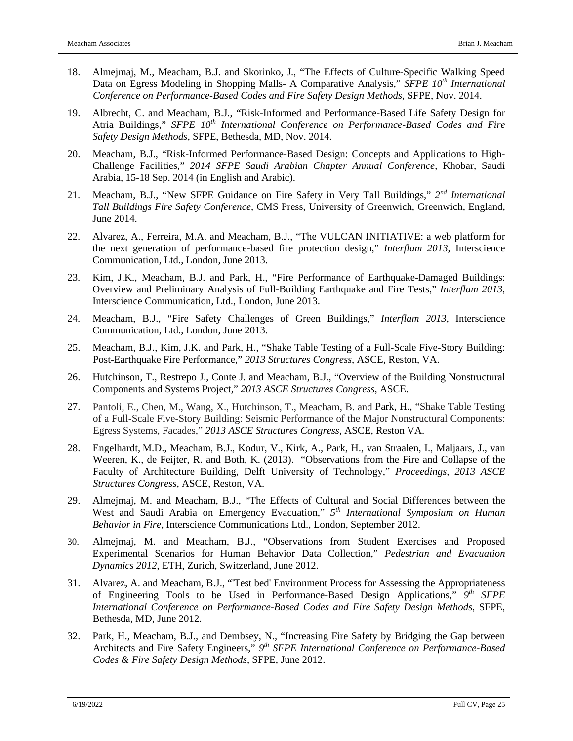18. Almejmaj, M., Meacham, B.J. and Skorinko, J., "The Effects of Culture-Specific Walking Speed Data on Egress Modeling in Shopping Malls- A Comparative Analysis," *SFPE 10th International Conference on Performance-Based Codes and Fire Safety Design Methods*, SFPE, Nov. 2014.

19. Albrecht, C. and Meacham, B.J., "Risk-Informed and Performance-Based Life Safety Design for Atria Buildings," *SFPE 10th International Conference on Performance-Based Codes and Fire Safety Design Methods*, SFPE, Bethesda, MD, Nov. 2014.

20. Meacham, B.J., "Risk-Informed Performance-Based Design: Concepts and Applications to High-Challenge Facilities," *2014 SFPE Saudi Arabian Chapter Annual Conference*, Khobar, Saudi Arabia, 15-18 Sep. 2014 (in English and Arabic).

21. Meacham, B.J., "New SFPE Guidance on Fire Safety in Very Tall Buildings," *2nd International Tall Buildings Fire Safety Conference*, CMS Press, University of Greenwich, Greenwich, England, June 2014.

22. Alvarez, A., Ferreira, M.A. and Meacham, B.J., "The VULCAN INITIATIVE: a web platform for the next generation of performance-based fire protection design," *Interflam 2013*, Interscience Communication, Ltd., London, June 2013.

23. Kim, J.K., Meacham, B.J. and Park, H., "Fire Performance of Earthquake-Damaged Buildings: Overview and Preliminary Analysis of Full-Building Earthquake and Fire Tests," *Interflam 2013*, Interscience Communication, Ltd., London, June 2013.

24. Meacham, B.J., "Fire Safety Challenges of Green Buildings," *Interflam 2013*, Interscience Communication, Ltd., London, June 2013.

25. Meacham, B.J., Kim, J.K. and Park, H., "Shake Table Testing of a Full-Scale Five-Story Building: Post-Earthquake Fire Performance," *2013 Structures Congress*, ASCE, Reston, VA.

26. Hutchinson, T., Restrepo J., Conte J. and Meacham, B.J., "Overview of the Building Nonstructural Components and Systems Project," *2013 ASCE Structures Congress*, ASCE.

27. Pantoli, E., Chen, M., Wang, X., Hutchinson, T., Meacham, B. and Park, H., "Shake Table Testing of a Full-Scale Five-Story Building: Seismic Performance of the Major Nonstructural Components: Egress Systems, Facades," *2013 ASCE Structures Congress*, ASCE, Reston VA.

28. Engelhardt, M.D., Meacham, B.J., Kodur, V., Kirk, A., Park, H., van Straalen, I., Maljaars, J., van Weeren, K., de Feijter, R. and Both, K. (2013). "Observations from the Fire and Collapse of the Faculty of Architecture Building, Delft University of Technology," *Proceedings, 2013 ASCE Structures Congress*, ASCE, Reston, VA.

29. Almejmaj, M. and Meacham, B.J., "The Effects of Cultural and Social Differences between the West and Saudi Arabia on Emergency Evacuation," *5th International Symposium on Human Behavior in Fire,* Interscience Communications Ltd., London, September 2012.

30. Almejmaj, M. and Meacham, B.J., "Observations from Student Exercises and Proposed Experimental Scenarios for Human Behavior Data Collection," *Pedestrian and Evacuation Dynamics 2012*, ETH, Zurich, Switzerland, June 2012.

31. Alvarez, A. and Meacham, B.J., "'Test bed' Environment Process for Assessing the Appropriateness of Engineering Tools to be Used in Performance-Based Design Applications," *9th SFPE International Conference on Performance-Based Codes and Fire Safety Design Methods*, SFPE, Bethesda, MD, June 2012.

32. Park, H., Meacham, B.J., and Dembsey, N., "Increasing Fire Safety by Bridging the Gap between Architects and Fire Safety Engineers," *9th SFPE International Conference on Performance-Based Codes & Fire Safety Design Methods*, SFPE, June 2012.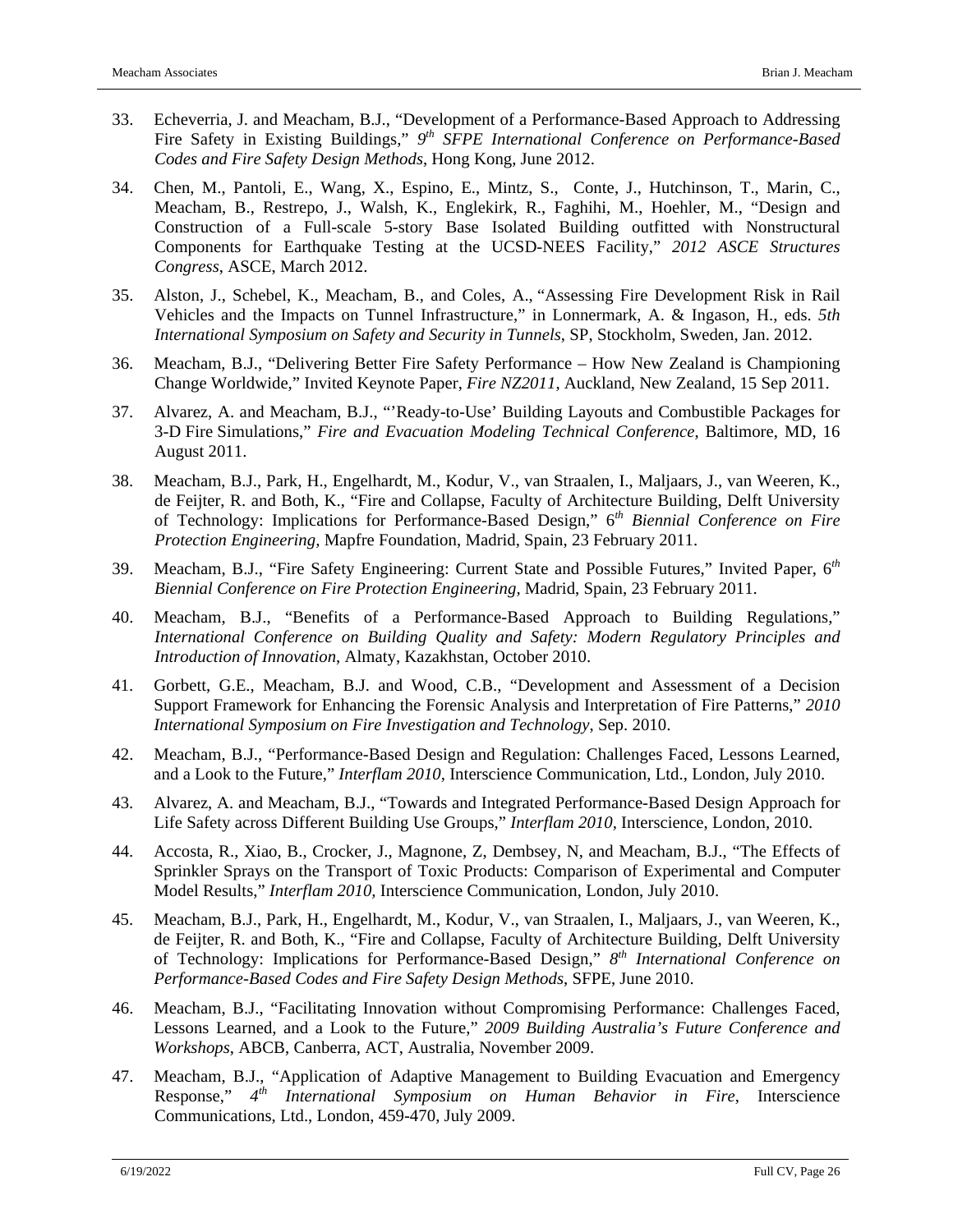33. Echeverria, J. and Meacham, B.J., "Development of a Performance-Based Approach to Addressing Fire Safety in Existing Buildings," *9th SFPE International Conference on Performance-Based Codes and Fire Safety Design Methods*, Hong Kong, June 2012.

34. Chen, M., Pantoli, E., Wang, X., Espino, E., Mintz, S., Conte, J., Hutchinson, T., Marin, C., Meacham, B., Restrepo, J., Walsh, K., Englekirk, R., Faghihi, M., Hoehler, M., "Design and Construction of a Full-scale 5-story Base Isolated Building outfitted with Nonstructural Components for Earthquake Testing at the UCSD-NEES Facility," *2012 ASCE Structures Congress*, ASCE, March 2012.

35. Alston, J., Schebel, K., Meacham, B., and Coles, A., "Assessing Fire Development Risk in Rail Vehicles and the Impacts on Tunnel Infrastructure," in Lonnermark, A. & Ingason, H., eds. *5th International Symposium on Safety and Security in Tunnels*, SP, Stockholm, Sweden, Jan. 2012.

36. Meacham, B.J., "Delivering Better Fire Safety Performance – How New Zealand is Championing Change Worldwide," Invited Keynote Paper, *Fire NZ2011*, Auckland, New Zealand, 15 Sep 2011.

37. Alvarez, A. and Meacham, B.J., "'Ready-to-Use' Building Layouts and Combustible Packages for 3-D Fire Simulations," *Fire and Evacuation Modeling Technical Conference*, Baltimore, MD, 16 August 2011.

38. Meacham, B.J., Park, H., Engelhardt, M., Kodur, V., van Straalen, I., Maljaars, J., van Weeren, K., de Feijter, R. and Both, K., "Fire and Collapse, Faculty of Architecture Building, Delft University of Technology: Implications for Performance-Based Design," 6*th Biennial Conference on Fire Protection Engineering,* Mapfre Foundation, Madrid, Spain, 23 February 2011.

39. Meacham, B.J., "Fire Safety Engineering: Current State and Possible Futures," Invited Paper, 6*th Biennial Conference on Fire Protection Engineering*, Madrid, Spain, 23 February 2011.

40. Meacham, B.J., "Benefits of a Performance-Based Approach to Building Regulations," *International Conference on Building Quality and Safety: Modern Regulatory Principles and Introduction of Innovation*, Almaty, Kazakhstan, October 2010.

41. Gorbett, G.E., Meacham, B.J. and Wood, C.B., "Development and Assessment of a Decision Support Framework for Enhancing the Forensic Analysis and Interpretation of Fire Patterns," *2010 International Symposium on Fire Investigation and Technology*, Sep. 2010.

42. Meacham, B.J., "Performance-Based Design and Regulation: Challenges Faced, Lessons Learned, and a Look to the Future," *Interflam 2010,* Interscience Communication, Ltd., London, July 2010.

43. Alvarez, A. and Meacham, B.J., "Towards and Integrated Performance-Based Design Approach for Life Safety across Different Building Use Groups," *Interflam 2010,* Interscience, London, 2010.

44. Accosta, R., Xiao, B., Crocker, J., Magnone, Z, Dembsey, N, and Meacham, B.J., "The Effects of Sprinkler Sprays on the Transport of Toxic Products: Comparison of Experimental and Computer Model Results," *Interflam 2010,* Interscience Communication, London, July 2010.

45. Meacham, B.J., Park, H., Engelhardt, M., Kodur, V., van Straalen, I., Maljaars, J., van Weeren, K., de Feijter, R. and Both, K., "Fire and Collapse, Faculty of Architecture Building, Delft University of Technology: Implications for Performance-Based Design," *8th International Conference on Performance-Based Codes and Fire Safety Design Methods*, SFPE, June 2010.

46. Meacham, B.J., "Facilitating Innovation without Compromising Performance: Challenges Faced, Lessons Learned, and a Look to the Future," *2009 Building Australia's Future Conference and Workshops*, ABCB, Canberra, ACT, Australia, November 2009.

47. Meacham, B.J., "Application of Adaptive Management to Building Evacuation and Emergency Response," *4th International Symposium on Human Behavior in Fire*, Interscience Communications, Ltd., London, 459-470, July 2009.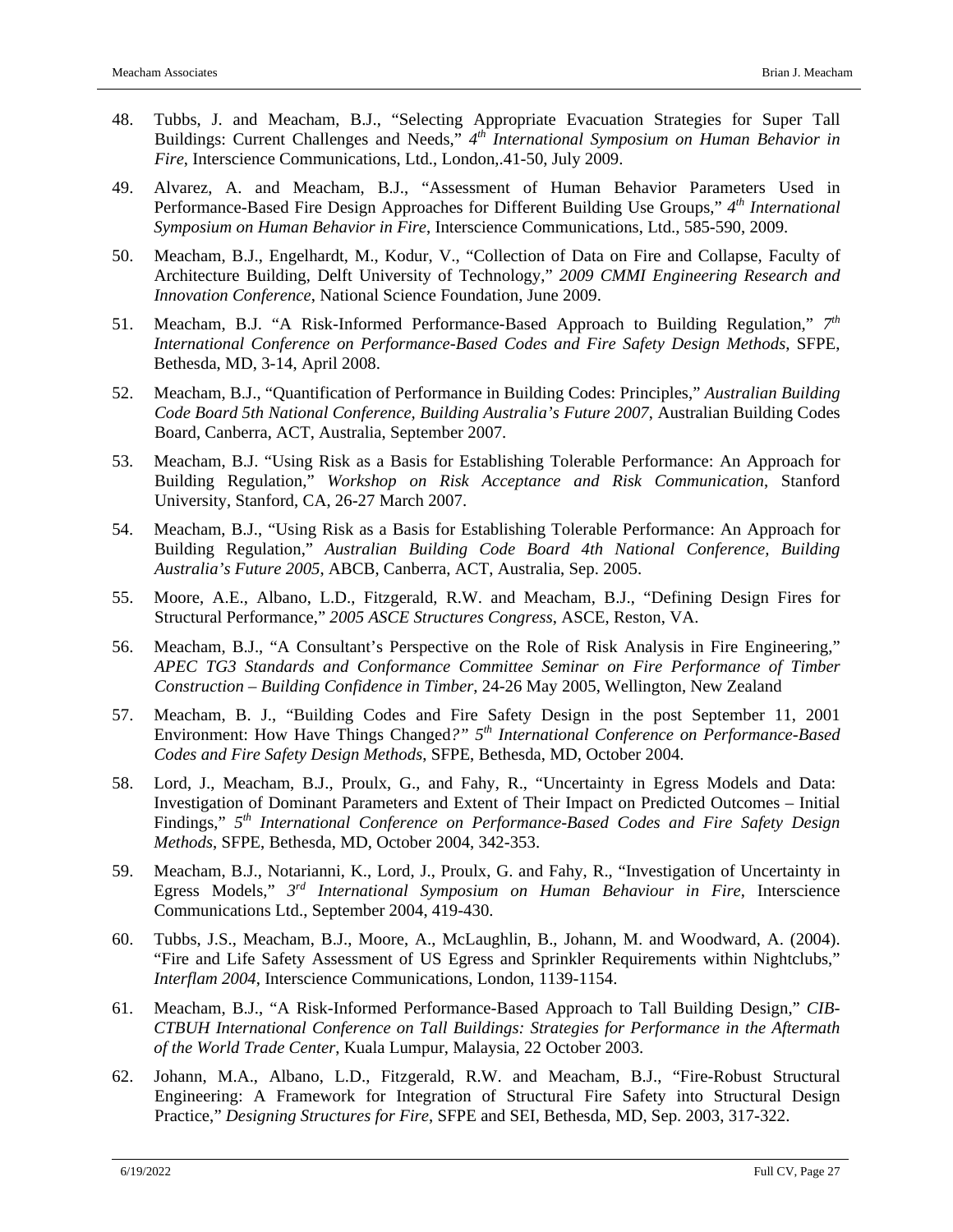48. Tubbs, J. and Meacham, B.J., "Selecting Appropriate Evacuation Strategies for Super Tall Buildings: Current Challenges and Needs," *4th International Symposium on Human Behavior in Fire*, Interscience Communications, Ltd., London,.41-50, July 2009.

49. Alvarez, A. and Meacham, B.J., "Assessment of Human Behavior Parameters Used in Performance-Based Fire Design Approaches for Different Building Use Groups," *4th International Symposium on Human Behavior in Fire*, Interscience Communications, Ltd., 585-590, 2009.

50. Meacham, B.J., Engelhardt, M., Kodur, V., "Collection of Data on Fire and Collapse, Faculty of Architecture Building, Delft University of Technology," *2009 CMMI Engineering Research and Innovation Conference*, National Science Foundation, June 2009.

51. Meacham, B.J. "A Risk-Informed Performance-Based Approach to Building Regulation," *7th International Conference on Performance-Based Codes and Fire Safety Design Methods*, SFPE, Bethesda, MD, 3-14, April 2008.

52. Meacham, B.J., "Quantification of Performance in Building Codes: Principles," *Australian Building Code Board 5th National Conference, Building Australia's Future 2007*, Australian Building Codes Board, Canberra, ACT, Australia, September 2007.

53. Meacham, B.J. "Using Risk as a Basis for Establishing Tolerable Performance: An Approach for Building Regulation," *Workshop on Risk Acceptance and Risk Communication*, Stanford University, Stanford, CA, 26-27 March 2007.

54. Meacham, B.J., "Using Risk as a Basis for Establishing Tolerable Performance: An Approach for Building Regulation," *Australian Building Code Board 4th National Conference, Building Australia's Future 2005*, ABCB, Canberra, ACT, Australia, Sep. 2005.

55. Moore, A.E., Albano, L.D., Fitzgerald, R.W. and Meacham, B.J., "Defining Design Fires for Structural Performance," *2005 ASCE Structures Congress*, ASCE, Reston, VA.

56. Meacham, B.J., "A Consultant's Perspective on the Role of Risk Analysis in Fire Engineering," *APEC TG3 Standards and Conformance Committee Seminar on Fire Performance of Timber Construction – Building Confidence in Timber*, 24-26 May 2005, Wellington, New Zealand

57. Meacham, B. J., "Building Codes and Fire Safety Design in the post September 11, 2001 Environment: How Have Things Changed*?" 5th International Conference on Performance-Based Codes and Fire Safety Design Methods*, SFPE, Bethesda, MD, October 2004.

58. Lord, J., Meacham, B.J., Proulx, G., and Fahy, R., "Uncertainty in Egress Models and Data: Investigation of Dominant Parameters and Extent of Their Impact on Predicted Outcomes – Initial Findings," *5th International Conference on Performance-Based Codes and Fire Safety Design Methods*, SFPE, Bethesda, MD, October 2004, 342-353.

59. Meacham, B.J., Notarianni, K., Lord, J., Proulx, G. and Fahy, R., "Investigation of Uncertainty in Egress Models," *3rd International Symposium on Human Behaviour in Fire*, Interscience Communications Ltd., September 2004, 419-430.

60. Tubbs, J.S., Meacham, B.J., Moore, A., McLaughlin, B., Johann, M. and Woodward, A. (2004). "Fire and Life Safety Assessment of US Egress and Sprinkler Requirements within Nightclubs," *Interflam 2004*, Interscience Communications, London, 1139-1154.

61. Meacham, B.J., "A Risk-Informed Performance-Based Approach to Tall Building Design," *CIB-CTBUH International Conference on Tall Buildings: Strategies for Performance in the Aftermath of the World Trade Center*, Kuala Lumpur, Malaysia, 22 October 2003.

62. Johann, M.A., Albano, L.D., Fitzgerald, R.W. and Meacham, B.J., "Fire-Robust Structural Engineering: A Framework for Integration of Structural Fire Safety into Structural Design Practice," *Designing Structures for Fire*, SFPE and SEI, Bethesda, MD, Sep. 2003, 317-322.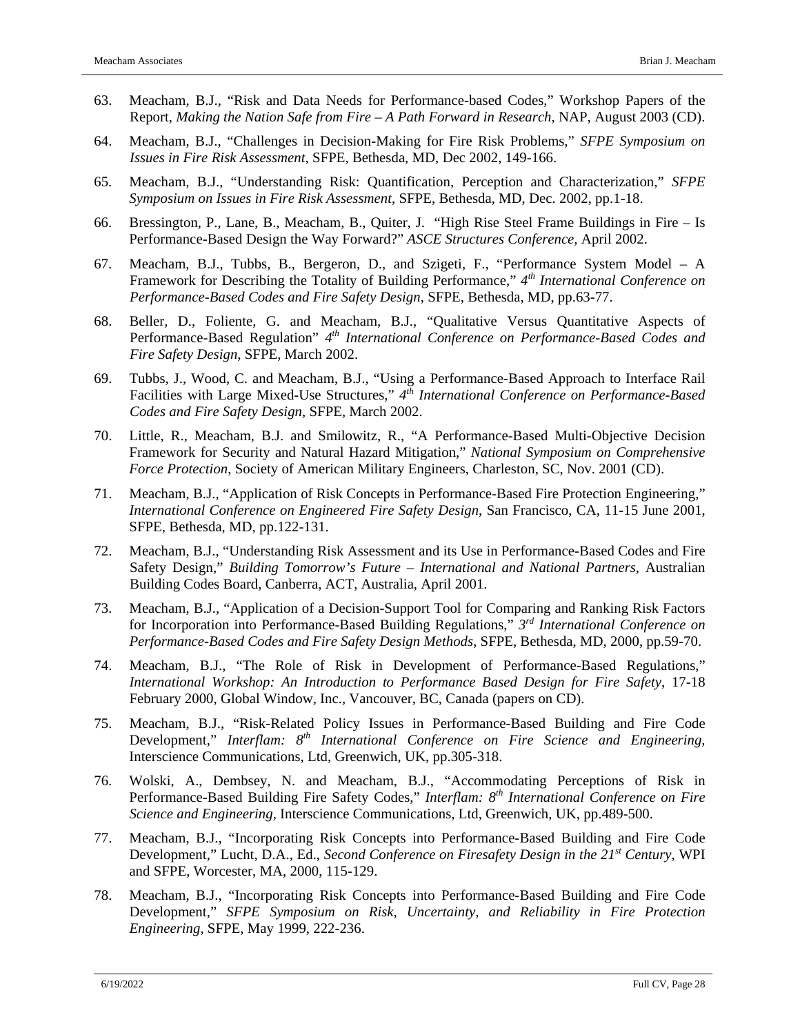63. Meacham, B.J., "Risk and Data Needs for Performance-based Codes," Workshop Papers of the Report, *Making the Nation Safe from Fire – A Path Forward in Research*, NAP, August 2003 (CD).

64. Meacham, B.J., "Challenges in Decision-Making for Fire Risk Problems," *SFPE Symposium on Issues in Fire Risk Assessment*, SFPE, Bethesda, MD, Dec 2002, 149-166.

65. Meacham, B.J., "Understanding Risk: Quantification, Perception and Characterization," *SFPE Symposium on Issues in Fire Risk Assessment*, SFPE, Bethesda, MD, Dec. 2002, pp.1-18.

66. Bressington, P., Lane, B., Meacham, B., Quiter, J. "High Rise Steel Frame Buildings in Fire – Is Performance-Based Design the Way Forward?" *ASCE Structures Conference,* April 2002.

67. Meacham, B.J., Tubbs, B., Bergeron, D., and Szigeti, F., "Performance System Model – A Framework for Describing the Totality of Building Performance," *4th International Conference on Performance-Based Codes and Fire Safety Design*, SFPE, Bethesda, MD, pp.63-77.

68. Beller, D., Foliente, G. and Meacham, B.J., "Qualitative Versus Quantitative Aspects of Performance-Based Regulation" *4th International Conference on Performance-Based Codes and Fire Safety Design*, SFPE, March 2002.

69. Tubbs, J., Wood, C. and Meacham, B.J., "Using a Performance-Based Approach to Interface Rail Facilities with Large Mixed-Use Structures," *4th International Conference on Performance-Based Codes and Fire Safety Design*, SFPE, March 2002.

70. Little, R., Meacham, B.J. and Smilowitz, R., "A Performance-Based Multi-Objective Decision Framework for Security and Natural Hazard Mitigation," *National Symposium on Comprehensive Force Protection*, Society of American Military Engineers, Charleston, SC, Nov. 2001 (CD).

71. Meacham, B.J., "Application of Risk Concepts in Performance-Based Fire Protection Engineering," *International Conference on Engineered Fire Safety Design*, San Francisco, CA, 11-15 June 2001, SFPE, Bethesda, MD, pp.122-131.

72. Meacham, B.J., "Understanding Risk Assessment and its Use in Performance-Based Codes and Fire Safety Design," *Building Tomorrow's Future – International and National Partners,* Australian Building Codes Board, Canberra, ACT, Australia, April 2001.

73. Meacham, B.J., "Application of a Decision-Support Tool for Comparing and Ranking Risk Factors for Incorporation into Performance-Based Building Regulations," *3rd International Conference on Performance-Based Codes and Fire Safety Design Methods*, SFPE, Bethesda, MD, 2000, pp.59-70.

74. Meacham, B.J., "The Role of Risk in Development of Performance-Based Regulations," *International Workshop: An Introduction to Performance Based Design for Fire Safety*, 17-18 February 2000, Global Window, Inc., Vancouver, BC, Canada (papers on CD).

75. Meacham, B.J., "Risk-Related Policy Issues in Performance-Based Building and Fire Code Development," *Interflam: 8th International Conference on Fire Science and Engineering*, Interscience Communications, Ltd, Greenwich, UK, pp.305-318.

76. Wolski, A., Dembsey, N. and Meacham, B.J., "Accommodating Perceptions of Risk in Performance-Based Building Fire Safety Codes," *Interflam: 8th International Conference on Fire Science and Engineering*, Interscience Communications, Ltd, Greenwich, UK, pp.489-500.

77. Meacham, B.J., "Incorporating Risk Concepts into Performance-Based Building and Fire Code Development," Lucht, D.A., Ed., *Second Conference on Firesafety Design in the 21st Century*, WPI and SFPE, Worcester, MA, 2000, 115-129.

78. Meacham, B.J., "Incorporating Risk Concepts into Performance-Based Building and Fire Code Development," *SFPE Symposium on Risk, Uncertainty, and Reliability in Fire Protection Engineering*, SFPE, May 1999, 222-236.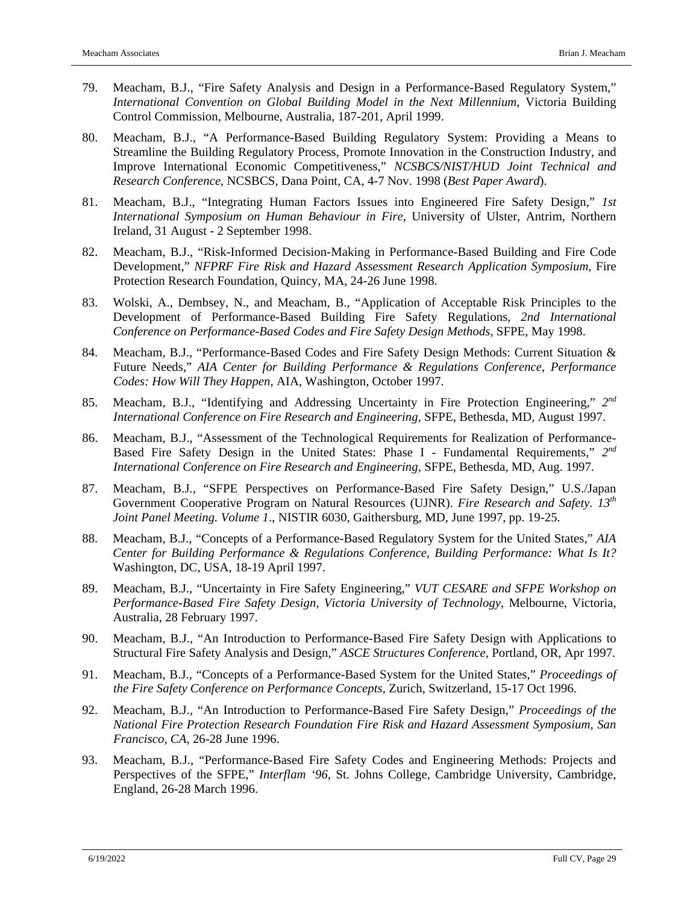79. Meacham, B.J., "Fire Safety Analysis and Design in a Performance-Based Regulatory System," *International Convention on Global Building Model in the Next Millennium*, Victoria Building Control Commission, Melbourne, Australia, 187-201, April 1999.

80. Meacham, B.J., "A Performance-Based Building Regulatory System: Providing a Means to Streamline the Building Regulatory Process, Promote Innovation in the Construction Industry, and Improve International Economic Competitiveness," *NCSBCS/NIST/HUD Joint Technical and Research Conference*, NCSBCS, Dana Point, CA, 4-7 Nov. 1998 (*Best Paper Award*).

81. Meacham, B.J., "Integrating Human Factors Issues into Engineered Fire Safety Design," *1st International Symposium on Human Behaviour in Fire*, University of Ulster, Antrim, Northern Ireland, 31 August - 2 September 1998.

82. Meacham, B.J., "Risk-Informed Decision-Making in Performance-Based Building and Fire Code Development," *NFPRF Fire Risk and Hazard Assessment Research Application Symposium*, Fire Protection Research Foundation, Quincy, MA, 24-26 June 1998.

83. Wolski, A., Dembsey, N., and Meacham, B., "Application of Acceptable Risk Principles to the Development of Performance-Based Building Fire Safety Regulations, *2nd International Conference on Performance-Based Codes and Fire Safety Design Methods*, SFPE, May 1998.

84. Meacham, B.J., "Performance-Based Codes and Fire Safety Design Methods: Current Situation & Future Needs," *AIA Center for Building Performance & Regulations Conference, Performance Codes: How Will They Happen*, AIA, Washington, October 1997.

85. Meacham, B.J., "Identifying and Addressing Uncertainty in Fire Protection Engineering," *2nd International Conference on Fire Research and Engineering*, SFPE, Bethesda, MD, August 1997.

86. Meacham, B.J., "Assessment of the Technological Requirements for Realization of Performance-Based Fire Safety Design in the United States: Phase I - Fundamental Requirements," *2nd International Conference on Fire Research and Engineering*, SFPE, Bethesda, MD, Aug. 1997.

87. Meacham, B.J., "SFPE Perspectives on Performance-Based Fire Safety Design," U.S./Japan Government Cooperative Program on Natural Resources (UJNR). *Fire Research and Safety. 13th Joint Panel Meeting. Volume 1.*, NISTIR 6030, Gaithersburg, MD, June 1997, pp. 19-25.

88. Meacham, B.J., "Concepts of a Performance-Based Regulatory System for the United States," *AIA Center for Building Performance & Regulations Conference, Building Performance: What Is It?* Washington, DC, USA, 18-19 April 1997.

89. Meacham, B.J., "Uncertainty in Fire Safety Engineering," *VUT CESARE and SFPE Workshop on Performance-Based Fire Safety Design, Victoria University of Technology*, Melbourne, Victoria, Australia, 28 February 1997.

90. Meacham, B.J., "An Introduction to Performance-Based Fire Safety Design with Applications to Structural Fire Safety Analysis and Design," *ASCE Structures Conference*, Portland, OR, Apr 1997.

91. Meacham, B.J., "Concepts of a Performance-Based System for the United States," *Proceedings of the Fire Safety Conference on Performance Concepts*, Zurich, Switzerland, 15-17 Oct 1996.

92. Meacham, B.J., "An Introduction to Performance-Based Fire Safety Design," *Proceedings of the National Fire Protection Research Foundation Fire Risk and Hazard Assessment Symposium, San Francisco, CA*, 26-28 June 1996.

93. Meacham, B.J., "Performance-Based Fire Safety Codes and Engineering Methods: Projects and Perspectives of the SFPE," *Interflam '96*, St. Johns College, Cambridge University, Cambridge, England, 26-28 March 1996.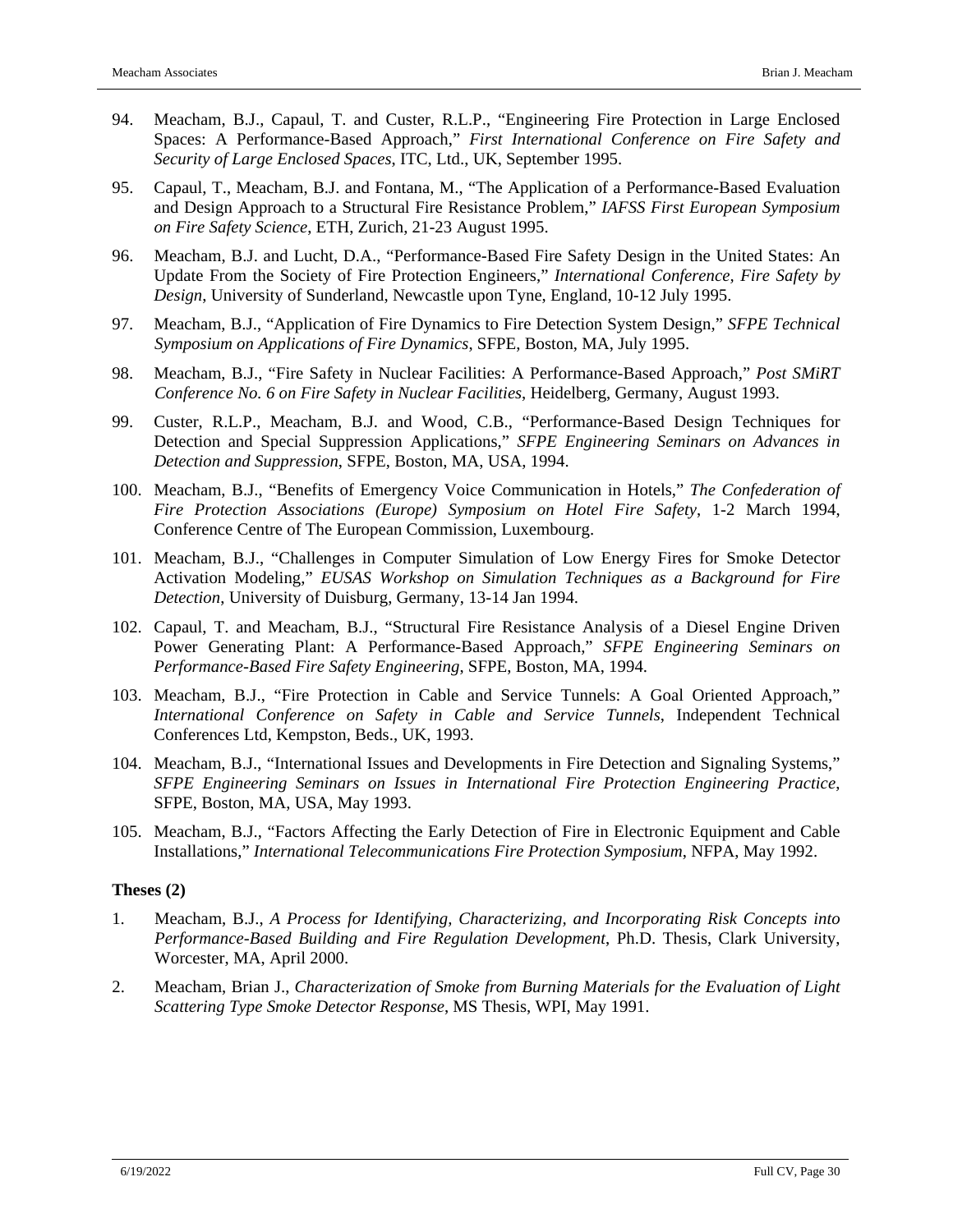94. Meacham, B.J., Capaul, T. and Custer, R.L.P., “Engineering Fire Protection in Large Enclosed Spaces: A Performance-Based Approach,” *First International Conference on Fire Safety and Security of Large Enclosed Spaces*, ITC, Ltd., UK, September 1995.

95. Capaul, T., Meacham, B.J. and Fontana, M., “The Application of a Performance-Based Evaluation and Design Approach to a Structural Fire Resistance Problem,” *IAFSS First European Symposium on Fire Safety Science*, ETH, Zurich, 21-23 August 1995.

96. Meacham, B.J. and Lucht, D.A., “Performance-Based Fire Safety Design in the United States: An Update From the Society of Fire Protection Engineers,” *International Conference, Fire Safety by Design*, University of Sunderland, Newcastle upon Tyne, England, 10-12 July 1995.

97. Meacham, B.J., “Application of Fire Dynamics to Fire Detection System Design,” *SFPE Technical Symposium on Applications of Fire Dynamics*, SFPE, Boston, MA, July 1995.

98. Meacham, B.J., “Fire Safety in Nuclear Facilities: A Performance-Based Approach,” *Post SMiRT Conference No. 6 on Fire Safety in Nuclear Facilities*, Heidelberg, Germany, August 1993.

99. Custer, R.L.P., Meacham, B.J. and Wood, C.B., “Performance-Based Design Techniques for Detection and Special Suppression Applications,” *SFPE Engineering Seminars on Advances in Detection and Suppression*, SFPE, Boston, MA, USA, 1994.

100. Meacham, B.J., “Benefits of Emergency Voice Communication in Hotels,” *The Confederation of Fire Protection Associations (Europe) Symposium on Hotel Fire Safety*, 1-2 March 1994, Conference Centre of The European Commission, Luxembourg.

101. Meacham, B.J., “Challenges in Computer Simulation of Low Energy Fires for Smoke Detector Activation Modeling,” *EUSAS Workshop on Simulation Techniques as a Background for Fire Detection*, University of Duisburg, Germany, 13-14 Jan 1994.

102. Capaul, T. and Meacham, B.J., “Structural Fire Resistance Analysis of a Diesel Engine Driven Power Generating Plant: A Performance-Based Approach,” *SFPE Engineering Seminars on Performance-Based Fire Safety Engineering*, SFPE, Boston, MA, 1994.

103. Meacham, B.J., “Fire Protection in Cable and Service Tunnels: A Goal Oriented Approach,” *International Conference on Safety in Cable and Service Tunnels*, Independent Technical Conferences Ltd, Kempston, Beds., UK, 1993.

104. Meacham, B.J., “International Issues and Developments in Fire Detection and Signaling Systems,” *SFPE Engineering Seminars on Issues in International Fire Protection Engineering Practice*, SFPE, Boston, MA, USA, May 1993.

105. Meacham, B.J., “Factors Affecting the Early Detection of Fire in Electronic Equipment and Cable Installations,” *International Telecommunications Fire Protection Symposium*, NFPA, May 1992.

**Theses (2)**

1. Meacham, B.J., *A Process for Identifying, Characterizing, and Incorporating Risk Concepts into Performance-Based Building and Fire Regulation Development*, Ph.D. Thesis, Clark University, Worcester, MA, April 2000.

2. Meacham, Brian J., *Characterization of Smoke from Burning Materials for the Evaluation of Light Scattering Type Smoke Detector Response*, MS Thesis, WPI, May 1991.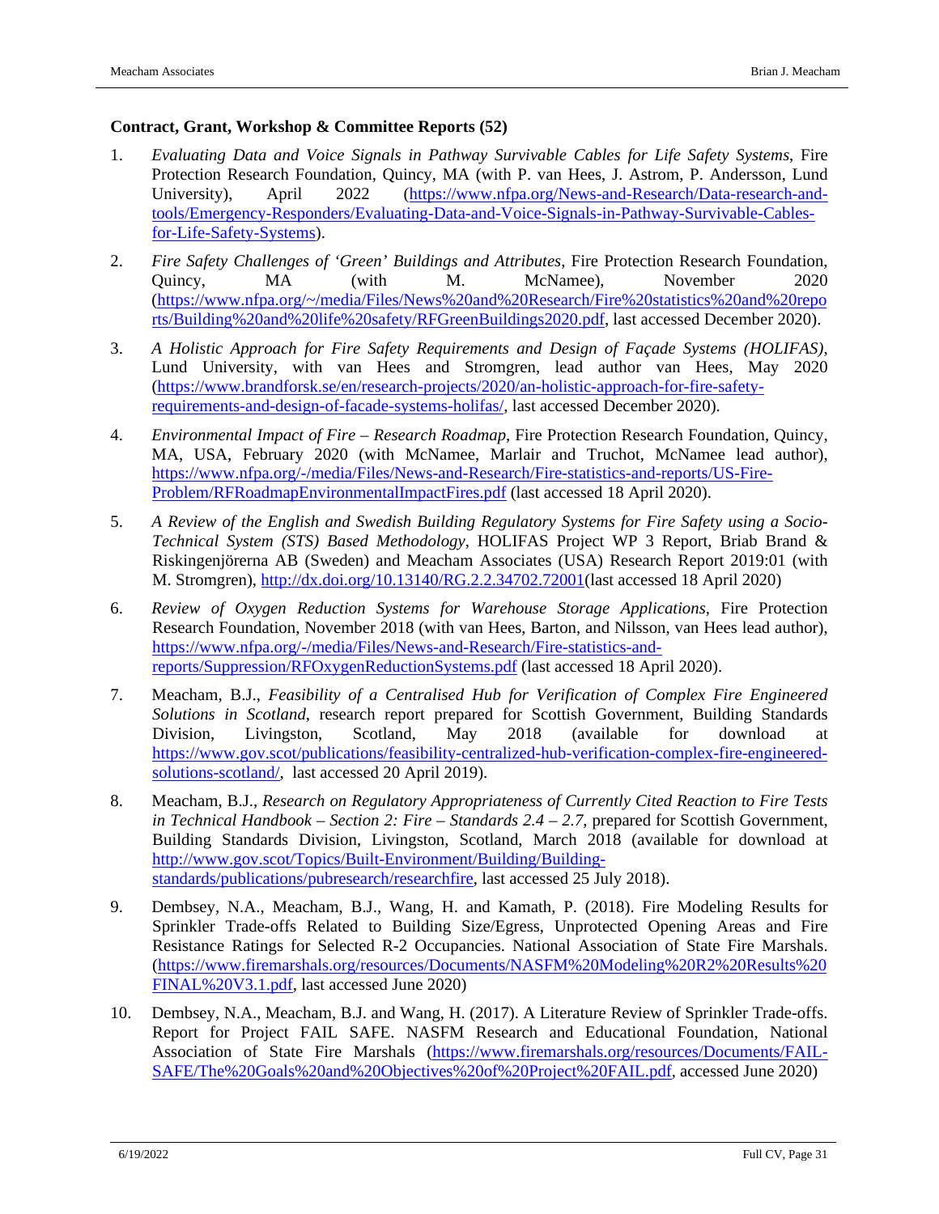**Contract, Grant, Workshop & Committee Reports (52)**

1. *Evaluating Data and Voice Signals in Pathway Survivable Cables for Life Safety Systems*, Fire Protection Research Foundation, Quincy, MA (with P. van Hees, J. Astrom, P. Andersson, Lund University), April 2022 (https://www.nfpa.org/News-and-Research/Data-research-and-tools/Emergency-Responders/Evaluating-Data-and-Voice-Signals-in-Pathway-Survivable-Cables-for-Life-Safety-Systems).

2. *Fire Safety Challenges of 'Green' Buildings and Attributes*, Fire Protection Research Foundation, Quincy, MA (with M. McNamee), November 2020 (https://www.nfpa.org/~/media/Files/News%20and%20Research/Fire%20statistics%20and%20reports/Building%20and%20life%20safety/RFGreenBuildings2020.pdf, last accessed December 2020).

3. *A Holistic Approach for Fire Safety Requirements and Design of Façade Systems (HOLIFAS)*, Lund University, with van Hees and Stromgren, lead author van Hees, May 2020 (https://www.brandforsk.se/en/research-projects/2020/an-holistic-approach-for-fire-safety-requirements-and-design-of-facade-systems-holifas/, last accessed December 2020).

4. *Environmental Impact of Fire – Research Roadmap*, Fire Protection Research Foundation, Quincy, MA, USA, February 2020 (with McNamee, Marlair and Truchot, McNamee lead author), https://www.nfpa.org/-/media/Files/News-and-Research/Fire-statistics-and-reports/US-Fire-Problem/RFRoadmapEnvironmentalImpactFires.pdf (last accessed 18 April 2020).

5. *A Review of the English and Swedish Building Regulatory Systems for Fire Safety using a Socio-Technical System (STS) Based Methodology*, HOLIFAS Project WP 3 Report, Briab Brand & Riskingenjörerna AB (Sweden) and Meacham Associates (USA) Research Report 2019:01 (with M. Stromgren), http://dx.doi.org/10.13140/RG.2.2.34702.72001(last accessed 18 April 2020)

6. *Review of Oxygen Reduction Systems for Warehouse Storage Applications*, Fire Protection Research Foundation, November 2018 (with van Hees, Barton, and Nilsson, van Hees lead author), https://www.nfpa.org/-/media/Files/News-and-Research/Fire-statistics-and-reports/Suppression/RFOxygenReductionSystems.pdf (last accessed 18 April 2020).

7. Meacham, B.J., *Feasibility of a Centralised Hub for Verification of Complex Fire Engineered Solutions in Scotland*, research report prepared for Scottish Government, Building Standards Division, Livingston, Scotland, May 2018 (available for download at https://www.gov.scot/publications/feasibility-centralized-hub-verification-complex-fire-engineered-solutions-scotland/, last accessed 20 April 2019).

8. Meacham, B.J., *Research on Regulatory Appropriateness of Currently Cited Reaction to Fire Tests in Technical Handbook – Section 2: Fire – Standards 2.4 – 2.7*, prepared for Scottish Government, Building Standards Division, Livingston, Scotland, March 2018 (available for download at http://www.gov.scot/Topics/Built-Environment/Building/Building-standards/publications/pubresearch/researchfire, last accessed 25 July 2018).

9. Dembsey, N.A., Meacham, B.J., Wang, H. and Kamath, P. (2018). Fire Modeling Results for Sprinkler Trade-offs Related to Building Size/Egress, Unprotected Opening Areas and Fire Resistance Ratings for Selected R-2 Occupancies. National Association of State Fire Marshals. (https://www.firemarshals.org/resources/Documents/NASFM%20Modeling%20R2%20Results%20FINAL%20V3.1.pdf, last accessed June 2020)

10. Dembsey, N.A., Meacham, B.J. and Wang, H. (2017). A Literature Review of Sprinkler Trade-offs. Report for Project FAIL SAFE. NASFM Research and Educational Foundation, National Association of State Fire Marshals (https://www.firemarshals.org/resources/Documents/FAIL-SAFE/The%20Goals%20and%20Objectives%20of%20Project%20FAIL.pdf, accessed June 2020)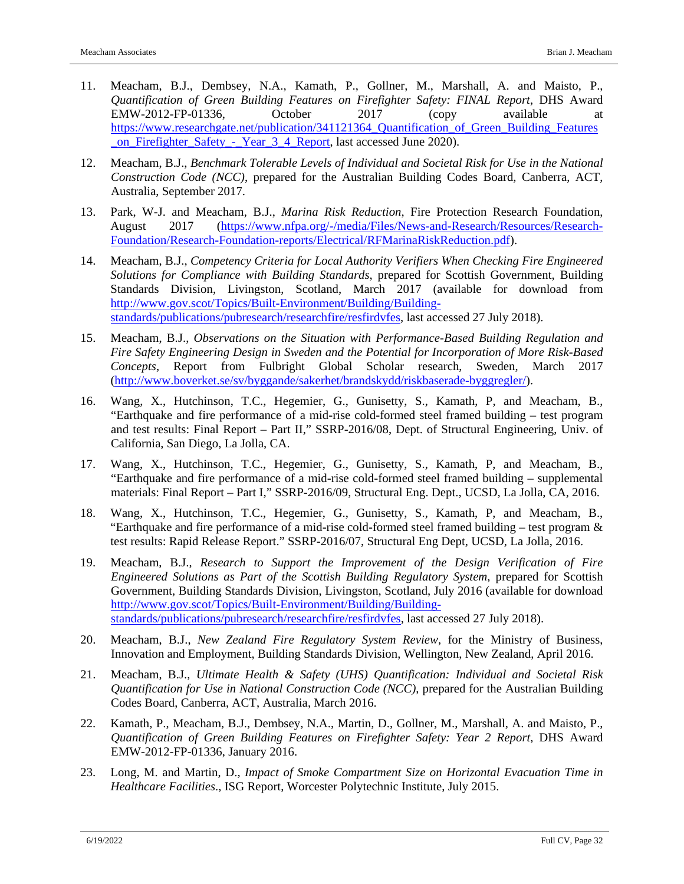11. Meacham, B.J., Dembsey, N.A., Kamath, P., Gollner, M., Marshall, A. and Maisto, P., *Quantification of Green Building Features on Firefighter Safety: FINAL Report*, DHS Award EMW-2012-FP-01336, October 2017 (copy available at https://www.researchgate.net/publication/341121364_Quantification_of_Green_Building_Features_on_Firefighter_Safety_-_Year_3_4_Report, last accessed June 2020).

12. Meacham, B.J., *Benchmark Tolerable Levels of Individual and Societal Risk for Use in the National Construction Code (NCC)*, prepared for the Australian Building Codes Board, Canberra, ACT, Australia, September 2017.

13. Park, W-J. and Meacham, B.J., *Marina Risk Reduction*, Fire Protection Research Foundation, August 2017 (https://www.nfpa.org/-/media/Files/News-and-Research/Resources/Research-Foundation/Research-Foundation-reports/Electrical/RFMarinaRiskReduction.pdf).

14. Meacham, B.J., *Competency Criteria for Local Authority Verifiers When Checking Fire Engineered Solutions for Compliance with Building Standards*, prepared for Scottish Government, Building Standards Division, Livingston, Scotland, March 2017 (available for download from http://www.gov.scot/Topics/Built-Environment/Building/Building-standards/publications/pubresearch/researchfire/resfirdvfes, last accessed 27 July 2018).

15. Meacham, B.J., *Observations on the Situation with Performance-Based Building Regulation and Fire Safety Engineering Design in Sweden and the Potential for Incorporation of More Risk-Based Concepts*, Report from Fulbright Global Scholar research, Sweden, March 2017 (http://www.boverket.se/sv/byggande/sakerhet/brandskydd/riskbaserade-byggregler/).

16. Wang, X., Hutchinson, T.C., Hegemier, G., Gunisetty, S., Kamath, P, and Meacham, B., "Earthquake and fire performance of a mid-rise cold-formed steel framed building – test program and test results: Final Report – Part II," SSRP-2016/08, Dept. of Structural Engineering, Univ. of California, San Diego, La Jolla, CA.

17. Wang, X., Hutchinson, T.C., Hegemier, G., Gunisetty, S., Kamath, P, and Meacham, B., "Earthquake and fire performance of a mid-rise cold-formed steel framed building – supplemental materials: Final Report – Part I," SSRP-2016/09, Structural Eng. Dept., UCSD, La Jolla, CA, 2016.

18. Wang, X., Hutchinson, T.C., Hegemier, G., Gunisetty, S., Kamath, P, and Meacham, B., "Earthquake and fire performance of a mid-rise cold-formed steel framed building – test program & test results: Rapid Release Report." SSRP-2016/07, Structural Eng Dept, UCSD, La Jolla, 2016.

19. Meacham, B.J., *Research to Support the Improvement of the Design Verification of Fire Engineered Solutions as Part of the Scottish Building Regulatory System*, prepared for Scottish Government, Building Standards Division, Livingston, Scotland, July 2016 (available for download http://www.gov.scot/Topics/Built-Environment/Building/Building-standards/publications/pubresearch/researchfire/resfirdvfes, last accessed 27 July 2018).

20. Meacham, B.J., *New Zealand Fire Regulatory System Review*, for the Ministry of Business, Innovation and Employment, Building Standards Division, Wellington, New Zealand, April 2016.

21. Meacham, B.J., *Ultimate Health & Safety (UHS) Quantification: Individual and Societal Risk Quantification for Use in National Construction Code (NCC)*, prepared for the Australian Building Codes Board, Canberra, ACT, Australia, March 2016.

22. Kamath, P., Meacham, B.J., Dembsey, N.A., Martin, D., Gollner, M., Marshall, A. and Maisto, P., *Quantification of Green Building Features on Firefighter Safety: Year 2 Report*, DHS Award EMW-2012-FP-01336, January 2016.

23. Long, M. and Martin, D., *Impact of Smoke Compartment Size on Horizontal Evacuation Time in Healthcare Facilities*., ISG Report, Worcester Polytechnic Institute, July 2015.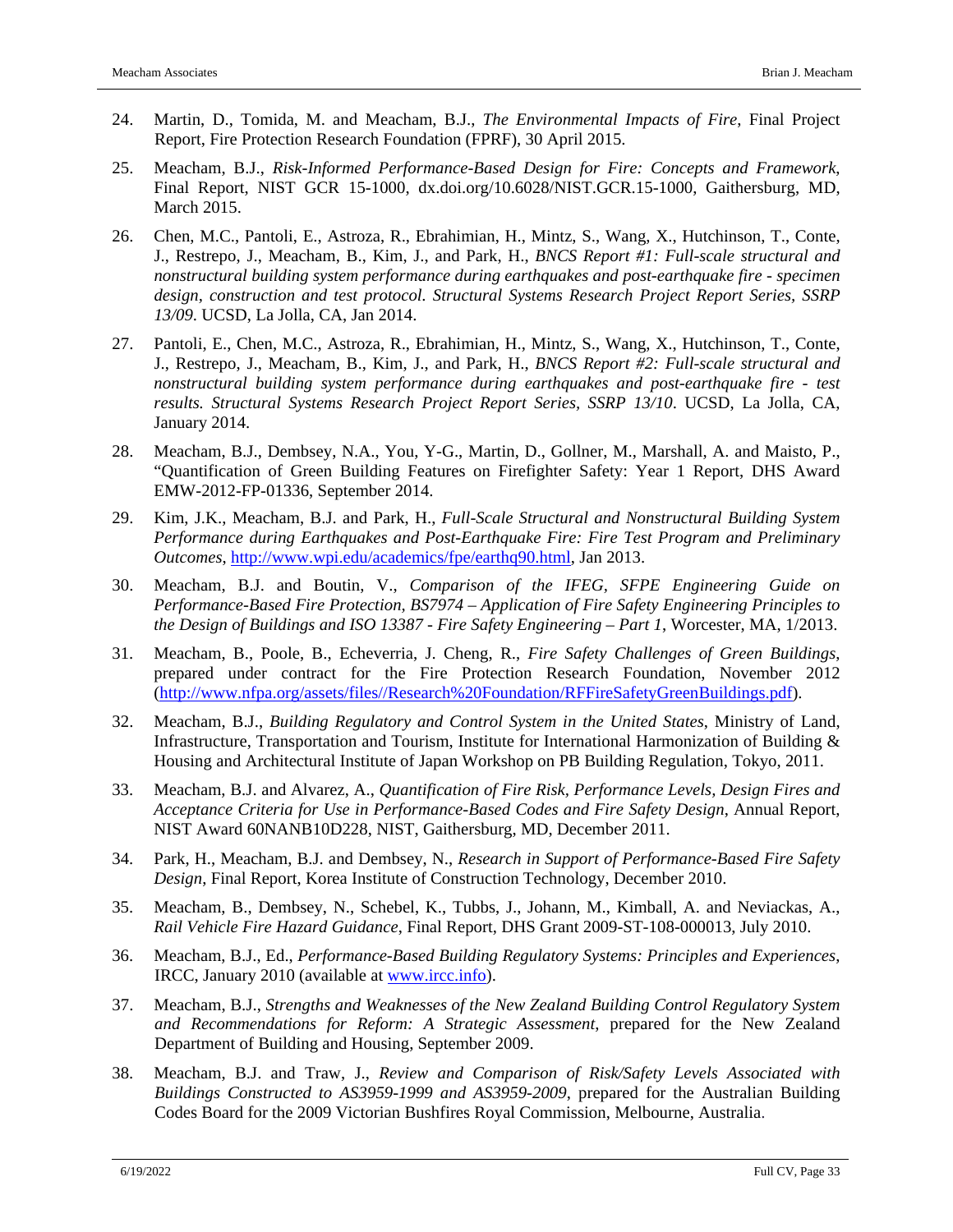24. Martin, D., Tomida, M. and Meacham, B.J., *The Environmental Impacts of Fire*, Final Project Report, Fire Protection Research Foundation (FPRF), 30 April 2015.

25. Meacham, B.J., *Risk-Informed Performance-Based Design for Fire: Concepts and Framework*, Final Report, NIST GCR 15-1000, dx.doi.org/10.6028/NIST.GCR.15-1000, Gaithersburg, MD, March 2015.

26. Chen, M.C., Pantoli, E., Astroza, R., Ebrahimian, H., Mintz, S., Wang, X., Hutchinson, T., Conte, J., Restrepo, J., Meacham, B., Kim, J., and Park, H., *BNCS Report #1: Full-scale structural and nonstructural building system performance during earthquakes and post-earthquake fire - specimen design, construction and test protocol. Structural Systems Research Project Report Series, SSRP 13/09*. UCSD, La Jolla, CA, Jan 2014.

27. Pantoli, E., Chen, M.C., Astroza, R., Ebrahimian, H., Mintz, S., Wang, X., Hutchinson, T., Conte, J., Restrepo, J., Meacham, B., Kim, J., and Park, H., *BNCS Report #2: Full-scale structural and nonstructural building system performance during earthquakes and post-earthquake fire - test results. Structural Systems Research Project Report Series, SSRP 13/10*. UCSD, La Jolla, CA, January 2014.

28. Meacham, B.J., Dembsey, N.A., You, Y-G., Martin, D., Gollner, M., Marshall, A. and Maisto, P., "Quantification of Green Building Features on Firefighter Safety: Year 1 Report, DHS Award EMW-2012-FP-01336, September 2014.

29. Kim, J.K., Meacham, B.J. and Park, H., *Full-Scale Structural and Nonstructural Building System Performance during Earthquakes and Post-Earthquake Fire: Fire Test Program and Preliminary Outcomes*, http://www.wpi.edu/academics/fpe/earthq90.html, Jan 2013.

30. Meacham, B.J. and Boutin, V., *Comparison of the IFEG, SFPE Engineering Guide on Performance-Based Fire Protection, BS7974 – Application of Fire Safety Engineering Principles to the Design of Buildings and ISO 13387 - Fire Safety Engineering – Part 1*, Worcester, MA, 1/2013.

31. Meacham, B., Poole, B., Echeverria, J. Cheng, R., *Fire Safety Challenges of Green Buildings*, prepared under contract for the Fire Protection Research Foundation, November 2012 (http://www.nfpa.org/assets/files//Research%20Foundation/RFFireSafetyGreenBuildings.pdf).

32. Meacham, B.J., *Building Regulatory and Control System in the United States*, Ministry of Land, Infrastructure, Transportation and Tourism, Institute for International Harmonization of Building & Housing and Architectural Institute of Japan Workshop on PB Building Regulation, Tokyo, 2011.

33. Meacham, B.J. and Alvarez, A., *Quantification of Fire Risk, Performance Levels, Design Fires and Acceptance Criteria for Use in Performance-Based Codes and Fire Safety Design*, Annual Report, NIST Award 60NANB10D228, NIST, Gaithersburg, MD, December 2011.

34. Park, H., Meacham, B.J. and Dembsey, N., *Research in Support of Performance-Based Fire Safety Design*, Final Report, Korea Institute of Construction Technology, December 2010.

35. Meacham, B., Dembsey, N., Schebel, K., Tubbs, J., Johann, M., Kimball, A. and Neviackas, A., *Rail Vehicle Fire Hazard Guidance*, Final Report, DHS Grant 2009-ST-108-000013, July 2010.

36. Meacham, B.J., Ed., *Performance-Based Building Regulatory Systems: Principles and Experiences*, IRCC, January 2010 (available at www.ircc.info).

37. Meacham, B.J., *Strengths and Weaknesses of the New Zealand Building Control Regulatory System and Recommendations for Reform: A Strategic Assessment*, prepared for the New Zealand Department of Building and Housing, September 2009.

38. Meacham, B.J. and Traw, J., *Review and Comparison of Risk/Safety Levels Associated with Buildings Constructed to AS3959-1999 and AS3959-2009*, prepared for the Australian Building Codes Board for the 2009 Victorian Bushfires Royal Commission, Melbourne, Australia.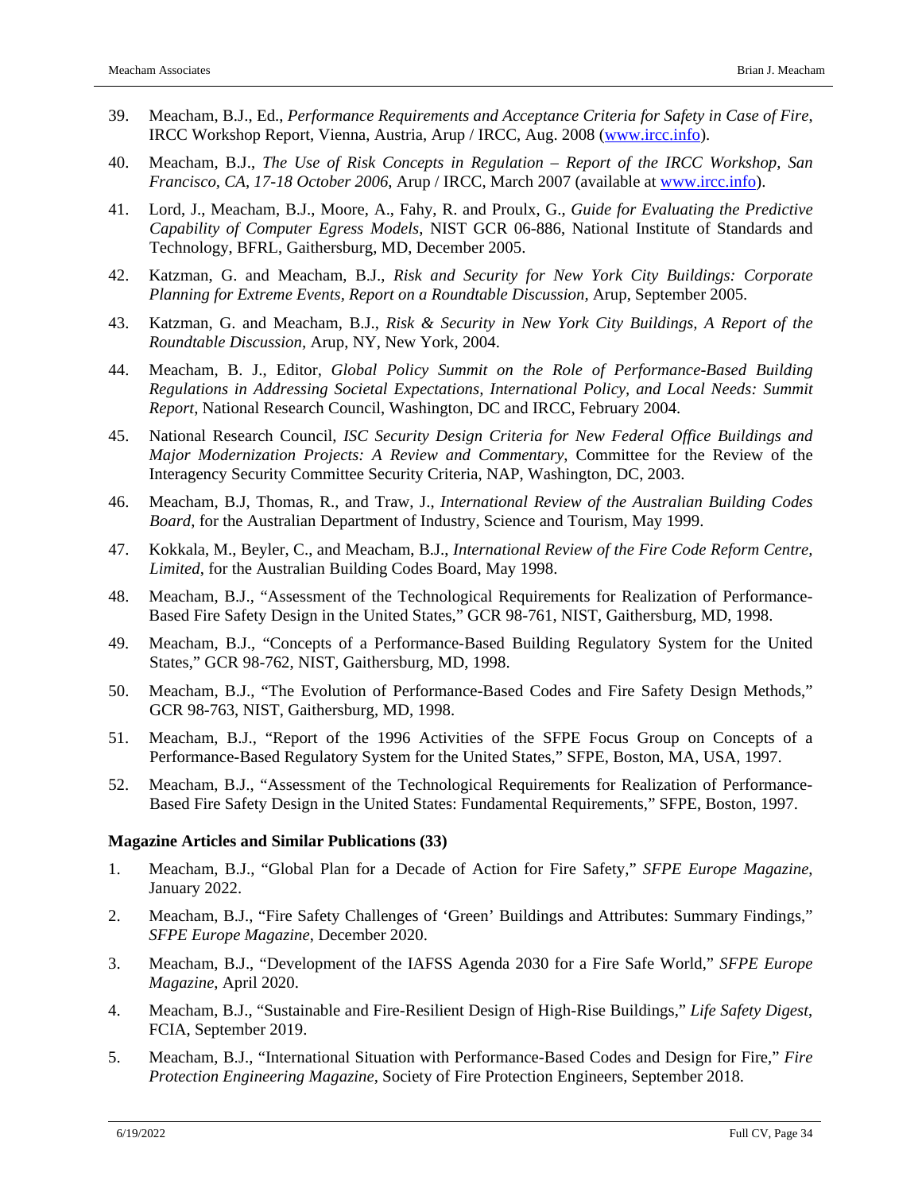39. Meacham, B.J., Ed., *Performance Requirements and Acceptance Criteria for Safety in Case of Fire*, IRCC Workshop Report, Vienna, Austria, Arup / IRCC, Aug. 2008 (www.ircc.info).

40. Meacham, B.J., *The Use of Risk Concepts in Regulation – Report of the IRCC Workshop, San Francisco, CA, 17-18 October 2006*, Arup / IRCC, March 2007 (available at www.ircc.info).

41. Lord, J., Meacham, B.J., Moore, A., Fahy, R. and Proulx, G., *Guide for Evaluating the Predictive Capability of Computer Egress Models*, NIST GCR 06-886, National Institute of Standards and Technology, BFRL, Gaithersburg, MD, December 2005.

42. Katzman, G. and Meacham, B.J., *Risk and Security for New York City Buildings: Corporate Planning for Extreme Events, Report on a Roundtable Discussion*, Arup, September 2005.

43. Katzman, G. and Meacham, B.J., *Risk & Security in New York City Buildings, A Report of the Roundtable Discussion*, Arup, NY, New York, 2004.

44. Meacham, B. J., Editor, *Global Policy Summit on the Role of Performance-Based Building Regulations in Addressing Societal Expectations, International Policy, and Local Needs: Summit Report*, National Research Council, Washington, DC and IRCC, February 2004.

45. National Research Council, *ISC Security Design Criteria for New Federal Office Buildings and Major Modernization Projects: A Review and Commentary*, Committee for the Review of the Interagency Security Committee Security Criteria, NAP, Washington, DC, 2003.

46. Meacham, B.J, Thomas, R., and Traw, J., *International Review of the Australian Building Codes Board*, for the Australian Department of Industry, Science and Tourism, May 1999.

47. Kokkala, M., Beyler, C., and Meacham, B.J., *International Review of the Fire Code Reform Centre, Limited*, for the Australian Building Codes Board, May 1998.

48. Meacham, B.J., "Assessment of the Technological Requirements for Realization of Performance-Based Fire Safety Design in the United States," GCR 98-761, NIST, Gaithersburg, MD, 1998.

49. Meacham, B.J., "Concepts of a Performance-Based Building Regulatory System for the United States," GCR 98-762, NIST, Gaithersburg, MD, 1998.

50. Meacham, B.J., "The Evolution of Performance-Based Codes and Fire Safety Design Methods," GCR 98-763, NIST, Gaithersburg, MD, 1998.

51. Meacham, B.J., "Report of the 1996 Activities of the SFPE Focus Group on Concepts of a Performance-Based Regulatory System for the United States," SFPE, Boston, MA, USA, 1997.

52. Meacham, B.J., "Assessment of the Technological Requirements for Realization of Performance-Based Fire Safety Design in the United States: Fundamental Requirements," SFPE, Boston, 1997.

**Magazine Articles and Similar Publications (33)**

1. Meacham, B.J., "Global Plan for a Decade of Action for Fire Safety," *SFPE Europe Magazine*, January 2022.

2. Meacham, B.J., "Fire Safety Challenges of 'Green' Buildings and Attributes: Summary Findings," *SFPE Europe Magazine*, December 2020.

3. Meacham, B.J., "Development of the IAFSS Agenda 2030 for a Fire Safe World," *SFPE Europe Magazine*, April 2020.

4. Meacham, B.J., "Sustainable and Fire-Resilient Design of High-Rise Buildings," *Life Safety Digest*, FCIA, September 2019.

5. Meacham, B.J., "International Situation with Performance-Based Codes and Design for Fire," *Fire Protection Engineering Magazine*, Society of Fire Protection Engineers, September 2018.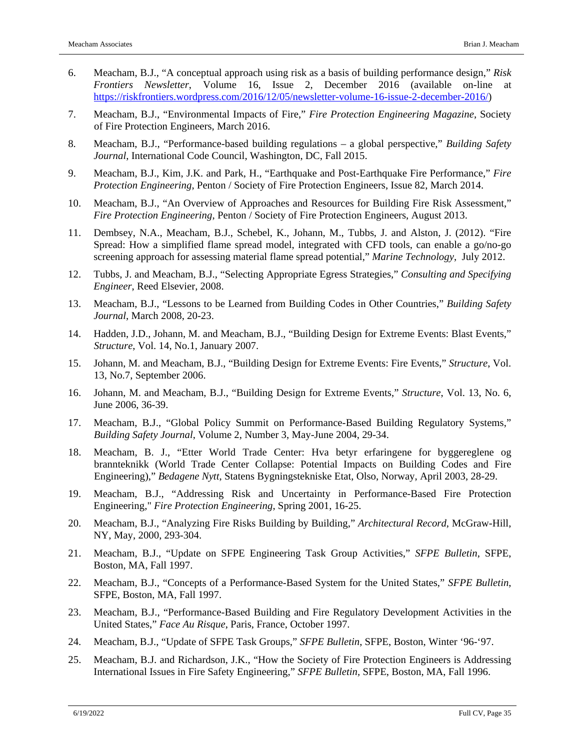6. Meacham, B.J., "A conceptual approach using risk as a basis of building performance design," *Risk Frontiers Newsletter*, Volume 16, Issue 2, December 2016 (available on-line at https://riskfrontiers.wordpress.com/2016/12/05/newsletter-volume-16-issue-2-december-2016/)

7. Meacham, B.J., "Environmental Impacts of Fire," *Fire Protection Engineering Magazine*, Society of Fire Protection Engineers, March 2016.

8. Meacham, B.J., "Performance-based building regulations – a global perspective," *Building Safety Journal*, International Code Council, Washington, DC, Fall 2015.

9. Meacham, B.J., Kim, J.K. and Park, H., "Earthquake and Post-Earthquake Fire Performance," *Fire Protection Engineering*, Penton / Society of Fire Protection Engineers, Issue 82, March 2014.

10. Meacham, B.J., "An Overview of Approaches and Resources for Building Fire Risk Assessment," *Fire Protection Engineering*, Penton / Society of Fire Protection Engineers, August 2013.

11. Dembsey, N.A., Meacham, B.J., Schebel, K., Johann, M., Tubbs, J. and Alston, J. (2012). "Fire Spread: How a simplified flame spread model, integrated with CFD tools, can enable a go/no-go screening approach for assessing material flame spread potential," *Marine Technology*, July 2012.

12. Tubbs, J. and Meacham, B.J., "Selecting Appropriate Egress Strategies," *Consulting and Specifying Engineer*, Reed Elsevier, 2008.

13. Meacham, B.J., "Lessons to be Learned from Building Codes in Other Countries," *Building Safety Journal*, March 2008, 20-23.

14. Hadden, J.D., Johann, M. and Meacham, B.J., "Building Design for Extreme Events: Blast Events," *Structure*, Vol. 14, No.1, January 2007.

15. Johann, M. and Meacham, B.J., "Building Design for Extreme Events: Fire Events," *Structure*, Vol. 13, No.7, September 2006.

16. Johann, M. and Meacham, B.J., "Building Design for Extreme Events," *Structure*, Vol. 13, No. 6, June 2006, 36-39.

17. Meacham, B.J., "Global Policy Summit on Performance-Based Building Regulatory Systems," *Building Safety Journal*, Volume 2, Number 3, May-June 2004, 29-34.

18. Meacham, B. J., "Etter World Trade Center: Hva betyr erfaringene for byggereglene og brannteknikk (World Trade Center Collapse: Potential Impacts on Building Codes and Fire Engineering)," *Bedagene Nytt*, Statens Bygningstekniske Etat, Olso, Norway, April 2003, 28-29.

19. Meacham, B.J., "Addressing Risk and Uncertainty in Performance-Based Fire Protection Engineering," *Fire Protection Engineering*, Spring 2001, 16-25.

20. Meacham, B.J., "Analyzing Fire Risks Building by Building," *Architectural Record*, McGraw-Hill, NY, May, 2000, 293-304.

21. Meacham, B.J., "Update on SFPE Engineering Task Group Activities," *SFPE Bulletin*, SFPE, Boston, MA, Fall 1997.

22. Meacham, B.J., "Concepts of a Performance-Based System for the United States," *SFPE Bulletin*, SFPE, Boston, MA, Fall 1997.

23. Meacham, B.J., "Performance-Based Building and Fire Regulatory Development Activities in the United States," *Face Au Risque*, Paris, France, October 1997.

24. Meacham, B.J., "Update of SFPE Task Groups," *SFPE Bulletin*, SFPE, Boston, Winter '96-'97.

25. Meacham, B.J. and Richardson, J.K., "How the Society of Fire Protection Engineers is Addressing International Issues in Fire Safety Engineering," *SFPE Bulletin*, SFPE, Boston, MA, Fall 1996.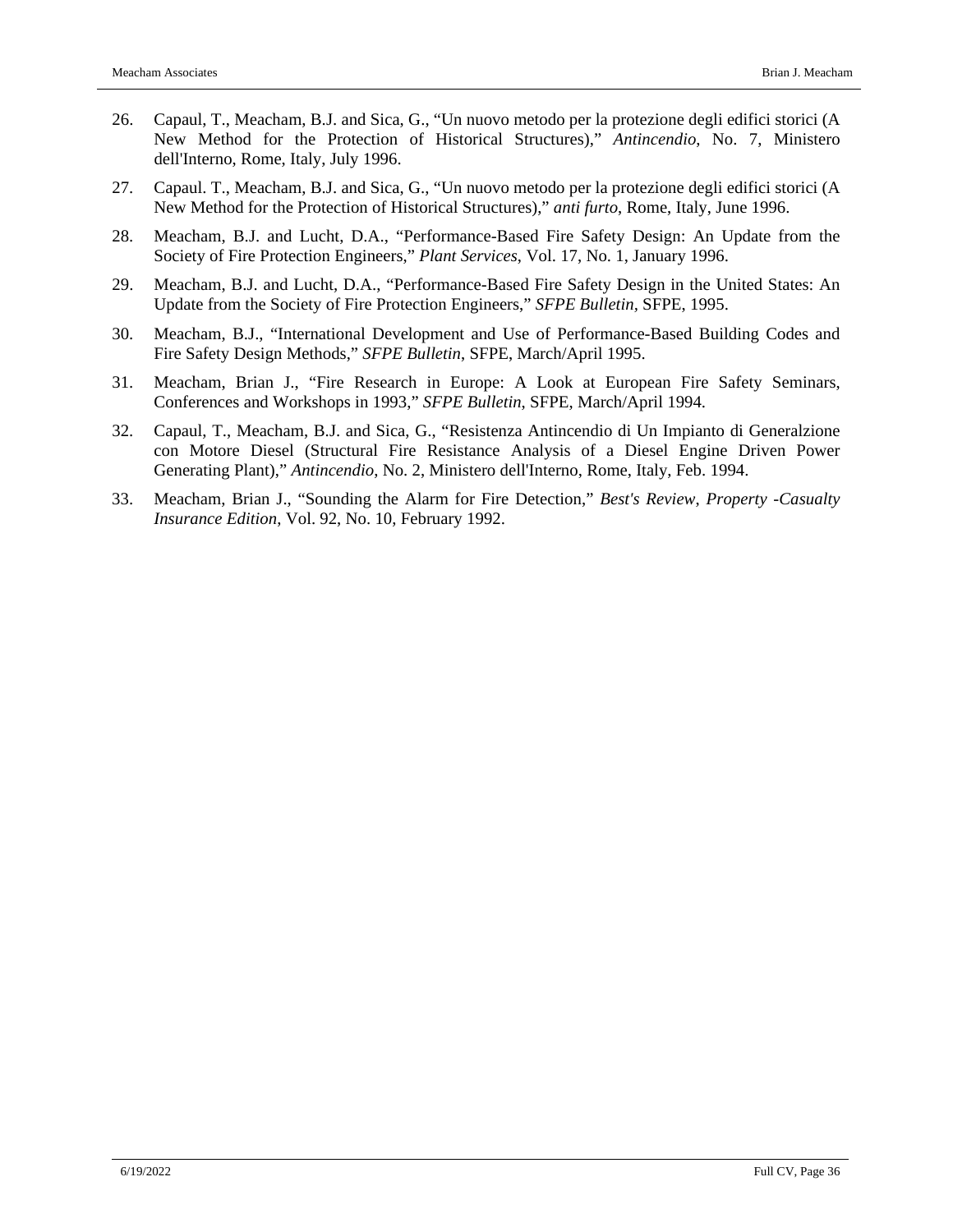26. Capaul, T., Meacham, B.J. and Sica, G., “Un nuovo metodo per la protezione degli edifici storici (A New Method for the Protection of Historical Structures),” *Antincendio*, No. 7, Ministero dell'Interno, Rome, Italy, July 1996.

27. Capaul. T., Meacham, B.J. and Sica, G., “Un nuovo metodo per la protezione degli edifici storici (A New Method for the Protection of Historical Structures),” *anti furto*, Rome, Italy, June 1996.

28. Meacham, B.J. and Lucht, D.A., “Performance-Based Fire Safety Design: An Update from the Society of Fire Protection Engineers,” *Plant Services*, Vol. 17, No. 1, January 1996.

29. Meacham, B.J. and Lucht, D.A., “Performance-Based Fire Safety Design in the United States: An Update from the Society of Fire Protection Engineers,” *SFPE Bulletin*, SFPE, 1995.

30. Meacham, B.J., “International Development and Use of Performance-Based Building Codes and Fire Safety Design Methods,” *SFPE Bulletin*, SFPE, March/April 1995.

31. Meacham, Brian J., “Fire Research in Europe: A Look at European Fire Safety Seminars, Conferences and Workshops in 1993,” *SFPE Bulletin*, SFPE, March/April 1994.

32. Capaul, T., Meacham, B.J. and Sica, G., “Resistenza Antincendio di Un Impianto di Generalzione con Motore Diesel (Structural Fire Resistance Analysis of a Diesel Engine Driven Power Generating Plant),” *Antincendio*, No. 2, Ministero dell'Interno, Rome, Italy, Feb. 1994.

33. Meacham, Brian J., “Sounding the Alarm for Fire Detection,” *Best's Review*, *Property -Casualty Insurance Edition*, Vol. 92, No. 10, February 1992.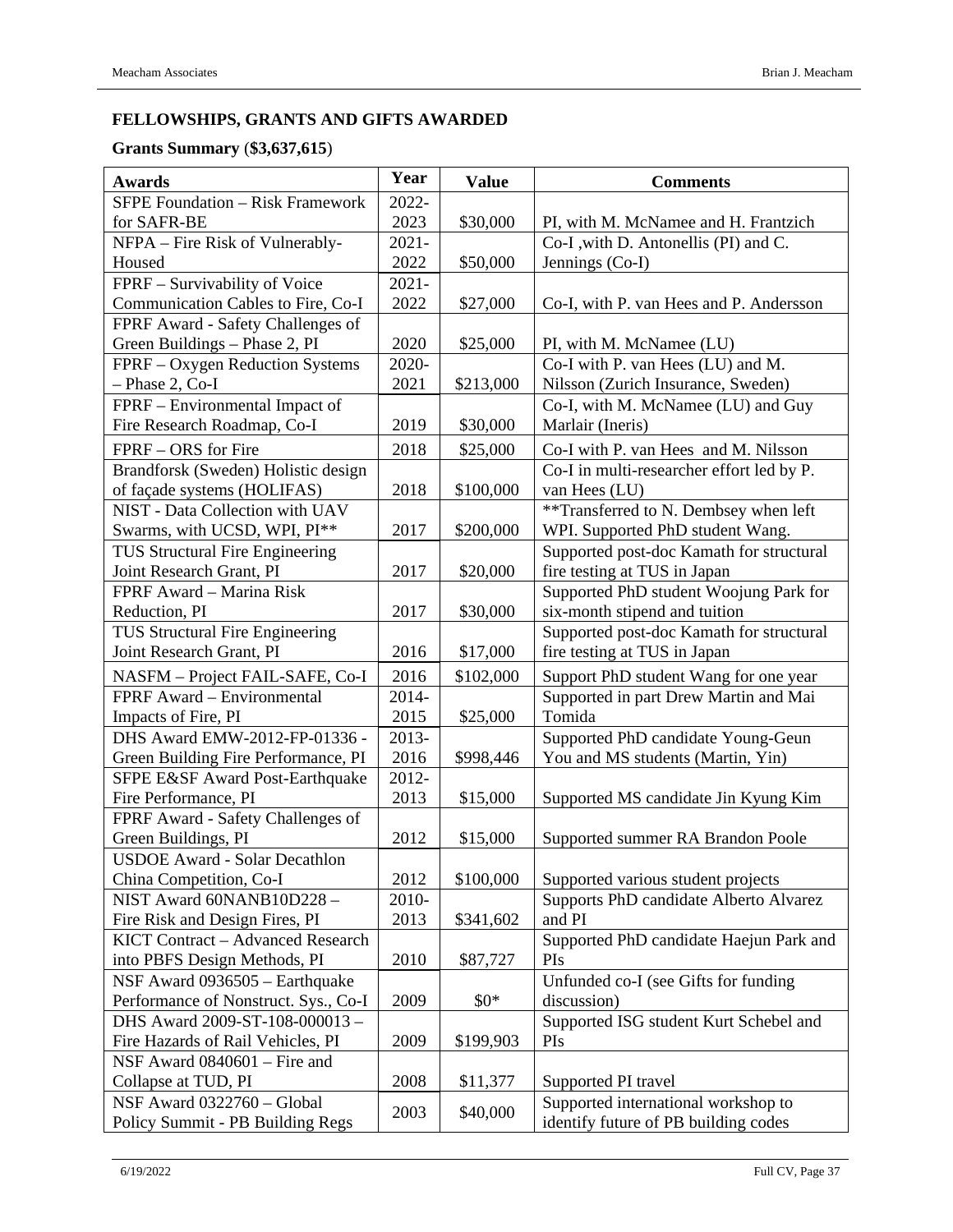## FELLOWSHIPS, GRANTS AND GIFTS AWARDED

### Grants Summary (**$3,637,615**)

| Awards | Year | Value | Comments |
|---|---|---|---|
| SFPE Foundation – Risk Framework for SAFR-BE | 2022-2023 | $30,000 | PI, with M. McNamee and H. Frantzich |
| NFPA – Fire Risk of Vulnerably-Housed | 2021-2022 | $50,000 | Co-I ,with D. Antonellis (PI) and C. Jennings (Co-I) |
| FPRF – Survivability of Voice Communication Cables to Fire, Co-I | 2021-2022 | $27,000 | Co-I, with P. van Hees and P. Andersson |
| FPRF Award - Safety Challenges of Green Buildings – Phase 2, PI | 2020 | $25,000 | PI, with M. McNamee (LU) |
| FPRF – Oxygen Reduction Systems – Phase 2, Co-I | 2020-2021 | $213,000 | Co-I with P. van Hees (LU) and M. Nilsson (Zurich Insurance, Sweden) |
| FPRF – Environmental Impact of Fire Research Roadmap, Co-I | 2019 | $30,000 | Co-I, with M. McNamee (LU) and Guy Marlair (Ineris) |
| FPRF – ORS for Fire | 2018 | $25,000 | Co-I with P. van Hees and M. Nilsson |
| Brandforsk (Sweden) Holistic design of façade systems (HOLIFAS) | 2018 | $100,000 | Co-I in multi-researcher effort led by P. van Hees (LU) |
| NIST - Data Collection with UAV Swarms, with UCSD, WPI, PI** | 2017 | $200,000 | **Transferred to N. Dembsey when left WPI. Supported PhD student Wang. |
| TUS Structural Fire Engineering Joint Research Grant, PI | 2017 | $20,000 | Supported post-doc Kamath for structural fire testing at TUS in Japan |
| FPRF Award – Marina Risk Reduction, PI | 2017 | $30,000 | Supported PhD student Woojung Park for six-month stipend and tuition |
| TUS Structural Fire Engineering Joint Research Grant, PI | 2016 | $17,000 | Supported post-doc Kamath for structural fire testing at TUS in Japan |
| NASFM – Project FAIL-SAFE, Co-I | 2016 | $102,000 | Support PhD student Wang for one year |
| FPRF Award – Environmental Impacts of Fire, PI | 2014-2015 | $25,000 | Supported in part Drew Martin and Mai Tomida |
| DHS Award EMW-2012-FP-01336 - Green Building Fire Performance, PI | 2013-2016 | $998,446 | Supported PhD candidate Young-Geun You and MS students (Martin, Yin) |
| SFPE E&SF Award Post-Earthquake Fire Performance, PI | 2012-2013 | $15,000 | Supported MS candidate Jin Kyung Kim |
| FPRF Award - Safety Challenges of Green Buildings, PI | 2012 | $15,000 | Supported summer RA Brandon Poole |
| USDOE Award - Solar Decathlon China Competition, Co-I | 2012 | $100,000 | Supported various student projects |
| NIST Award 60NANB10D228 – Fire Risk and Design Fires, PI | 2010-2013 | $341,602 | Supports PhD candidate Alberto Alvarez and PI |
| KICT Contract – Advanced Research into PBFS Design Methods, PI | 2010 | $87,727 | Supported PhD candidate Haejun Park and PIs |
| NSF Award 0936505 – Earthquake Performance of Nonstruct. Sys., Co-I | 2009 | $0* | Unfunded co-I (see Gifts for funding discussion) |
| DHS Award 2009-ST-108-000013 – Fire Hazards of Rail Vehicles, PI | 2009 | $199,903 | Supported ISG student Kurt Schebel and PIs |
| NSF Award 0840601 – Fire and Collapse at TUD, PI | 2008 | $11,377 | Supported PI travel |
| NSF Award 0322760 – Global Policy Summit - PB Building Regs | 2003 | $40,000 | Supported international workshop to identify future of PB building codes |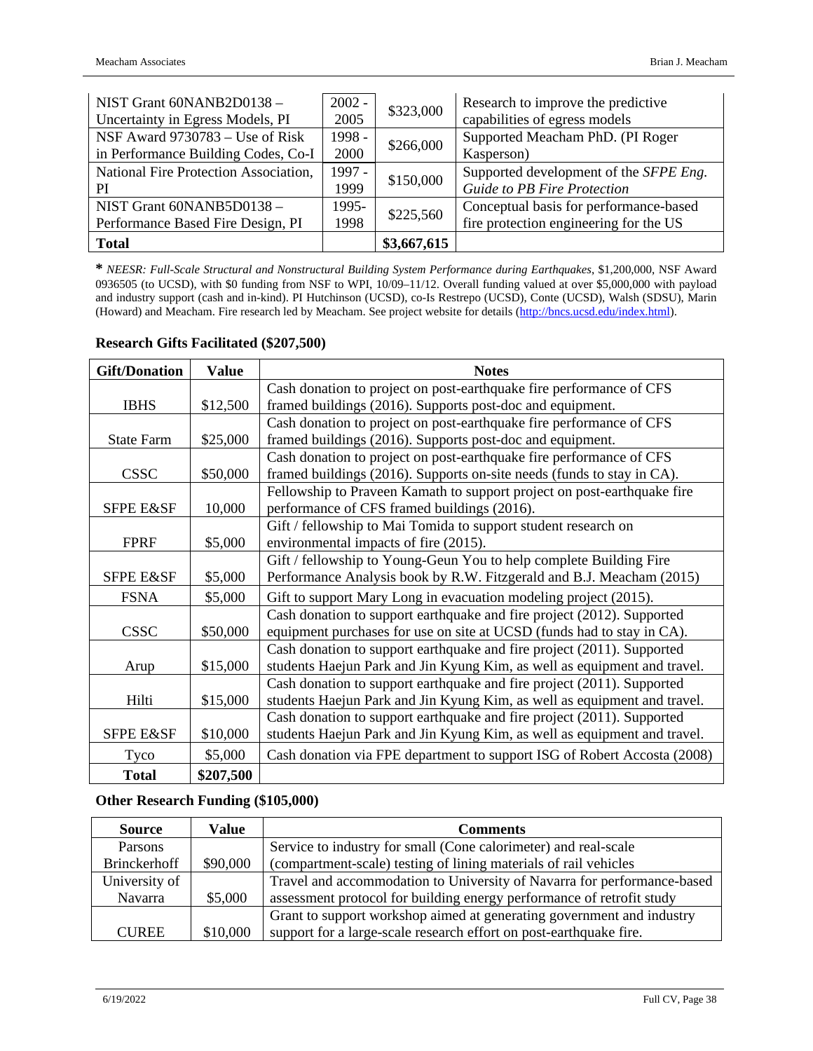| | | | |
|---|---|---|---|
| NIST Grant 60NANB2D0138 – Uncertainty in Egress Models, PI | 2002 - 2005 | $323,000 | Research to improve the predictive capabilities of egress models |
| NSF Award 9730783 – Use of Risk in Performance Building Codes, Co-I | 1998 - 2000 | $266,000 | Supported Meacham PhD. (PI Roger Kasperson) |
| National Fire Protection Association, PI | 1997 - 1999 | $150,000 | Supported development of the *SFPE Eng. Guide to PB Fire Protection* |
| NIST Grant 60NANB5D0138 – Performance Based Fire Design, PI | 1995- 1998 | $225,560 | Conceptual basis for performance-based fire protection engineering for the US |
| **Total** | | **$3,667,615** | |

**\*** *NEESR: Full-Scale Structural and Nonstructural Building System Performance during Earthquakes*, $1,200,000, NSF Award 0936505 (to UCSD), with $0 funding from NSF to WPI, 10/09–11/12. Overall funding valued at over $5,000,000 with payload and industry support (cash and in-kind). PI Hutchinson (UCSD), co-Is Restrepo (UCSD), Conte (UCSD), Walsh (SDSU), Marin (Howard) and Meacham. Fire research led by Meacham. See project website for details (http://bncs.ucsd.edu/index.html).

**Research Gifts Facilitated ($207,500)**

| Gift/Donation | Value | Notes |
|---|---|---|
| IBHS | $12,500 | Cash donation to project on post-earthquake fire performance of CFS framed buildings (2016). Supports post-doc and equipment. |
| State Farm | $25,000 | Cash donation to project on post-earthquake fire performance of CFS framed buildings (2016). Supports post-doc and equipment. |
| CSSC | $50,000 | Cash donation to project on post-earthquake fire performance of CFS framed buildings (2016). Supports on-site needs (funds to stay in CA). |
| SFPE E&SF | 10,000 | Fellowship to Praveen Kamath to support project on post-earthquake fire performance of CFS framed buildings (2016). |
| FPRF | $5,000 | Gift / fellowship to Mai Tomida to support student research on environmental impacts of fire (2015). |
| SFPE E&SF | $5,000 | Gift / fellowship to Young-Geun You to help complete Building Fire Performance Analysis book by R.W. Fitzgerald and B.J. Meacham (2015) |
| FSNA | $5,000 | Gift to support Mary Long in evacuation modeling project (2015). |
| CSSC | $50,000 | Cash donation to support earthquake and fire project (2012). Supported equipment purchases for use on site at UCSD (funds had to stay in CA). |
| Arup | $15,000 | Cash donation to support earthquake and fire project (2011). Supported students Haejun Park and Jin Kyung Kim, as well as equipment and travel. |
| Hilti | $15,000 | Cash donation to support earthquake and fire project (2011). Supported students Haejun Park and Jin Kyung Kim, as well as equipment and travel. |
| SFPE E&SF | $10,000 | Cash donation to support earthquake and fire project (2011). Supported students Haejun Park and Jin Kyung Kim, as well as equipment and travel. |
| Tyco | $5,000 | Cash donation via FPE department to support ISG of Robert Accosta (2008) |
| **Total** | **$207,500** | |

**Other Research Funding ($105,000)**

| Source | Value | Comments |
|---|---|---|
| Parsons Brinckerhoff | $90,000 | Service to industry for small (Cone calorimeter) and real-scale (compartment-scale) testing of lining materials of rail vehicles |
| University of Navarra | $5,000 | Travel and accommodation to University of Navarra for performance-based assessment protocol for building energy performance of retrofit study |
| CUREE | $10,000 | Grant to support workshop aimed at generating government and industry support for a large-scale research effort on post-earthquake fire. |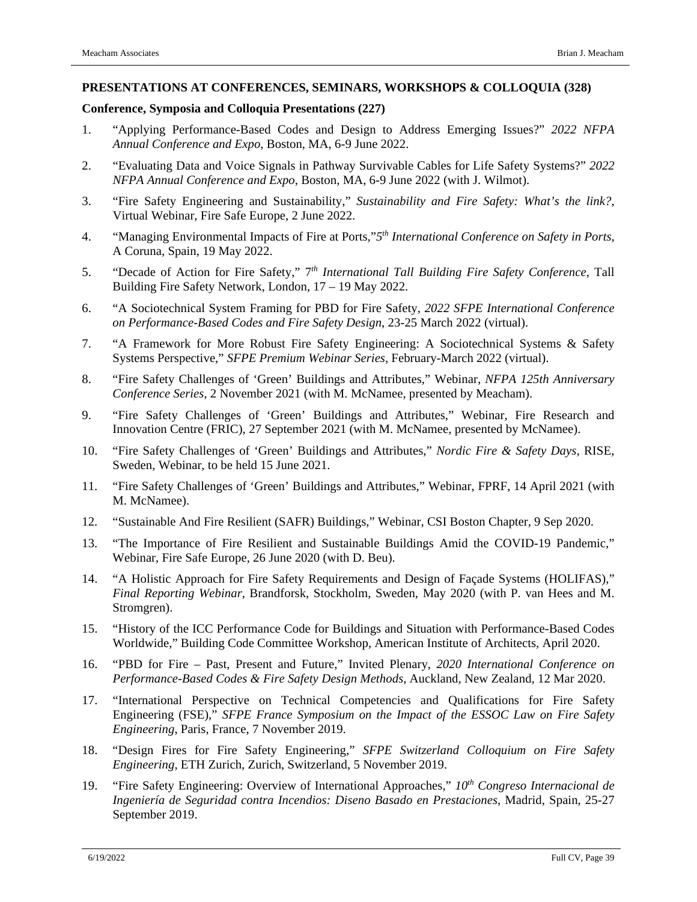## PRESENTATIONS AT CONFERENCES, SEMINARS, WORKSHOPS & COLLOQUIA (328)

### Conference, Symposia and Colloquia Presentations (227)

1. "Applying Performance-Based Codes and Design to Address Emerging Issues?" *2022 NFPA Annual Conference and Expo*, Boston, MA, 6-9 June 2022.
2. "Evaluating Data and Voice Signals in Pathway Survivable Cables for Life Safety Systems?" *2022 NFPA Annual Conference and Expo*, Boston, MA, 6-9 June 2022 (with J. Wilmot).
3. "Fire Safety Engineering and Sustainability," *Sustainability and Fire Safety: What's the link?*, Virtual Webinar, Fire Safe Europe, 2 June 2022.
4. "Managing Environmental Impacts of Fire at Ports,"*5th International Conference on Safety in Ports*, A Coruna, Spain, 19 May 2022.
5. "Decade of Action for Fire Safety," 7th *International Tall Building Fire Safety Conference*, Tall Building Fire Safety Network, London, 17 – 19 May 2022.
6. "A Sociotechnical System Framing for PBD for Fire Safety, *2022 SFPE International Conference on Performance-Based Codes and Fire Safety Design*, 23-25 March 2022 (virtual).
7. "A Framework for More Robust Fire Safety Engineering: A Sociotechnical Systems & Safety Systems Perspective," *SFPE Premium Webinar Series*, February-March 2022 (virtual).
8. "Fire Safety Challenges of 'Green' Buildings and Attributes," Webinar, *NFPA 125th Anniversary Conference Series*, 2 November 2021 (with M. McNamee, presented by Meacham).
9. "Fire Safety Challenges of 'Green' Buildings and Attributes," Webinar, Fire Research and Innovation Centre (FRIC), 27 September 2021 (with M. McNamee, presented by McNamee).
10. "Fire Safety Challenges of 'Green' Buildings and Attributes," *Nordic Fire & Safety Days*, RISE, Sweden, Webinar, to be held 15 June 2021.
11. "Fire Safety Challenges of 'Green' Buildings and Attributes," Webinar, FPRF, 14 April 2021 (with M. McNamee).
12. "Sustainable And Fire Resilient (SAFR) Buildings," Webinar, CSI Boston Chapter, 9 Sep 2020.
13. "The Importance of Fire Resilient and Sustainable Buildings Amid the COVID-19 Pandemic," Webinar, Fire Safe Europe, 26 June 2020 (with D. Beu).
14. "A Holistic Approach for Fire Safety Requirements and Design of Façade Systems (HOLIFAS)," *Final Reporting Webinar*, Brandforsk, Stockholm, Sweden, May 2020 (with P. van Hees and M. Stromgren).
15. "History of the ICC Performance Code for Buildings and Situation with Performance-Based Codes Worldwide," Building Code Committee Workshop, American Institute of Architects, April 2020.
16. "PBD for Fire – Past, Present and Future," Invited Plenary, *2020 International Conference on Performance-Based Codes & Fire Safety Design Methods*, Auckland, New Zealand, 12 Mar 2020.
17. "International Perspective on Technical Competencies and Qualifications for Fire Safety Engineering (FSE)," *SFPE France Symposium on the Impact of the ESSOC Law on Fire Safety Engineering*, Paris, France, 7 November 2019.
18. "Design Fires for Fire Safety Engineering," *SFPE Switzerland Colloquium on Fire Safety Engineering*, ETH Zurich, Zurich, Switzerland, 5 November 2019.
19. "Fire Safety Engineering: Overview of International Approaches," *10th Congreso Internacional de Ingeniería de Seguridad contra Incendios: Diseno Basado en Prestaciones*, Madrid, Spain, 25-27 September 2019.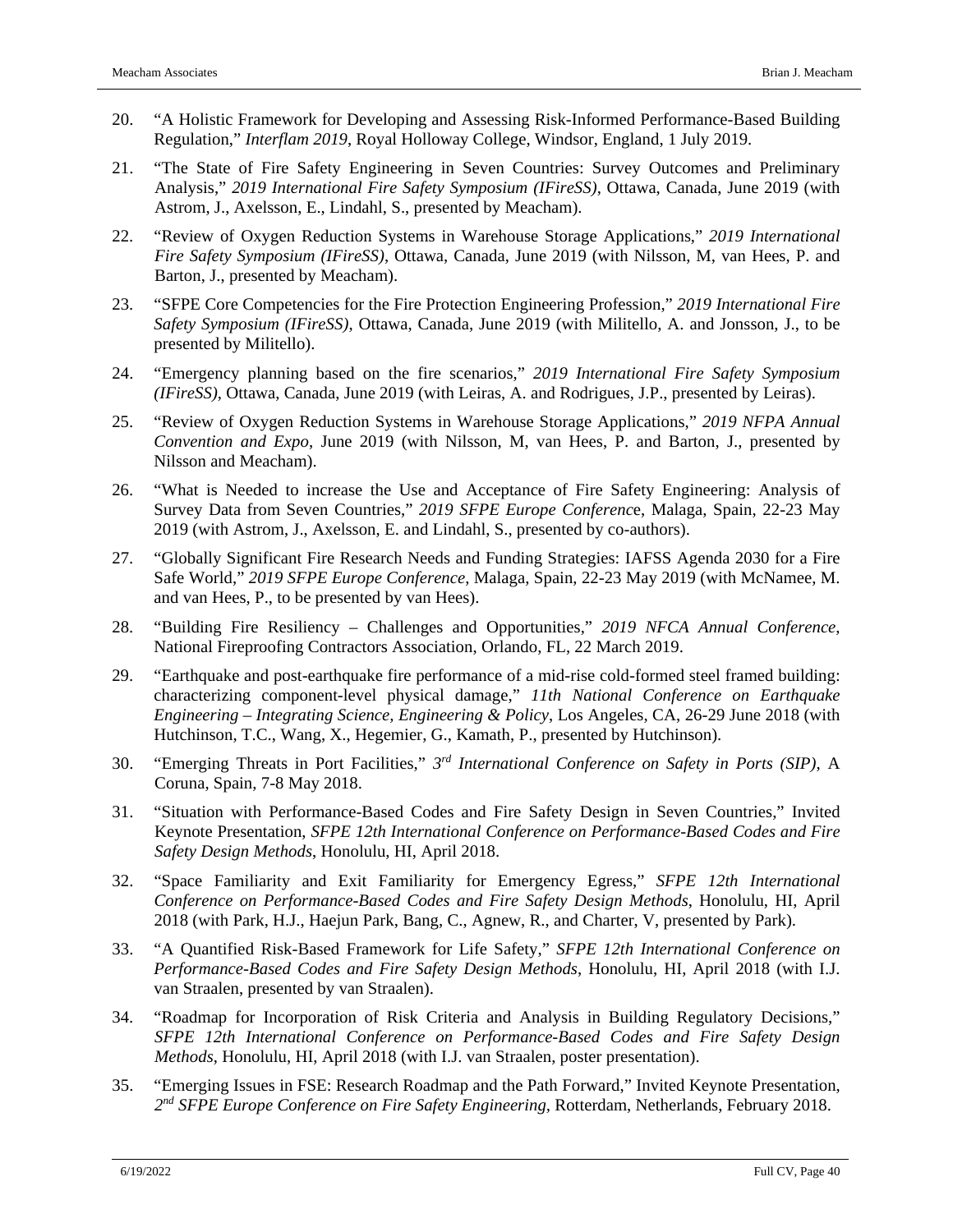20. "A Holistic Framework for Developing and Assessing Risk-Informed Performance-Based Building Regulation," *Interflam 2019*, Royal Holloway College, Windsor, England, 1 July 2019.

21. "The State of Fire Safety Engineering in Seven Countries: Survey Outcomes and Preliminary Analysis," *2019 International Fire Safety Symposium (IFireSS)*, Ottawa, Canada, June 2019 (with Astrom, J., Axelsson, E., Lindahl, S., presented by Meacham).

22. "Review of Oxygen Reduction Systems in Warehouse Storage Applications," *2019 International Fire Safety Symposium (IFireSS)*, Ottawa, Canada, June 2019 (with Nilsson, M, van Hees, P. and Barton, J., presented by Meacham).

23. "SFPE Core Competencies for the Fire Protection Engineering Profession," *2019 International Fire Safety Symposium (IFireSS)*, Ottawa, Canada, June 2019 (with Militello, A. and Jonsson, J., to be presented by Militello).

24. "Emergency planning based on the fire scenarios," *2019 International Fire Safety Symposium (IFireSS)*, Ottawa, Canada, June 2019 (with Leiras, A. and Rodrigues, J.P., presented by Leiras).

25. "Review of Oxygen Reduction Systems in Warehouse Storage Applications," *2019 NFPA Annual Convention and Expo*, June 2019 (with Nilsson, M, van Hees, P. and Barton, J., presented by Nilsson and Meacham).

26. "What is Needed to increase the Use and Acceptance of Fire Safety Engineering: Analysis of Survey Data from Seven Countries," *2019 SFPE Europe Conferenc*e, Malaga, Spain, 22-23 May 2019 (with Astrom, J., Axelsson, E. and Lindahl, S., presented by co-authors).

27. "Globally Significant Fire Research Needs and Funding Strategies: IAFSS Agenda 2030 for a Fire Safe World," *2019 SFPE Europe Conference*, Malaga, Spain, 22-23 May 2019 (with McNamee, M. and van Hees, P., to be presented by van Hees).

28. "Building Fire Resiliency – Challenges and Opportunities," *2019 NFCA Annual Conference*, National Fireproofing Contractors Association, Orlando, FL, 22 March 2019.

29. "Earthquake and post-earthquake fire performance of a mid-rise cold-formed steel framed building: characterizing component-level physical damage," *11th National Conference on Earthquake Engineering – Integrating Science, Engineering & Policy*, Los Angeles, CA, 26-29 June 2018 (with Hutchinson, T.C., Wang, X., Hegemier, G., Kamath, P., presented by Hutchinson).

30. "Emerging Threats in Port Facilities," *3rd International Conference on Safety in Ports (SIP)*, A Coruna, Spain, 7-8 May 2018.

31. "Situation with Performance-Based Codes and Fire Safety Design in Seven Countries," Invited Keynote Presentation, *SFPE 12th International Conference on Performance-Based Codes and Fire Safety Design Methods*, Honolulu, HI, April 2018.

32. "Space Familiarity and Exit Familiarity for Emergency Egress," *SFPE 12th International Conference on Performance-Based Codes and Fire Safety Design Methods*, Honolulu, HI, April 2018 (with Park, H.J., Haejun Park, Bang, C., Agnew, R., and Charter, V, presented by Park).

33. "A Quantified Risk-Based Framework for Life Safety," *SFPE 12th International Conference on Performance-Based Codes and Fire Safety Design Methods*, Honolulu, HI, April 2018 (with I.J. van Straalen, presented by van Straalen).

34. "Roadmap for Incorporation of Risk Criteria and Analysis in Building Regulatory Decisions," *SFPE 12th International Conference on Performance-Based Codes and Fire Safety Design Methods*, Honolulu, HI, April 2018 (with I.J. van Straalen, poster presentation).

35. "Emerging Issues in FSE: Research Roadmap and the Path Forward," Invited Keynote Presentation, *2nd SFPE Europe Conference on Fire Safety Engineering,* Rotterdam, Netherlands, February 2018.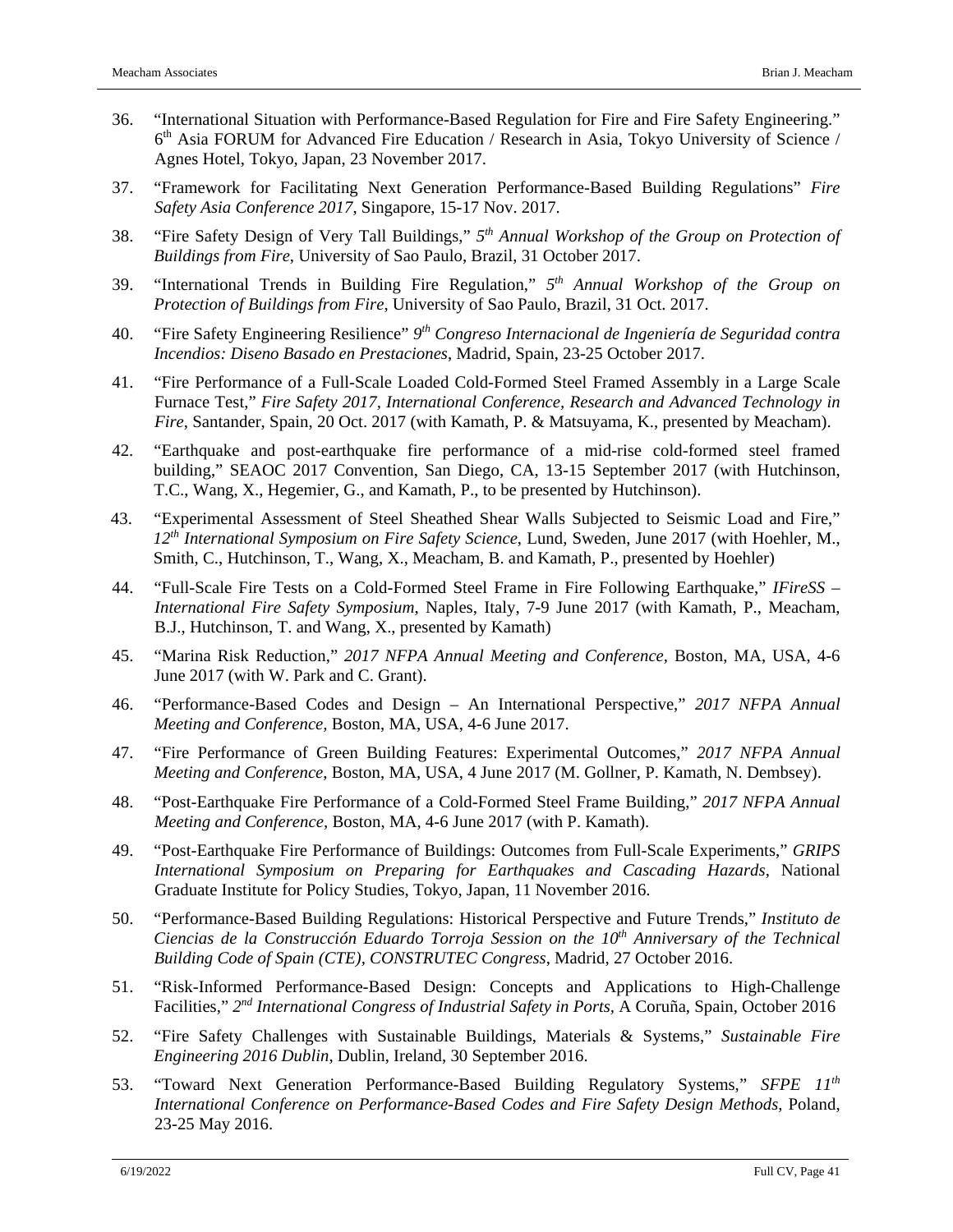36. "International Situation with Performance-Based Regulation for Fire and Fire Safety Engineering." 6th Asia FORUM for Advanced Fire Education / Research in Asia, Tokyo University of Science / Agnes Hotel, Tokyo, Japan, 23 November 2017.

37. "Framework for Facilitating Next Generation Performance-Based Building Regulations" *Fire Safety Asia Conference 2017*, Singapore, 15-17 Nov. 2017.

38. "Fire Safety Design of Very Tall Buildings," *5th Annual Workshop of the Group on Protection of Buildings from Fire*, University of Sao Paulo, Brazil, 31 October 2017.

39. "International Trends in Building Fire Regulation," *5th Annual Workshop of the Group on Protection of Buildings from Fire*, University of Sao Paulo, Brazil, 31 Oct. 2017.

40. "Fire Safety Engineering Resilience" *9th Congreso Internacional de Ingeniería de Seguridad contra Incendios: Diseno Basado en Prestaciones*, Madrid, Spain, 23-25 October 2017.

41. "Fire Performance of a Full-Scale Loaded Cold-Formed Steel Framed Assembly in a Large Scale Furnace Test," *Fire Safety 2017, International Conference, Research and Advanced Technology in Fire*, Santander, Spain, 20 Oct. 2017 (with Kamath, P. & Matsuyama, K., presented by Meacham).

42. "Earthquake and post-earthquake fire performance of a mid-rise cold-formed steel framed building," SEAOC 2017 Convention, San Diego, CA, 13-15 September 2017 (with Hutchinson, T.C., Wang, X., Hegemier, G., and Kamath, P., to be presented by Hutchinson).

43. "Experimental Assessment of Steel Sheathed Shear Walls Subjected to Seismic Load and Fire," *12th International Symposium on Fire Safety Science*, Lund, Sweden, June 2017 (with Hoehler, M., Smith, C., Hutchinson, T., Wang, X., Meacham, B. and Kamath, P., presented by Hoehler)

44. "Full-Scale Fire Tests on a Cold-Formed Steel Frame in Fire Following Earthquake," *IFireSS – International Fire Safety Symposium*, Naples, Italy, 7-9 June 2017 (with Kamath, P., Meacham, B.J., Hutchinson, T. and Wang, X., presented by Kamath)

45. "Marina Risk Reduction," *2017 NFPA Annual Meeting and Conference*, Boston, MA, USA, 4-6 June 2017 (with W. Park and C. Grant).

46. "Performance-Based Codes and Design – An International Perspective," *2017 NFPA Annual Meeting and Conference,* Boston, MA, USA, 4-6 June 2017.

47. "Fire Performance of Green Building Features: Experimental Outcomes," *2017 NFPA Annual Meeting and Conference*, Boston, MA, USA, 4 June 2017 (M. Gollner, P. Kamath, N. Dembsey).

48. "Post-Earthquake Fire Performance of a Cold-Formed Steel Frame Building," *2017 NFPA Annual Meeting and Conference*, Boston, MA, 4-6 June 2017 (with P. Kamath).

49. "Post-Earthquake Fire Performance of Buildings: Outcomes from Full-Scale Experiments," *GRIPS International Symposium on Preparing for Earthquakes and Cascading Hazards*, National Graduate Institute for Policy Studies, Tokyo, Japan, 11 November 2016.

50. "Performance-Based Building Regulations: Historical Perspective and Future Trends," *Instituto de Ciencias de la Construcción Eduardo Torroja Session on the 10th Anniversary of the Technical Building Code of Spain (CTE), CONSTRUTEC Congress*, Madrid, 27 October 2016.

51. "Risk-Informed Performance-Based Design: Concepts and Applications to High-Challenge Facilities," *2nd International Congress of Industrial Safety in Ports*, A Coruña, Spain, October 2016

52. "Fire Safety Challenges with Sustainable Buildings, Materials & Systems," *Sustainable Fire Engineering 2016 Dublin*, Dublin, Ireland, 30 September 2016.

53. "Toward Next Generation Performance-Based Building Regulatory Systems," *SFPE 11th International Conference on Performance-Based Codes and Fire Safety Design Methods*, Poland, 23-25 May 2016.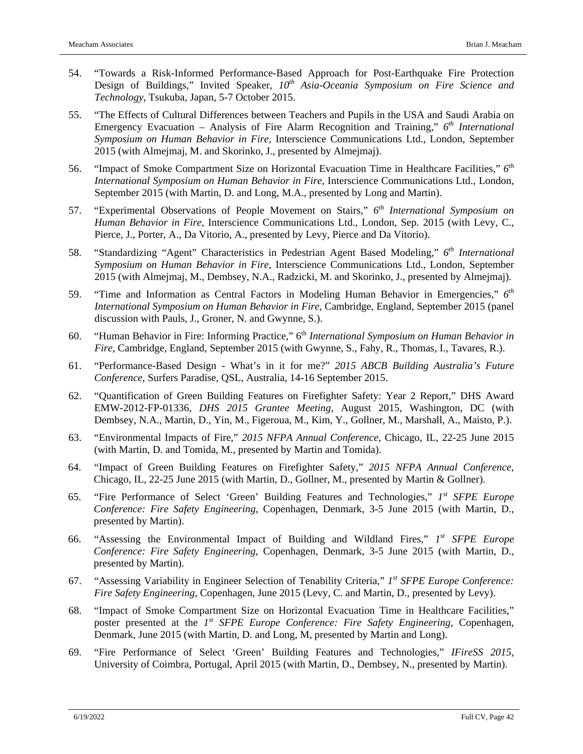54. "Towards a Risk-Informed Performance-Based Approach for Post-Earthquake Fire Protection Design of Buildings," Invited Speaker, *10th Asia-Oceania Symposium on Fire Science and Technology*, Tsukuba, Japan, 5-7 October 2015.

55. "The Effects of Cultural Differences between Teachers and Pupils in the USA and Saudi Arabia on Emergency Evacuation – Analysis of Fire Alarm Recognition and Training," *6th International Symposium on Human Behavior in Fire*, Interscience Communications Ltd., London, September 2015 (with Almejmaj, M. and Skorinko, J., presented by Almejmaj).

56. "Impact of Smoke Compartment Size on Horizontal Evacuation Time in Healthcare Facilities," *6th International Symposium on Human Behavior in Fire*, Interscience Communications Ltd., London, September 2015 (with Martin, D. and Long, M.A., presented by Long and Martin).

57. "Experimental Observations of People Movement on Stairs," *6th International Symposium on Human Behavior in Fire*, Interscience Communications Ltd., London, Sep. 2015 (with Levy, C., Pierce, J., Porter, A., Da Vitorio, A., presented by Levy, Pierce and Da Vitorio).

58. "Standardizing "Agent" Characteristics in Pedestrian Agent Based Modeling," *6th International Symposium on Human Behavior in Fire*, Interscience Communications Ltd., London, September 2015 (with Almejmaj, M., Dembsey, N.A., Radzicki, M. and Skorinko, J., presented by Almejmaj).

59. "Time and Information as Central Factors in Modeling Human Behavior in Emergencies," *6th International Symposium on Human Behavior in Fire*, Cambridge, England, September 2015 (panel discussion with Pauls, J., Groner, N. and Gwynne, S.).

60. "Human Behavior in Fire: Informing Practice," 6th *International Symposium on Human Behavior in Fire*, Cambridge, England, September 2015 (with Gwynne, S., Fahy, R., Thomas, I., Tavares, R.).

61. "Performance-Based Design - What's in it for me?" *2015 ABCB Building Australia's Future Conference*, Surfers Paradise, QSL, Australia, 14-16 September 2015.

62. "Quantification of Green Building Features on Firefighter Safety: Year 2 Report," DHS Award EMW-2012-FP-01336, *DHS 2015 Grantee Meeting*, August 2015, Washington, DC (with Dembsey, N.A., Martin, D., Yin, M., Figeroua, M., Kim, Y., Gollner, M., Marshall, A., Maisto, P.).

63. "Environmental Impacts of Fire," *2015 NFPA Annual Conference*, Chicago, IL, 22-25 June 2015 (with Martin, D. and Tomida, M., presented by Martin and Tomida).

64. "Impact of Green Building Features on Firefighter Safety," *2015 NFPA Annual Conference,* Chicago, IL, 22-25 June 2015 (with Martin, D., Gollner, M., presented by Martin & Gollner).

65. "Fire Performance of Select 'Green' Building Features and Technologies," *1st SFPE Europe Conference: Fire Safety Engineering*, Copenhagen, Denmark, 3-5 June 2015 (with Martin, D., presented by Martin).

66. "Assessing the Environmental Impact of Building and Wildland Fires," *1st SFPE Europe Conference: Fire Safety Engineering*, Copenhagen, Denmark, 3-5 June 2015 (with Martin, D., presented by Martin).

67. "Assessing Variability in Engineer Selection of Tenability Criteria," *1st SFPE Europe Conference: Fire Safety Engineering*, Copenhagen, June 2015 (Levy, C. and Martin, D., presented by Levy).

68. "Impact of Smoke Compartment Size on Horizontal Evacuation Time in Healthcare Facilities," poster presented at the *1st SFPE Europe Conference: Fire Safety Engineering*, Copenhagen, Denmark, June 2015 (with Martin, D. and Long, M, presented by Martin and Long).

69. "Fire Performance of Select 'Green' Building Features and Technologies," *IFireSS 2015*, University of Coimbra, Portugal, April 2015 (with Martin, D., Dembsey, N., presented by Martin).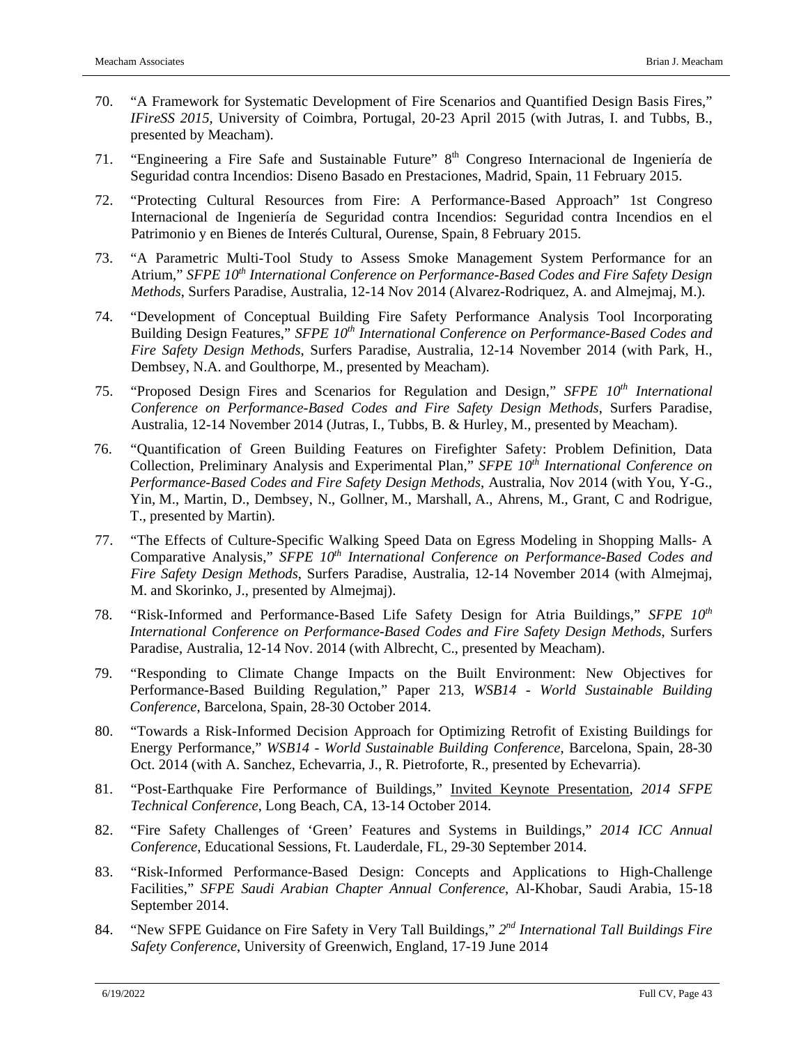70. “A Framework for Systematic Development of Fire Scenarios and Quantified Design Basis Fires,” *IFireSS 2015*, University of Coimbra, Portugal, 20-23 April 2015 (with Jutras, I. and Tubbs, B., presented by Meacham).

71. “Engineering a Fire Safe and Sustainable Future” 8th Congreso Internacional de Ingeniería de Seguridad contra Incendios: Diseno Basado en Prestaciones, Madrid, Spain, 11 February 2015.

72. “Protecting Cultural Resources from Fire: A Performance-Based Approach” 1st Congreso Internacional de Ingeniería de Seguridad contra Incendios: Seguridad contra Incendios en el Patrimonio y en Bienes de Interés Cultural, Ourense, Spain, 8 February 2015.

73. “A Parametric Multi-Tool Study to Assess Smoke Management System Performance for an Atrium,” *SFPE 10th International Conference on Performance-Based Codes and Fire Safety Design Methods*, Surfers Paradise, Australia, 12-14 Nov 2014 (Alvarez-Rodriquez, A. and Almejmaj, M.).

74. “Development of Conceptual Building Fire Safety Performance Analysis Tool Incorporating Building Design Features,” *SFPE 10th International Conference on Performance-Based Codes and Fire Safety Design Methods*, Surfers Paradise, Australia, 12-14 November 2014 (with Park, H., Dembsey, N.A. and Goulthorpe, M., presented by Meacham).

75. “Proposed Design Fires and Scenarios for Regulation and Design,” *SFPE 10th International Conference on Performance-Based Codes and Fire Safety Design Methods*, Surfers Paradise, Australia, 12-14 November 2014 (Jutras, I., Tubbs, B. & Hurley, M., presented by Meacham).

76. “Quantification of Green Building Features on Firefighter Safety: Problem Definition, Data Collection, Preliminary Analysis and Experimental Plan,” *SFPE 10th International Conference on Performance-Based Codes and Fire Safety Design Methods*, Australia, Nov 2014 (with You, Y-G., Yin, M., Martin, D., Dembsey, N., Gollner, M., Marshall, A., Ahrens, M., Grant, C and Rodrigue, T., presented by Martin).

77. “The Effects of Culture-Specific Walking Speed Data on Egress Modeling in Shopping Malls- A Comparative Analysis,” *SFPE 10th International Conference on Performance-Based Codes and Fire Safety Design Methods*, Surfers Paradise, Australia, 12-14 November 2014 (with Almejmaj, M. and Skorinko, J., presented by Almejmaj).

78. “Risk-Informed and Performance-Based Life Safety Design for Atria Buildings,” *SFPE 10th International Conference on Performance-Based Codes and Fire Safety Design Methods*, Surfers Paradise, Australia, 12-14 Nov. 2014 (with Albrecht, C., presented by Meacham).

79. “Responding to Climate Change Impacts on the Built Environment: New Objectives for Performance-Based Building Regulation,” Paper 213, *WSB14 - World Sustainable Building Conference*, Barcelona, Spain, 28-30 October 2014.

80. “Towards a Risk-Informed Decision Approach for Optimizing Retrofit of Existing Buildings for Energy Performance,” *WSB14 - World Sustainable Building Conference*, Barcelona, Spain, 28-30 Oct. 2014 (with A. Sanchez, Echevarria, J., R. Pietroforte, R., presented by Echevarria).

81. “Post-Earthquake Fire Performance of Buildings,” Invited Keynote Presentation, *2014 SFPE Technical Conference*, Long Beach, CA, 13-14 October 2014.

82. “Fire Safety Challenges of ‘Green’ Features and Systems in Buildings,” *2014 ICC Annual Conference*, Educational Sessions, Ft. Lauderdale, FL, 29-30 September 2014.

83. “Risk-Informed Performance-Based Design: Concepts and Applications to High-Challenge Facilities,” *SFPE Saudi Arabian Chapter Annual Conference*, Al-Khobar, Saudi Arabia, 15-18 September 2014.

84. “New SFPE Guidance on Fire Safety in Very Tall Buildings,” *2nd International Tall Buildings Fire Safety Conference*, University of Greenwich, England, 17-19 June 2014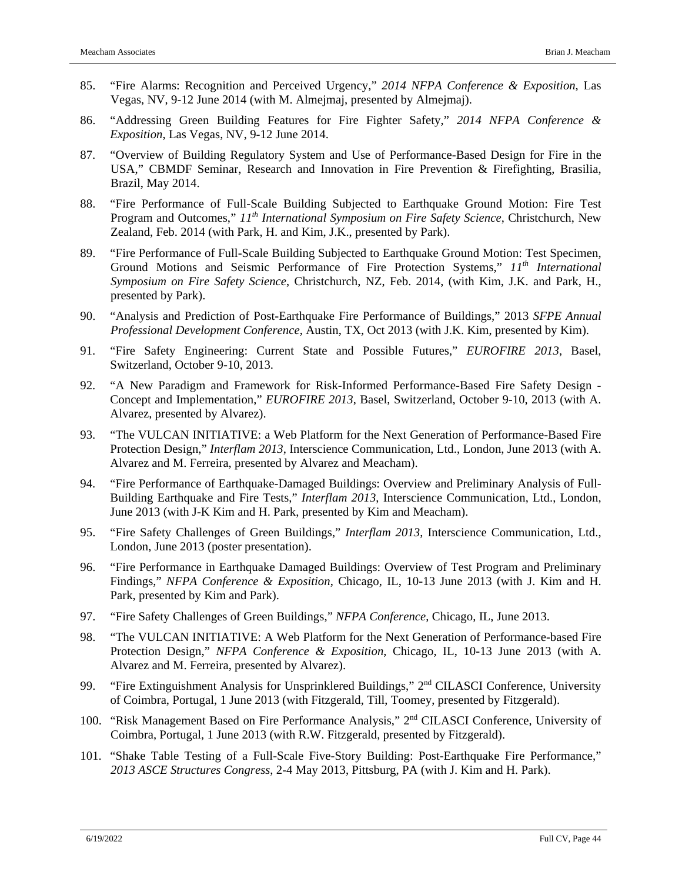85. "Fire Alarms: Recognition and Perceived Urgency," *2014 NFPA Conference & Exposition*, Las Vegas, NV, 9-12 June 2014 (with M. Almejmaj, presented by Almejmaj).

86. "Addressing Green Building Features for Fire Fighter Safety," *2014 NFPA Conference & Exposition*, Las Vegas, NV, 9-12 June 2014.

87. "Overview of Building Regulatory System and Use of Performance-Based Design for Fire in the USA," CBMDF Seminar, Research and Innovation in Fire Prevention & Firefighting, Brasilia, Brazil, May 2014.

88. "Fire Performance of Full-Scale Building Subjected to Earthquake Ground Motion: Fire Test Program and Outcomes," *11th International Symposium on Fire Safety Science*, Christchurch, New Zealand, Feb. 2014 (with Park, H. and Kim, J.K., presented by Park).

89. "Fire Performance of Full-Scale Building Subjected to Earthquake Ground Motion: Test Specimen, Ground Motions and Seismic Performance of Fire Protection Systems," *11th International Symposium on Fire Safety Science*, Christchurch, NZ, Feb. 2014, (with Kim, J.K. and Park, H., presented by Park).

90. "Analysis and Prediction of Post-Earthquake Fire Performance of Buildings," 2013 *SFPE Annual Professional Development Conference*, Austin, TX, Oct 2013 (with J.K. Kim, presented by Kim).

91. "Fire Safety Engineering: Current State and Possible Futures," *EUROFIRE 2013*, Basel, Switzerland, October 9-10, 2013.

92. "A New Paradigm and Framework for Risk-Informed Performance-Based Fire Safety Design - Concept and Implementation," *EUROFIRE 2013*, Basel, Switzerland, October 9-10, 2013 (with A. Alvarez, presented by Alvarez).

93. "The VULCAN INITIATIVE: a Web Platform for the Next Generation of Performance-Based Fire Protection Design," *Interflam 2013*, Interscience Communication, Ltd., London, June 2013 (with A. Alvarez and M. Ferreira, presented by Alvarez and Meacham).

94. "Fire Performance of Earthquake-Damaged Buildings: Overview and Preliminary Analysis of Full-Building Earthquake and Fire Tests," *Interflam 2013*, Interscience Communication, Ltd., London, June 2013 (with J-K Kim and H. Park, presented by Kim and Meacham).

95. "Fire Safety Challenges of Green Buildings," *Interflam 2013*, Interscience Communication, Ltd., London, June 2013 (poster presentation).

96. "Fire Performance in Earthquake Damaged Buildings: Overview of Test Program and Preliminary Findings," *NFPA Conference & Exposition*, Chicago, IL, 10-13 June 2013 (with J. Kim and H. Park, presented by Kim and Park).

97. "Fire Safety Challenges of Green Buildings," *NFPA Conference*, Chicago, IL, June 2013.

98. "The VULCAN INITIATIVE: A Web Platform for the Next Generation of Performance-based Fire Protection Design," *NFPA Conference & Exposition*, Chicago, IL, 10-13 June 2013 (with A. Alvarez and M. Ferreira, presented by Alvarez).

99. "Fire Extinguishment Analysis for Unsprinklered Buildings," 2nd CILASCI Conference, University of Coimbra, Portugal, 1 June 2013 (with Fitzgerald, Till, Toomey, presented by Fitzgerald).

100. "Risk Management Based on Fire Performance Analysis," 2nd CILASCI Conference, University of Coimbra, Portugal, 1 June 2013 (with R.W. Fitzgerald, presented by Fitzgerald).

101. "Shake Table Testing of a Full-Scale Five-Story Building: Post-Earthquake Fire Performance," *2013 ASCE Structures Congress*, 2-4 May 2013, Pittsburg, PA (with J. Kim and H. Park).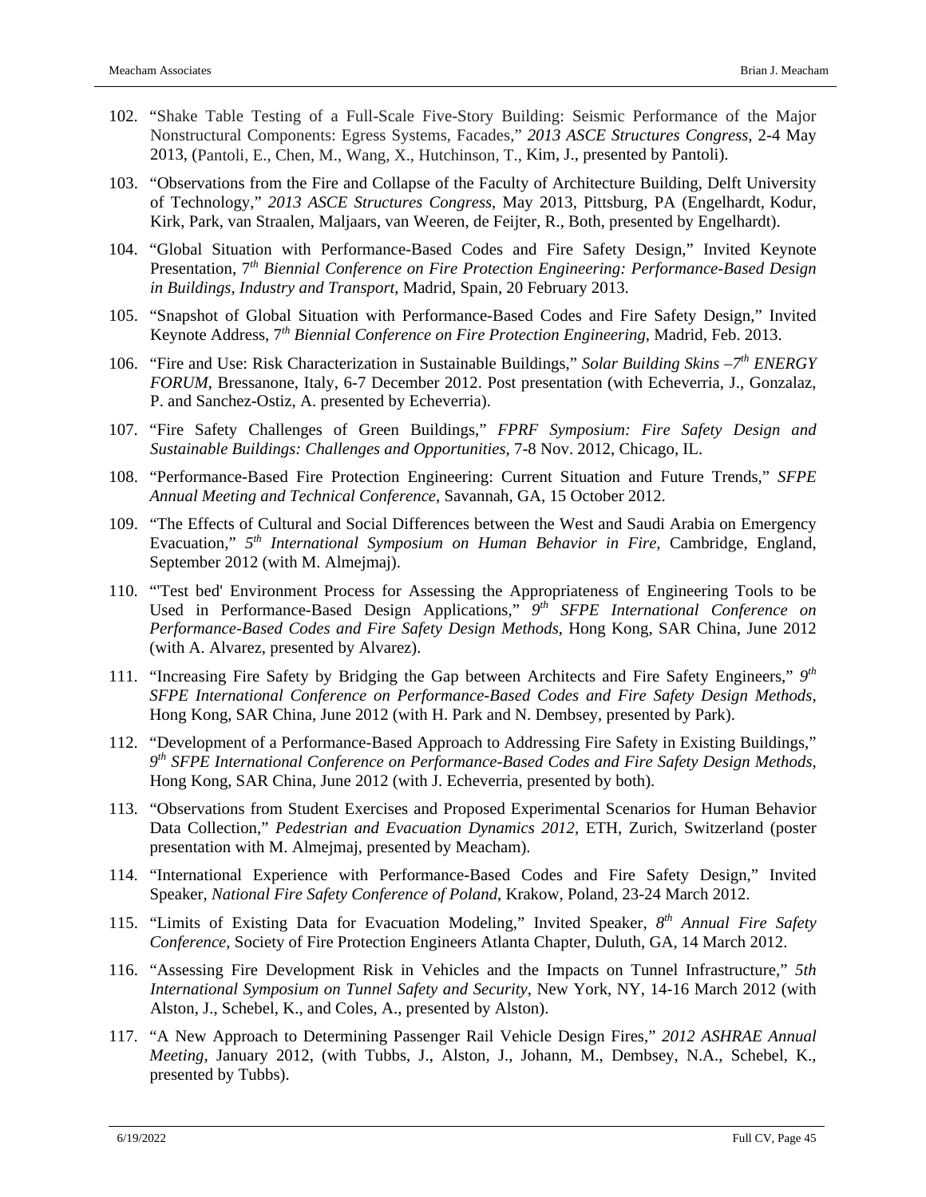102. "Shake Table Testing of a Full-Scale Five-Story Building: Seismic Performance of the Major Nonstructural Components: Egress Systems, Facades," *2013 ASCE Structures Congress*, 2-4 May 2013, (Pantoli, E., Chen, M., Wang, X., Hutchinson, T., Kim, J., presented by Pantoli).

103. "Observations from the Fire and Collapse of the Faculty of Architecture Building, Delft University of Technology," *2013 ASCE Structures Congress*, May 2013, Pittsburg, PA (Engelhardt, Kodur, Kirk, Park, van Straalen, Maljaars, van Weeren, de Feijter, R., Both, presented by Engelhardt).

104. "Global Situation with Performance-Based Codes and Fire Safety Design," Invited Keynote Presentation, 7th *Biennial Conference on Fire Protection Engineering: Performance-Based Design in Buildings, Industry and Transport*, Madrid, Spain, 20 February 2013.

105. "Snapshot of Global Situation with Performance-Based Codes and Fire Safety Design," Invited Keynote Address, 7th *Biennial Conference on Fire Protection Engineering*, Madrid, Feb. 2013.

106. "Fire and Use: Risk Characterization in Sustainable Buildings," *Solar Building Skins –7th ENERGY FORUM*, Bressanone, Italy, 6-7 December 2012. Post presentation (with Echeverria, J., Gonzalaz, P. and Sanchez-Ostiz, A. presented by Echeverria).

107. "Fire Safety Challenges of Green Buildings," *FPRF Symposium: Fire Safety Design and Sustainable Buildings: Challenges and Opportunities*, 7-8 Nov. 2012, Chicago, IL.

108. "Performance-Based Fire Protection Engineering: Current Situation and Future Trends," *SFPE Annual Meeting and Technical Conference*, Savannah, GA, 15 October 2012.

109. "The Effects of Cultural and Social Differences between the West and Saudi Arabia on Emergency Evacuation," *5th International Symposium on Human Behavior in Fire,* Cambridge, England, September 2012 (with M. Almejmaj).

110. "'Test bed' Environment Process for Assessing the Appropriateness of Engineering Tools to be Used in Performance-Based Design Applications," *9th SFPE International Conference on Performance-Based Codes and Fire Safety Design Methods*, Hong Kong, SAR China, June 2012 (with A. Alvarez, presented by Alvarez).

111. "Increasing Fire Safety by Bridging the Gap between Architects and Fire Safety Engineers," *9th SFPE International Conference on Performance-Based Codes and Fire Safety Design Methods*, Hong Kong, SAR China, June 2012 (with H. Park and N. Dembsey, presented by Park).

112. "Development of a Performance-Based Approach to Addressing Fire Safety in Existing Buildings," *9th SFPE International Conference on Performance-Based Codes and Fire Safety Design Methods*, Hong Kong, SAR China, June 2012 (with J. Echeverria, presented by both).

113. "Observations from Student Exercises and Proposed Experimental Scenarios for Human Behavior Data Collection," *Pedestrian and Evacuation Dynamics 2012,* ETH, Zurich, Switzerland (poster presentation with M. Almejmaj, presented by Meacham).

114. "International Experience with Performance-Based Codes and Fire Safety Design," Invited Speaker, *National Fire Safety Conference of Poland*, Krakow, Poland, 23-24 March 2012.

115. "Limits of Existing Data for Evacuation Modeling," Invited Speaker, *8th Annual Fire Safety Conference*, Society of Fire Protection Engineers Atlanta Chapter, Duluth, GA, 14 March 2012.

116. "Assessing Fire Development Risk in Vehicles and the Impacts on Tunnel Infrastructure," *5th International Symposium on Tunnel Safety and Security*, New York, NY, 14-16 March 2012 (with Alston, J., Schebel, K., and Coles, A., presented by Alston).

117. "A New Approach to Determining Passenger Rail Vehicle Design Fires," *2012 ASHRAE Annual Meeting,* January 2012, (with Tubbs, J., Alston, J., Johann, M., Dembsey, N.A., Schebel, K., presented by Tubbs).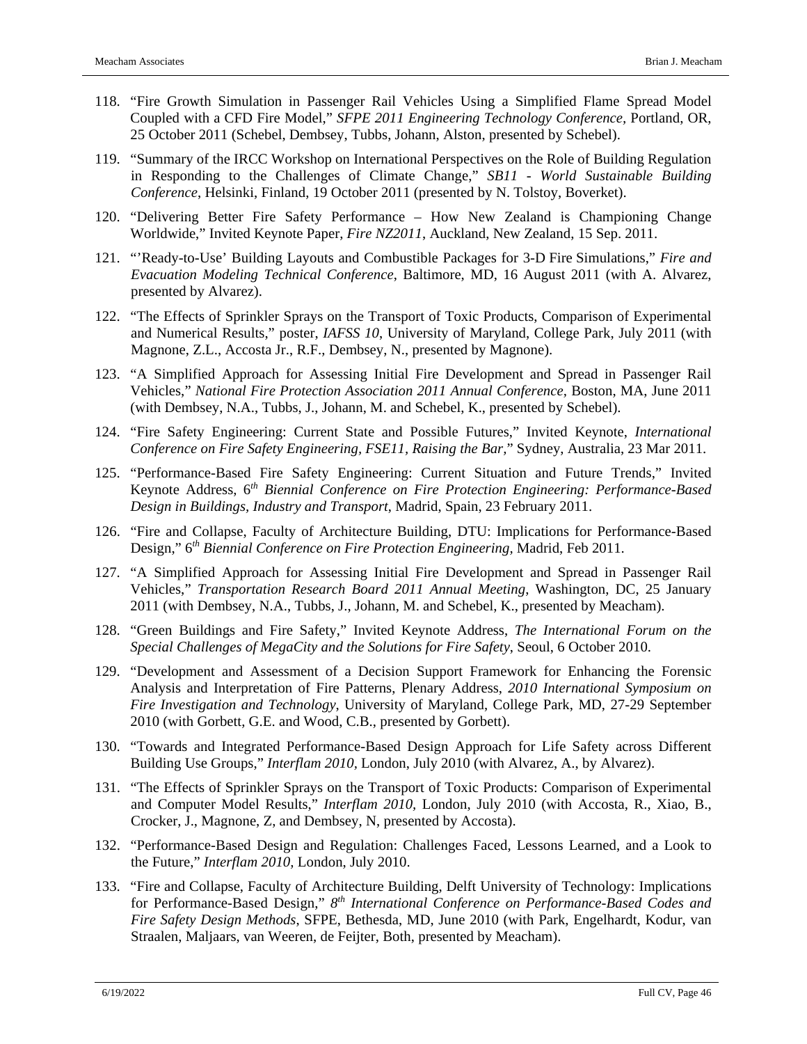118. "Fire Growth Simulation in Passenger Rail Vehicles Using a Simplified Flame Spread Model Coupled with a CFD Fire Model," *SFPE 2011 Engineering Technology Conference*, Portland, OR, 25 October 2011 (Schebel, Dembsey, Tubbs, Johann, Alston, presented by Schebel).

119. "Summary of the IRCC Workshop on International Perspectives on the Role of Building Regulation in Responding to the Challenges of Climate Change," *SB11 - World Sustainable Building Conference*, Helsinki, Finland, 19 October 2011 (presented by N. Tolstoy, Boverket).

120. "Delivering Better Fire Safety Performance – How New Zealand is Championing Change Worldwide," Invited Keynote Paper, *Fire NZ2011*, Auckland, New Zealand, 15 Sep. 2011.

121. "'Ready-to-Use' Building Layouts and Combustible Packages for 3-D Fire Simulations," *Fire and Evacuation Modeling Technical Conference*, Baltimore, MD, 16 August 2011 (with A. Alvarez, presented by Alvarez).

122. "The Effects of Sprinkler Sprays on the Transport of Toxic Products, Comparison of Experimental and Numerical Results," poster, *IAFSS 10*, University of Maryland, College Park, July 2011 (with Magnone, Z.L., Accosta Jr., R.F., Dembsey, N., presented by Magnone).

123. "A Simplified Approach for Assessing Initial Fire Development and Spread in Passenger Rail Vehicles," *National Fire Protection Association 2011 Annual Conference*, Boston, MA, June 2011 (with Dembsey, N.A., Tubbs, J., Johann, M. and Schebel, K., presented by Schebel).

124. "Fire Safety Engineering: Current State and Possible Futures," Invited Keynote, *International Conference on Fire Safety Engineering, FSE11, Raising the Bar,*" Sydney, Australia, 23 Mar 2011.

125. "Performance-Based Fire Safety Engineering: Current Situation and Future Trends," Invited Keynote Address, *6th Biennial Conference on Fire Protection Engineering: Performance-Based Design in Buildings, Industry and Transport*, Madrid, Spain, 23 February 2011.

126. "Fire and Collapse, Faculty of Architecture Building, DTU: Implications for Performance-Based Design," *6th Biennial Conference on Fire Protection Engineering,* Madrid, Feb 2011.

127. "A Simplified Approach for Assessing Initial Fire Development and Spread in Passenger Rail Vehicles," *Transportation Research Board 2011 Annual Meeting*, Washington, DC, 25 January 2011 (with Dembsey, N.A., Tubbs, J., Johann, M. and Schebel, K., presented by Meacham).

128. "Green Buildings and Fire Safety," Invited Keynote Address, *The International Forum on the Special Challenges of MegaCity and the Solutions for Fire Safety*, Seoul, 6 October 2010.

129. "Development and Assessment of a Decision Support Framework for Enhancing the Forensic Analysis and Interpretation of Fire Patterns, Plenary Address, *2010 International Symposium on Fire Investigation and Technology*, University of Maryland, College Park, MD, 27-29 September 2010 (with Gorbett, G.E. and Wood, C.B., presented by Gorbett).

130. "Towards and Integrated Performance-Based Design Approach for Life Safety across Different Building Use Groups," *Interflam 2010*, London, July 2010 (with Alvarez, A., by Alvarez).

131. "The Effects of Sprinkler Sprays on the Transport of Toxic Products: Comparison of Experimental and Computer Model Results," *Interflam 2010*, London, July 2010 (with Accosta, R., Xiao, B., Crocker, J., Magnone, Z, and Dembsey, N, presented by Accosta).

132. "Performance-Based Design and Regulation: Challenges Faced, Lessons Learned, and a Look to the Future," *Interflam 2010*, London, July 2010.

133. "Fire and Collapse, Faculty of Architecture Building, Delft University of Technology: Implications for Performance-Based Design," *8th International Conference on Performance-Based Codes and Fire Safety Design Methods*, SFPE, Bethesda, MD, June 2010 (with Park, Engelhardt, Kodur, van Straalen, Maljaars, van Weeren, de Feijter, Both, presented by Meacham).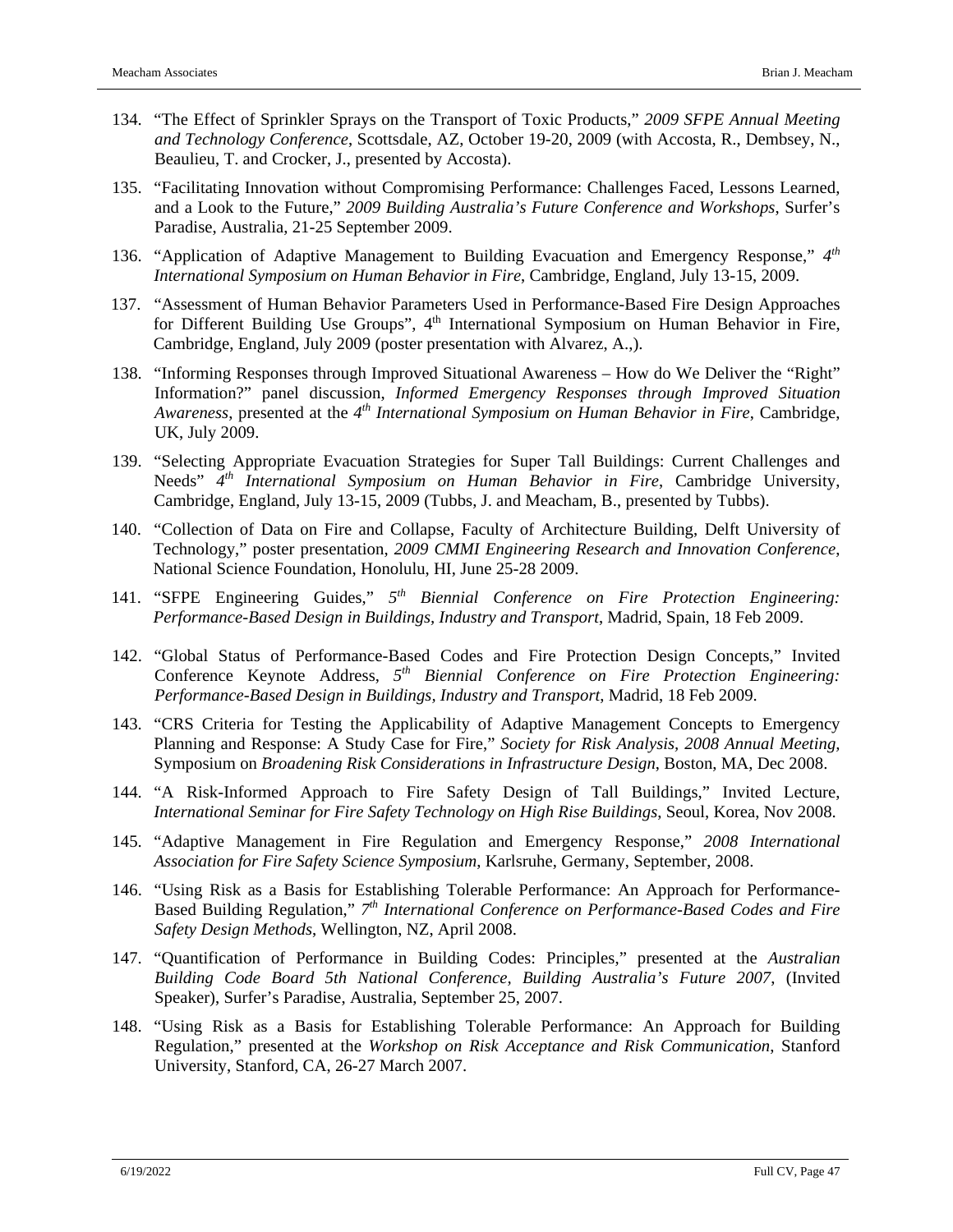134. "The Effect of Sprinkler Sprays on the Transport of Toxic Products," *2009 SFPE Annual Meeting and Technology Conference*, Scottsdale, AZ, October 19-20, 2009 (with Accosta, R., Dembsey, N., Beaulieu, T. and Crocker, J., presented by Accosta).

135. "Facilitating Innovation without Compromising Performance: Challenges Faced, Lessons Learned, and a Look to the Future," *2009 Building Australia's Future Conference and Workshops*, Surfer's Paradise, Australia, 21-25 September 2009.

136. "Application of Adaptive Management to Building Evacuation and Emergency Response," *4th International Symposium on Human Behavior in Fire*, Cambridge, England, July 13-15, 2009.

137. "Assessment of Human Behavior Parameters Used in Performance-Based Fire Design Approaches for Different Building Use Groups", 4th International Symposium on Human Behavior in Fire, Cambridge, England, July 2009 (poster presentation with Alvarez, A.,).

138. "Informing Responses through Improved Situational Awareness – How do We Deliver the "Right" Information?" panel discussion, *Informed Emergency Responses through Improved Situation Awareness*, presented at the *4th International Symposium on Human Behavior in Fire*, Cambridge, UK, July 2009.

139. "Selecting Appropriate Evacuation Strategies for Super Tall Buildings: Current Challenges and Needs" *4th International Symposium on Human Behavior in Fire*, Cambridge University, Cambridge, England, July 13-15, 2009 (Tubbs, J. and Meacham, B., presented by Tubbs).

140. "Collection of Data on Fire and Collapse, Faculty of Architecture Building, Delft University of Technology," poster presentation, *2009 CMMI Engineering Research and Innovation Conference*, National Science Foundation, Honolulu, HI, June 25-28 2009.

141. "SFPE Engineering Guides," *5th Biennial Conference on Fire Protection Engineering: Performance-Based Design in Buildings, Industry and Transport*, Madrid, Spain, 18 Feb 2009.

142. "Global Status of Performance-Based Codes and Fire Protection Design Concepts," Invited Conference Keynote Address, *5th Biennial Conference on Fire Protection Engineering: Performance-Based Design in Buildings, Industry and Transport*, Madrid, 18 Feb 2009.

143. "CRS Criteria for Testing the Applicability of Adaptive Management Concepts to Emergency Planning and Response: A Study Case for Fire," *Society for Risk Analysis, 2008 Annual Meeting*, Symposium on *Broadening Risk Considerations in Infrastructure Design*, Boston, MA, Dec 2008.

144. "A Risk-Informed Approach to Fire Safety Design of Tall Buildings," Invited Lecture, *International Seminar for Fire Safety Technology on High Rise Buildings*, Seoul, Korea, Nov 2008.

145. "Adaptive Management in Fire Regulation and Emergency Response," *2008 International Association for Fire Safety Science Symposium*, Karlsruhe, Germany, September, 2008.

146. "Using Risk as a Basis for Establishing Tolerable Performance: An Approach for Performance-Based Building Regulation," *7th International Conference on Performance-Based Codes and Fire Safety Design Methods*, Wellington, NZ, April 2008.

147. "Quantification of Performance in Building Codes: Principles," presented at the *Australian Building Code Board 5th National Conference, Building Australia's Future 2007*, (Invited Speaker), Surfer's Paradise, Australia, September 25, 2007.

148. "Using Risk as a Basis for Establishing Tolerable Performance: An Approach for Building Regulation," presented at the *Workshop on Risk Acceptance and Risk Communication*, Stanford University, Stanford, CA, 26-27 March 2007.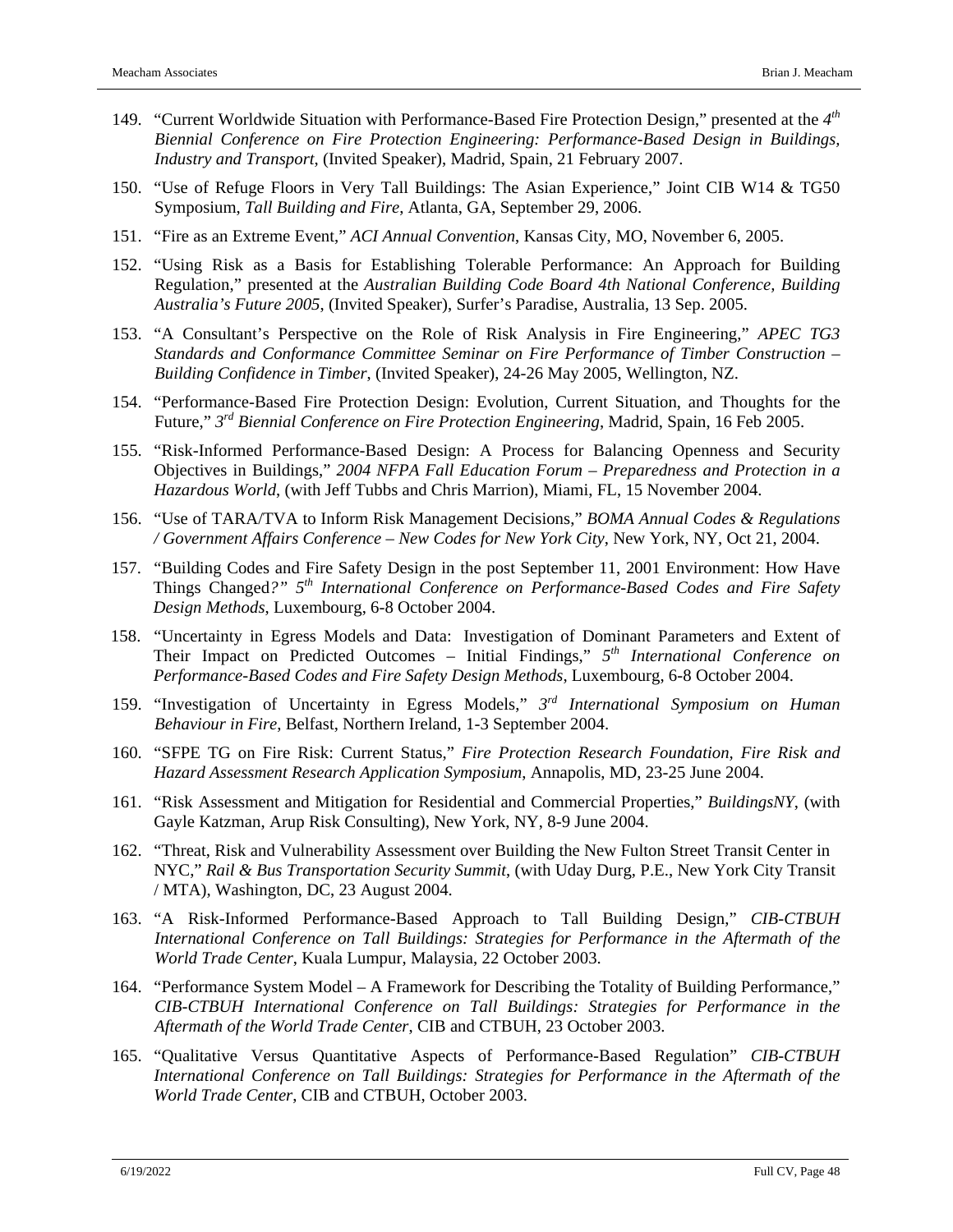149. "Current Worldwide Situation with Performance-Based Fire Protection Design," presented at the *4th Biennial Conference on Fire Protection Engineering: Performance-Based Design in Buildings, Industry and Transport*, (Invited Speaker), Madrid, Spain, 21 February 2007.

150. "Use of Refuge Floors in Very Tall Buildings: The Asian Experience," Joint CIB W14 & TG50 Symposium, *Tall Building and Fire*, Atlanta, GA, September 29, 2006.

151. "Fire as an Extreme Event," *ACI Annual Convention*, Kansas City, MO, November 6, 2005.

152. "Using Risk as a Basis for Establishing Tolerable Performance: An Approach for Building Regulation," presented at the *Australian Building Code Board 4th National Conference, Building Australia's Future 2005*, (Invited Speaker), Surfer's Paradise, Australia, 13 Sep. 2005.

153. "A Consultant's Perspective on the Role of Risk Analysis in Fire Engineering," *APEC TG3 Standards and Conformance Committee Seminar on Fire Performance of Timber Construction – Building Confidence in Timber*, (Invited Speaker), 24-26 May 2005, Wellington, NZ.

154. "Performance-Based Fire Protection Design: Evolution, Current Situation, and Thoughts for the Future," *3rd Biennial Conference on Fire Protection Engineering*, Madrid, Spain, 16 Feb 2005.

155. "Risk-Informed Performance-Based Design: A Process for Balancing Openness and Security Objectives in Buildings," *2004 NFPA Fall Education Forum – Preparedness and Protection in a Hazardous World*, (with Jeff Tubbs and Chris Marrion), Miami, FL, 15 November 2004.

156. "Use of TARA/TVA to Inform Risk Management Decisions," *BOMA Annual Codes & Regulations / Government Affairs Conference – New Codes for New York City*, New York, NY, Oct 21, 2004.

157. "Building Codes and Fire Safety Design in the post September 11, 2001 Environment: How Have Things Changed?" *5th International Conference on Performance-Based Codes and Fire Safety Design Methods*, Luxembourg, 6-8 October 2004.

158. "Uncertainty in Egress Models and Data: Investigation of Dominant Parameters and Extent of Their Impact on Predicted Outcomes – Initial Findings," *5th International Conference on Performance-Based Codes and Fire Safety Design Methods*, Luxembourg, 6-8 October 2004.

159. "Investigation of Uncertainty in Egress Models," *3rd International Symposium on Human Behaviour in Fire*, Belfast, Northern Ireland, 1-3 September 2004.

160. "SFPE TG on Fire Risk: Current Status," *Fire Protection Research Foundation, Fire Risk and Hazard Assessment Research Application Symposium*, Annapolis, MD, 23-25 June 2004.

161. "Risk Assessment and Mitigation for Residential and Commercial Properties," *BuildingsNY*, (with Gayle Katzman, Arup Risk Consulting), New York, NY, 8-9 June 2004.

162. "Threat, Risk and Vulnerability Assessment over Building the New Fulton Street Transit Center in NYC," *Rail & Bus Transportation Security Summit*, (with Uday Durg, P.E., New York City Transit / MTA), Washington, DC, 23 August 2004.

163. "A Risk-Informed Performance-Based Approach to Tall Building Design," *CIB-CTBUH International Conference on Tall Buildings: Strategies for Performance in the Aftermath of the World Trade Center*, Kuala Lumpur, Malaysia, 22 October 2003.

164. "Performance System Model – A Framework for Describing the Totality of Building Performance," *CIB-CTBUH International Conference on Tall Buildings: Strategies for Performance in the Aftermath of the World Trade Center*, CIB and CTBUH, 23 October 2003.

165. "Qualitative Versus Quantitative Aspects of Performance-Based Regulation" *CIB-CTBUH International Conference on Tall Buildings: Strategies for Performance in the Aftermath of the World Trade Center*, CIB and CTBUH, October 2003.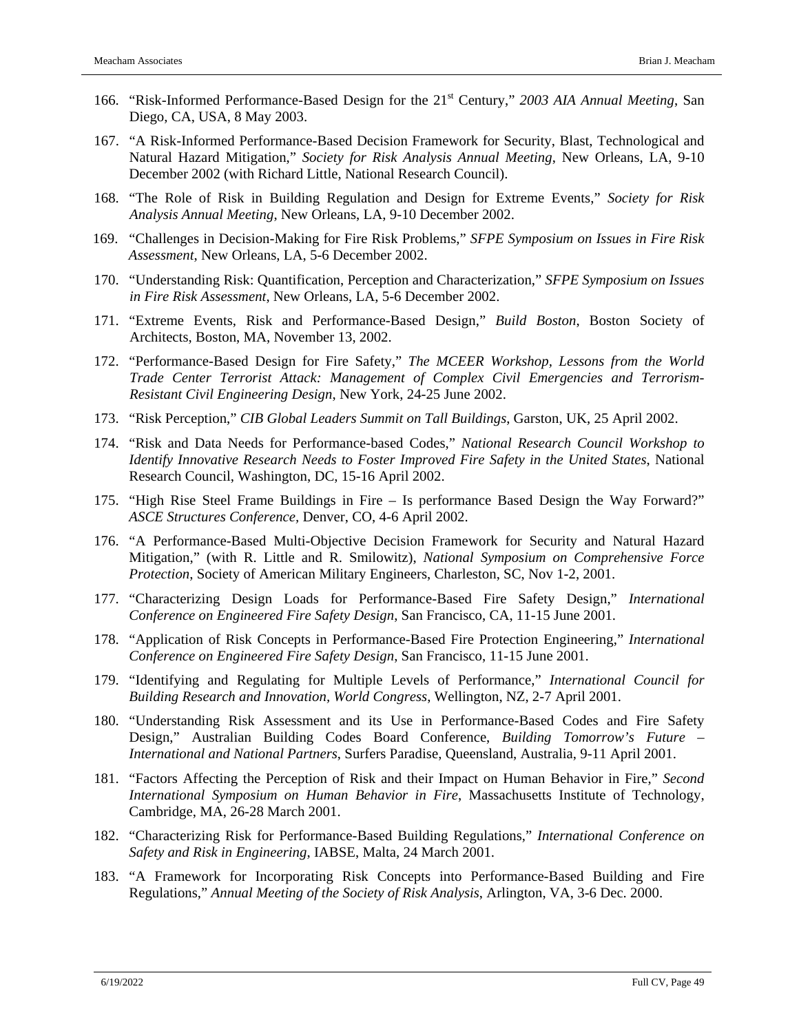166. "Risk-Informed Performance-Based Design for the 21st Century," *2003 AIA Annual Meeting*, San Diego, CA, USA, 8 May 2003.

167. "A Risk-Informed Performance-Based Decision Framework for Security, Blast, Technological and Natural Hazard Mitigation," *Society for Risk Analysis Annual Meeting*, New Orleans, LA, 9-10 December 2002 (with Richard Little, National Research Council).

168. "The Role of Risk in Building Regulation and Design for Extreme Events," *Society for Risk Analysis Annual Meeting*, New Orleans, LA, 9-10 December 2002.

169. "Challenges in Decision-Making for Fire Risk Problems," *SFPE Symposium on Issues in Fire Risk Assessment*, New Orleans, LA, 5-6 December 2002.

170. "Understanding Risk: Quantification, Perception and Characterization," *SFPE Symposium on Issues in Fire Risk Assessment*, New Orleans, LA, 5-6 December 2002.

171. "Extreme Events, Risk and Performance-Based Design," *Build Boston*, Boston Society of Architects, Boston, MA, November 13, 2002.

172. "Performance-Based Design for Fire Safety," *The MCEER Workshop, Lessons from the World Trade Center Terrorist Attack: Management of Complex Civil Emergencies and Terrorism-Resistant Civil Engineering Design*, New York, 24-25 June 2002.

173. "Risk Perception," *CIB Global Leaders Summit on Tall Buildings*, Garston, UK, 25 April 2002.

174. "Risk and Data Needs for Performance-based Codes," *National Research Council Workshop to Identify Innovative Research Needs to Foster Improved Fire Safety in the United States*, National Research Council, Washington, DC, 15-16 April 2002.

175. "High Rise Steel Frame Buildings in Fire – Is performance Based Design the Way Forward?" *ASCE Structures Conference*, Denver, CO, 4-6 April 2002.

176. "A Performance-Based Multi-Objective Decision Framework for Security and Natural Hazard Mitigation," (with R. Little and R. Smilowitz), *National Symposium on Comprehensive Force Protection*, Society of American Military Engineers, Charleston, SC, Nov 1-2, 2001.

177. "Characterizing Design Loads for Performance-Based Fire Safety Design," *International Conference on Engineered Fire Safety Design*, San Francisco, CA, 11-15 June 2001.

178. "Application of Risk Concepts in Performance-Based Fire Protection Engineering," *International Conference on Engineered Fire Safety Design*, San Francisco, 11-15 June 2001.

179. "Identifying and Regulating for Multiple Levels of Performance," *International Council for Building Research and Innovation, World Congress*, Wellington, NZ, 2-7 April 2001.

180. "Understanding Risk Assessment and its Use in Performance-Based Codes and Fire Safety Design," Australian Building Codes Board Conference, *Building Tomorrow's Future – International and National Partners*, Surfers Paradise, Queensland, Australia, 9-11 April 2001.

181. "Factors Affecting the Perception of Risk and their Impact on Human Behavior in Fire," *Second International Symposium on Human Behavior in Fire*, Massachusetts Institute of Technology, Cambridge, MA, 26-28 March 2001.

182. "Characterizing Risk for Performance-Based Building Regulations," *International Conference on Safety and Risk in Engineering*, IABSE, Malta, 24 March 2001.

183. "A Framework for Incorporating Risk Concepts into Performance-Based Building and Fire Regulations," *Annual Meeting of the Society of Risk Analysis*, Arlington, VA, 3-6 Dec. 2000.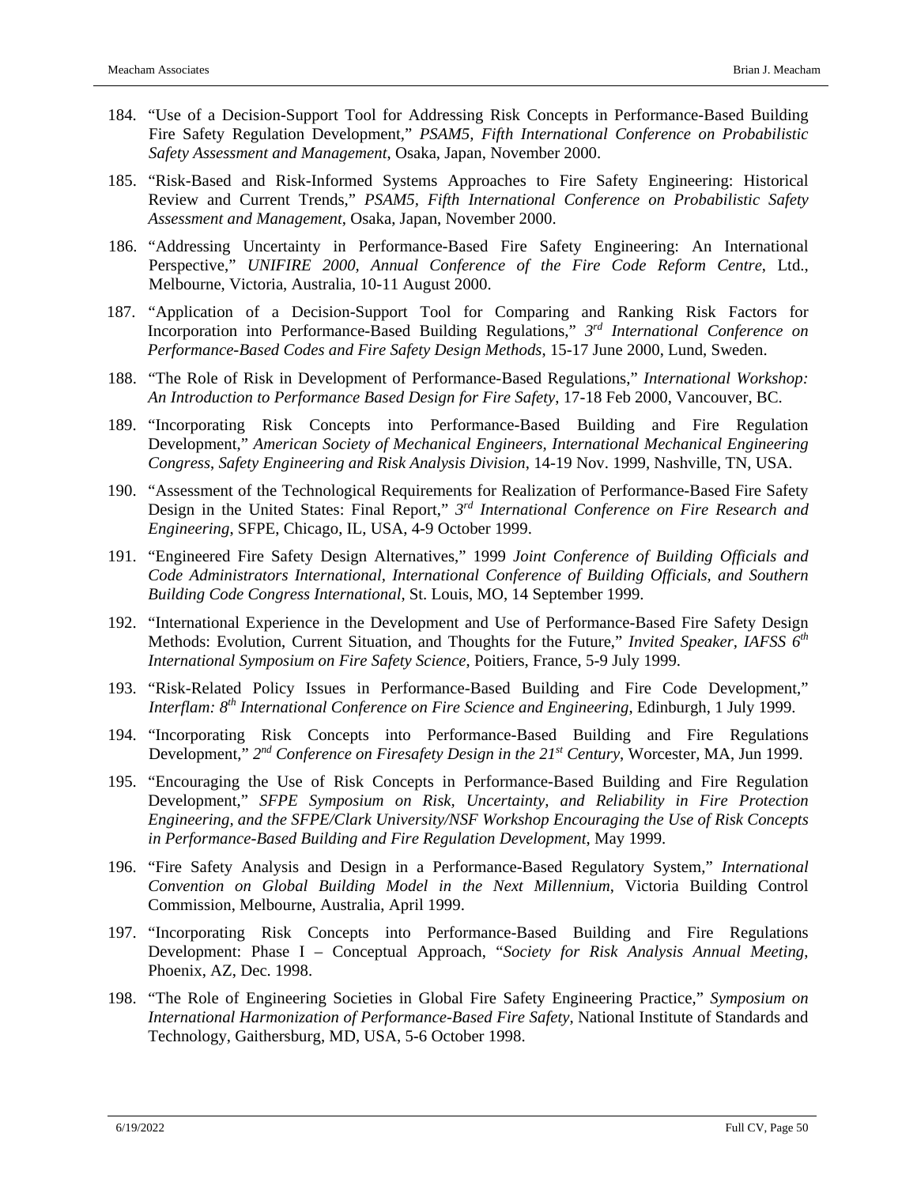184. "Use of a Decision-Support Tool for Addressing Risk Concepts in Performance-Based Building Fire Safety Regulation Development," *PSAM5, Fifth International Conference on Probabilistic Safety Assessment and Management*, Osaka, Japan, November 2000.

185. "Risk-Based and Risk-Informed Systems Approaches to Fire Safety Engineering: Historical Review and Current Trends," *PSAM5, Fifth International Conference on Probabilistic Safety Assessment and Management*, Osaka, Japan, November 2000.

186. "Addressing Uncertainty in Performance-Based Fire Safety Engineering: An International Perspective," *UNIFIRE 2000, Annual Conference of the Fire Code Reform Centre*, Ltd., Melbourne, Victoria, Australia, 10-11 August 2000.

187. "Application of a Decision-Support Tool for Comparing and Ranking Risk Factors for Incorporation into Performance-Based Building Regulations," *3rd International Conference on Performance-Based Codes and Fire Safety Design Methods*, 15-17 June 2000, Lund, Sweden.

188. "The Role of Risk in Development of Performance-Based Regulations," *International Workshop: An Introduction to Performance Based Design for Fire Safety*, 17-18 Feb 2000, Vancouver, BC.

189. "Incorporating Risk Concepts into Performance-Based Building and Fire Regulation Development," *American Society of Mechanical Engineers, International Mechanical Engineering Congress, Safety Engineering and Risk Analysis Division*, 14-19 Nov. 1999, Nashville, TN, USA.

190. "Assessment of the Technological Requirements for Realization of Performance-Based Fire Safety Design in the United States: Final Report," *3rd International Conference on Fire Research and Engineering*, SFPE, Chicago, IL, USA, 4-9 October 1999.

191. "Engineered Fire Safety Design Alternatives," 1999 *Joint Conference of Building Officials and Code Administrators International, International Conference of Building Officials, and Southern Building Code Congress International*, St. Louis, MO, 14 September 1999.

192. "International Experience in the Development and Use of Performance-Based Fire Safety Design Methods: Evolution, Current Situation, and Thoughts for the Future," *Invited Speaker, IAFSS 6th International Symposium on Fire Safety Science*, Poitiers, France, 5-9 July 1999.

193. "Risk-Related Policy Issues in Performance-Based Building and Fire Code Development," *Interflam: 8th International Conference on Fire Science and Engineering*, Edinburgh, 1 July 1999.

194. "Incorporating Risk Concepts into Performance-Based Building and Fire Regulations Development," *2nd Conference on Firesafety Design in the 21st Century*, Worcester, MA, Jun 1999.

195. "Encouraging the Use of Risk Concepts in Performance-Based Building and Fire Regulation Development," *SFPE Symposium on Risk, Uncertainty, and Reliability in Fire Protection Engineering, and the SFPE/Clark University/NSF Workshop Encouraging the Use of Risk Concepts in Performance-Based Building and Fire Regulation Development*, May 1999.

196. "Fire Safety Analysis and Design in a Performance-Based Regulatory System," *International Convention on Global Building Model in the Next Millennium*, Victoria Building Control Commission, Melbourne, Australia, April 1999.

197. "Incorporating Risk Concepts into Performance-Based Building and Fire Regulations Development: Phase I – Conceptual Approach, "*Society for Risk Analysis Annual Meeting*, Phoenix, AZ, Dec. 1998.

198. "The Role of Engineering Societies in Global Fire Safety Engineering Practice," *Symposium on International Harmonization of Performance-Based Fire Safety*, National Institute of Standards and Technology, Gaithersburg, MD, USA, 5-6 October 1998.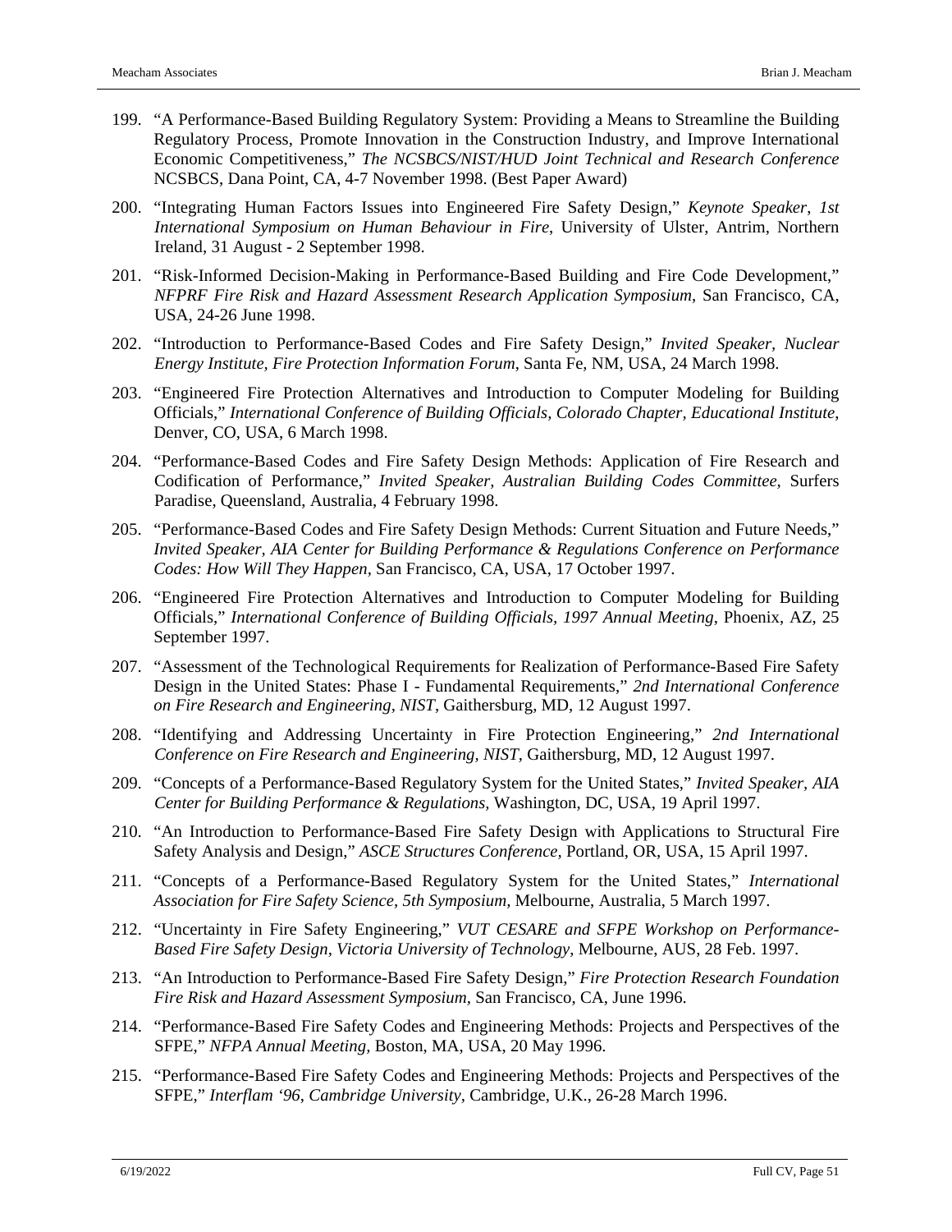199. "A Performance-Based Building Regulatory System: Providing a Means to Streamline the Building Regulatory Process, Promote Innovation in the Construction Industry, and Improve International Economic Competitiveness," *The NCSBCS/NIST/HUD Joint Technical and Research Conference* NCSBCS, Dana Point, CA, 4-7 November 1998. (Best Paper Award)

200. "Integrating Human Factors Issues into Engineered Fire Safety Design," *Keynote Speaker, 1st International Symposium on Human Behaviour in Fire*, University of Ulster, Antrim, Northern Ireland, 31 August - 2 September 1998.

201. "Risk-Informed Decision-Making in Performance-Based Building and Fire Code Development," *NFPRF Fire Risk and Hazard Assessment Research Application Symposium*, San Francisco, CA, USA, 24-26 June 1998.

202. "Introduction to Performance-Based Codes and Fire Safety Design," *Invited Speaker, Nuclear Energy Institute, Fire Protection Information Forum*, Santa Fe, NM, USA, 24 March 1998.

203. "Engineered Fire Protection Alternatives and Introduction to Computer Modeling for Building Officials," *International Conference of Building Officials, Colorado Chapter, Educational Institute*, Denver, CO, USA, 6 March 1998.

204. "Performance-Based Codes and Fire Safety Design Methods: Application of Fire Research and Codification of Performance," *Invited Speaker, Australian Building Codes Committee,* Surfers Paradise, Queensland, Australia, 4 February 1998.

205. "Performance-Based Codes and Fire Safety Design Methods: Current Situation and Future Needs," *Invited Speaker, AIA Center for Building Performance & Regulations Conference on Performance Codes: How Will They Happen*, San Francisco, CA, USA, 17 October 1997.

206. "Engineered Fire Protection Alternatives and Introduction to Computer Modeling for Building Officials," *International Conference of Building Officials, 1997 Annual Meeting*, Phoenix, AZ, 25 September 1997.

207. "Assessment of the Technological Requirements for Realization of Performance-Based Fire Safety Design in the United States: Phase I - Fundamental Requirements," *2nd International Conference on Fire Research and Engineering, NIST*, Gaithersburg, MD, 12 August 1997.

208. "Identifying and Addressing Uncertainty in Fire Protection Engineering," *2nd International Conference on Fire Research and Engineering, NIST*, Gaithersburg, MD, 12 August 1997.

209. "Concepts of a Performance-Based Regulatory System for the United States," *Invited Speaker, AIA Center for Building Performance & Regulations*, Washington, DC, USA, 19 April 1997.

210. "An Introduction to Performance-Based Fire Safety Design with Applications to Structural Fire Safety Analysis and Design," *ASCE Structures Conference,* Portland, OR, USA, 15 April 1997.

211. "Concepts of a Performance-Based Regulatory System for the United States," *International Association for Fire Safety Science, 5th Symposium,* Melbourne, Australia, 5 March 1997.

212. "Uncertainty in Fire Safety Engineering," *VUT CESARE and SFPE Workshop on Performance-Based Fire Safety Design, Victoria University of Technology*, Melbourne, AUS, 28 Feb. 1997.

213. "An Introduction to Performance-Based Fire Safety Design," *Fire Protection Research Foundation Fire Risk and Hazard Assessment Symposium*, San Francisco, CA, June 1996.

214. "Performance-Based Fire Safety Codes and Engineering Methods: Projects and Perspectives of the SFPE," *NFPA Annual Meeting*, Boston, MA, USA, 20 May 1996.

215. "Performance-Based Fire Safety Codes and Engineering Methods: Projects and Perspectives of the SFPE," *Interflam '96, Cambridge University*, Cambridge, U.K., 26-28 March 1996.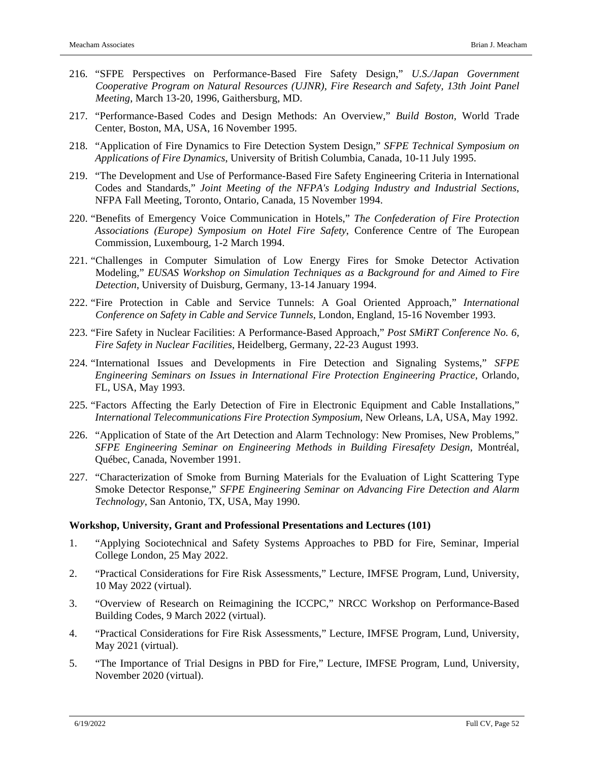216. "SFPE Perspectives on Performance-Based Fire Safety Design," *U.S./Japan Government Cooperative Program on Natural Resources (UJNR), Fire Research and Safety, 13th Joint Panel Meeting*, March 13-20, 1996, Gaithersburg, MD.

217. "Performance-Based Codes and Design Methods: An Overview," *Build Boston*, World Trade Center, Boston, MA, USA, 16 November 1995.

218. "Application of Fire Dynamics to Fire Detection System Design," *SFPE Technical Symposium on Applications of Fire Dynamics*, University of British Columbia, Canada, 10-11 July 1995.

219. "The Development and Use of Performance-Based Fire Safety Engineering Criteria in International Codes and Standards," *Joint Meeting of the NFPA's Lodging Industry and Industrial Sections*, NFPA Fall Meeting, Toronto, Ontario, Canada, 15 November 1994.

220. "Benefits of Emergency Voice Communication in Hotels," *The Confederation of Fire Protection Associations (Europe) Symposium on Hotel Fire Safety*, Conference Centre of The European Commission, Luxembourg, 1-2 March 1994.

221. "Challenges in Computer Simulation of Low Energy Fires for Smoke Detector Activation Modeling," *EUSAS Workshop on Simulation Techniques as a Background for and Aimed to Fire Detection*, University of Duisburg, Germany, 13-14 January 1994.

222. "Fire Protection in Cable and Service Tunnels: A Goal Oriented Approach," *International Conference on Safety in Cable and Service Tunnels*, London, England, 15-16 November 1993.

223. "Fire Safety in Nuclear Facilities: A Performance-Based Approach," *Post SMiRT Conference No. 6, Fire Safety in Nuclear Facilities*, Heidelberg, Germany, 22-23 August 1993.

224. "International Issues and Developments in Fire Detection and Signaling Systems," *SFPE Engineering Seminars on Issues in International Fire Protection Engineering Practice*, Orlando, FL, USA, May 1993.

225. "Factors Affecting the Early Detection of Fire in Electronic Equipment and Cable Installations," *International Telecommunications Fire Protection Symposium*, New Orleans, LA, USA, May 1992.

226. "Application of State of the Art Detection and Alarm Technology: New Promises, New Problems," *SFPE Engineering Seminar on Engineering Methods in Building Firesafety Design*, Montréal, Québec, Canada, November 1991.

227. "Characterization of Smoke from Burning Materials for the Evaluation of Light Scattering Type Smoke Detector Response," *SFPE Engineering Seminar on Advancing Fire Detection and Alarm Technology*, San Antonio, TX, USA, May 1990.

**Workshop, University, Grant and Professional Presentations and Lectures (101)**

1. "Applying Sociotechnical and Safety Systems Approaches to PBD for Fire, Seminar, Imperial College London, 25 May 2022.

2. "Practical Considerations for Fire Risk Assessments," Lecture, IMFSE Program, Lund, University, 10 May 2022 (virtual).

3. "Overview of Research on Reimagining the ICCPC," NRCC Workshop on Performance-Based Building Codes, 9 March 2022 (virtual).

4. "Practical Considerations for Fire Risk Assessments," Lecture, IMFSE Program, Lund, University, May 2021 (virtual).

5. "The Importance of Trial Designs in PBD for Fire," Lecture, IMFSE Program, Lund, University, November 2020 (virtual).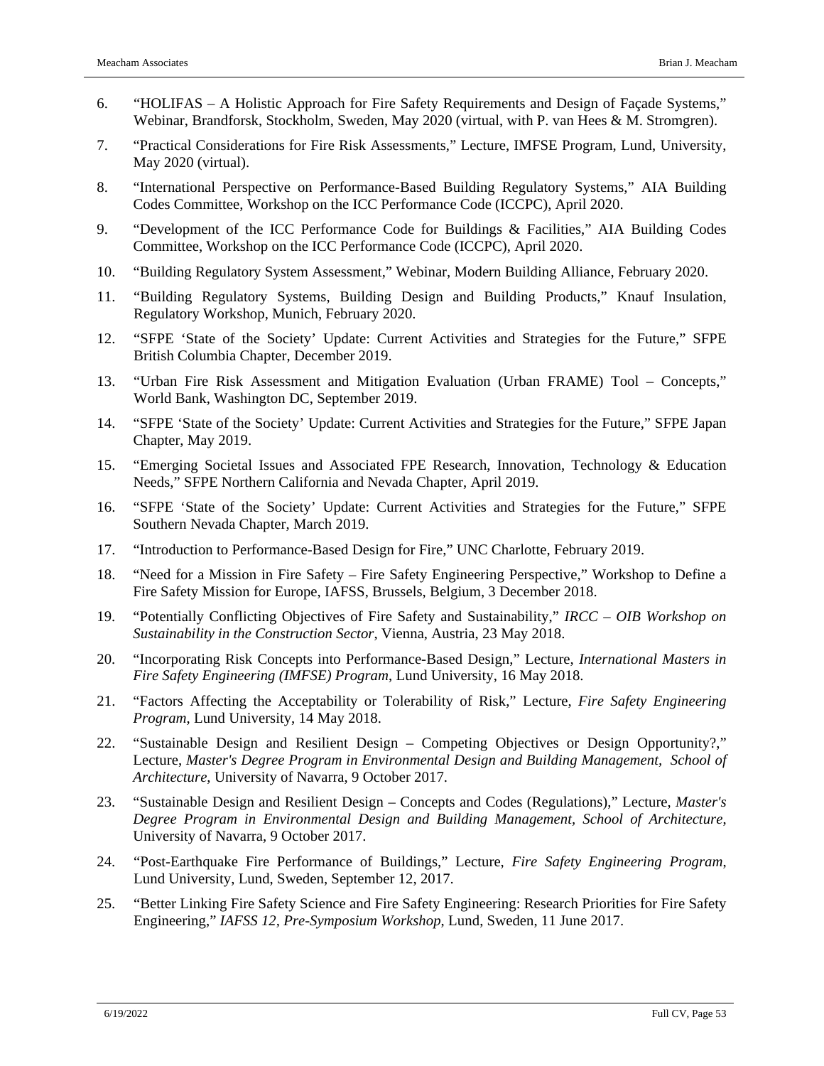6. "HOLIFAS – A Holistic Approach for Fire Safety Requirements and Design of Façade Systems," Webinar, Brandforsk, Stockholm, Sweden, May 2020 (virtual, with P. van Hees & M. Stromgren).

7. "Practical Considerations for Fire Risk Assessments," Lecture, IMFSE Program, Lund, University, May 2020 (virtual).

8. "International Perspective on Performance-Based Building Regulatory Systems," AIA Building Codes Committee, Workshop on the ICC Performance Code (ICCPC), April 2020.

9. "Development of the ICC Performance Code for Buildings & Facilities," AIA Building Codes Committee, Workshop on the ICC Performance Code (ICCPC), April 2020.

10. "Building Regulatory System Assessment," Webinar, Modern Building Alliance, February 2020.

11. "Building Regulatory Systems, Building Design and Building Products," Knauf Insulation, Regulatory Workshop, Munich, February 2020.

12. "SFPE 'State of the Society' Update: Current Activities and Strategies for the Future," SFPE British Columbia Chapter, December 2019.

13. "Urban Fire Risk Assessment and Mitigation Evaluation (Urban FRAME) Tool – Concepts," World Bank, Washington DC, September 2019.

14. "SFPE 'State of the Society' Update: Current Activities and Strategies for the Future," SFPE Japan Chapter, May 2019.

15. "Emerging Societal Issues and Associated FPE Research, Innovation, Technology & Education Needs," SFPE Northern California and Nevada Chapter, April 2019.

16. "SFPE 'State of the Society' Update: Current Activities and Strategies for the Future," SFPE Southern Nevada Chapter, March 2019.

17. "Introduction to Performance-Based Design for Fire," UNC Charlotte, February 2019.

18. "Need for a Mission in Fire Safety – Fire Safety Engineering Perspective," Workshop to Define a Fire Safety Mission for Europe, IAFSS, Brussels, Belgium, 3 December 2018.

19. "Potentially Conflicting Objectives of Fire Safety and Sustainability," *IRCC – OIB Workshop on Sustainability in the Construction Sector*, Vienna, Austria, 23 May 2018.

20. "Incorporating Risk Concepts into Performance-Based Design," Lecture, *International Masters in Fire Safety Engineering (IMFSE) Program*, Lund University, 16 May 2018.

21. "Factors Affecting the Acceptability or Tolerability of Risk," Lecture, *Fire Safety Engineering Program*, Lund University, 14 May 2018.

22. "Sustainable Design and Resilient Design – Competing Objectives or Design Opportunity?," Lecture, *Master's Degree Program in Environmental Design and Building Management, School of Architecture*, University of Navarra, 9 October 2017.

23. "Sustainable Design and Resilient Design – Concepts and Codes (Regulations)," Lecture, *Master's Degree Program in Environmental Design and Building Management, School of Architecture*, University of Navarra, 9 October 2017.

24. "Post-Earthquake Fire Performance of Buildings," Lecture, *Fire Safety Engineering Program*, Lund University, Lund, Sweden, September 12, 2017.

25. "Better Linking Fire Safety Science and Fire Safety Engineering: Research Priorities for Fire Safety Engineering," *IAFSS 12, Pre-Symposium Workshop*, Lund, Sweden, 11 June 2017.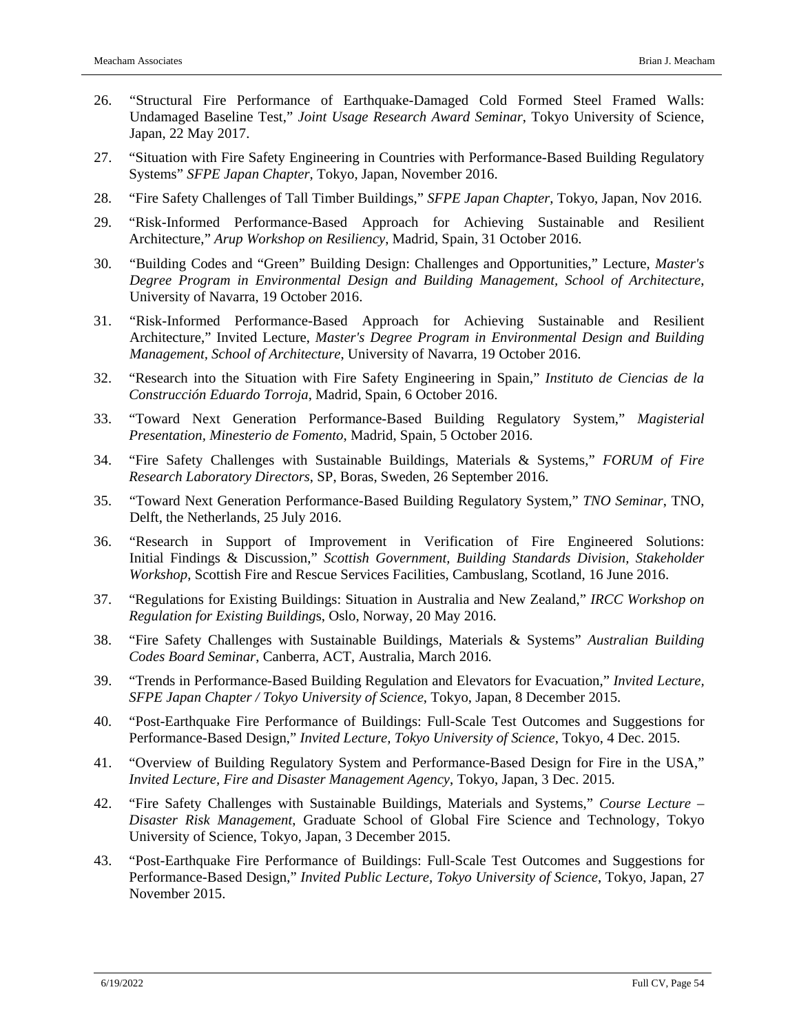26. "Structural Fire Performance of Earthquake-Damaged Cold Formed Steel Framed Walls: Undamaged Baseline Test," *Joint Usage Research Award Seminar*, Tokyo University of Science, Japan, 22 May 2017.

27. "Situation with Fire Safety Engineering in Countries with Performance-Based Building Regulatory Systems" *SFPE Japan Chapter*, Tokyo, Japan, November 2016.

28. "Fire Safety Challenges of Tall Timber Buildings," *SFPE Japan Chapter*, Tokyo, Japan, Nov 2016.

29. "Risk-Informed Performance-Based Approach for Achieving Sustainable and Resilient Architecture," *Arup Workshop on Resiliency*, Madrid, Spain, 31 October 2016.

30. "Building Codes and "Green" Building Design: Challenges and Opportunities," Lecture, *Master's Degree Program in Environmental Design and Building Management, School of Architecture*, University of Navarra, 19 October 2016.

31. "Risk-Informed Performance-Based Approach for Achieving Sustainable and Resilient Architecture," Invited Lecture, *Master's Degree Program in Environmental Design and Building Management, School of Architecture*, University of Navarra, 19 October 2016.

32. "Research into the Situation with Fire Safety Engineering in Spain," *Instituto de Ciencias de la Construcción Eduardo Torroja*, Madrid, Spain, 6 October 2016.

33. "Toward Next Generation Performance-Based Building Regulatory System," *Magisterial Presentation, Minesterio de Fomento*, Madrid, Spain, 5 October 2016.

34. "Fire Safety Challenges with Sustainable Buildings, Materials & Systems," *FORUM of Fire Research Laboratory Directors*, SP, Boras, Sweden, 26 September 2016.

35. "Toward Next Generation Performance-Based Building Regulatory System," *TNO Seminar*, TNO, Delft, the Netherlands, 25 July 2016.

36. "Research in Support of Improvement in Verification of Fire Engineered Solutions: Initial Findings & Discussion," *Scottish Government, Building Standards Division, Stakeholder Workshop*, Scottish Fire and Rescue Services Facilities, Cambuslang, Scotland, 16 June 2016.

37. "Regulations for Existing Buildings: Situation in Australia and New Zealand," *IRCC Workshop on Regulation for Existing Building*s, Oslo, Norway, 20 May 2016.

38. "Fire Safety Challenges with Sustainable Buildings, Materials & Systems" *Australian Building Codes Board Seminar*, Canberra, ACT, Australia, March 2016.

39. "Trends in Performance-Based Building Regulation and Elevators for Evacuation," *Invited Lecture, SFPE Japan Chapter / Tokyo University of Science*, Tokyo, Japan, 8 December 2015.

40. "Post-Earthquake Fire Performance of Buildings: Full-Scale Test Outcomes and Suggestions for Performance-Based Design," *Invited Lecture, Tokyo University of Science*, Tokyo, 4 Dec. 2015.

41. "Overview of Building Regulatory System and Performance-Based Design for Fire in the USA," *Invited Lecture, Fire and Disaster Management Agency*, Tokyo, Japan, 3 Dec. 2015.

42. "Fire Safety Challenges with Sustainable Buildings, Materials and Systems," *Course Lecture – Disaster Risk Management*, Graduate School of Global Fire Science and Technology, Tokyo University of Science, Tokyo, Japan, 3 December 2015.

43. "Post-Earthquake Fire Performance of Buildings: Full-Scale Test Outcomes and Suggestions for Performance-Based Design," *Invited Public Lecture, Tokyo University of Science*, Tokyo, Japan, 27 November 2015.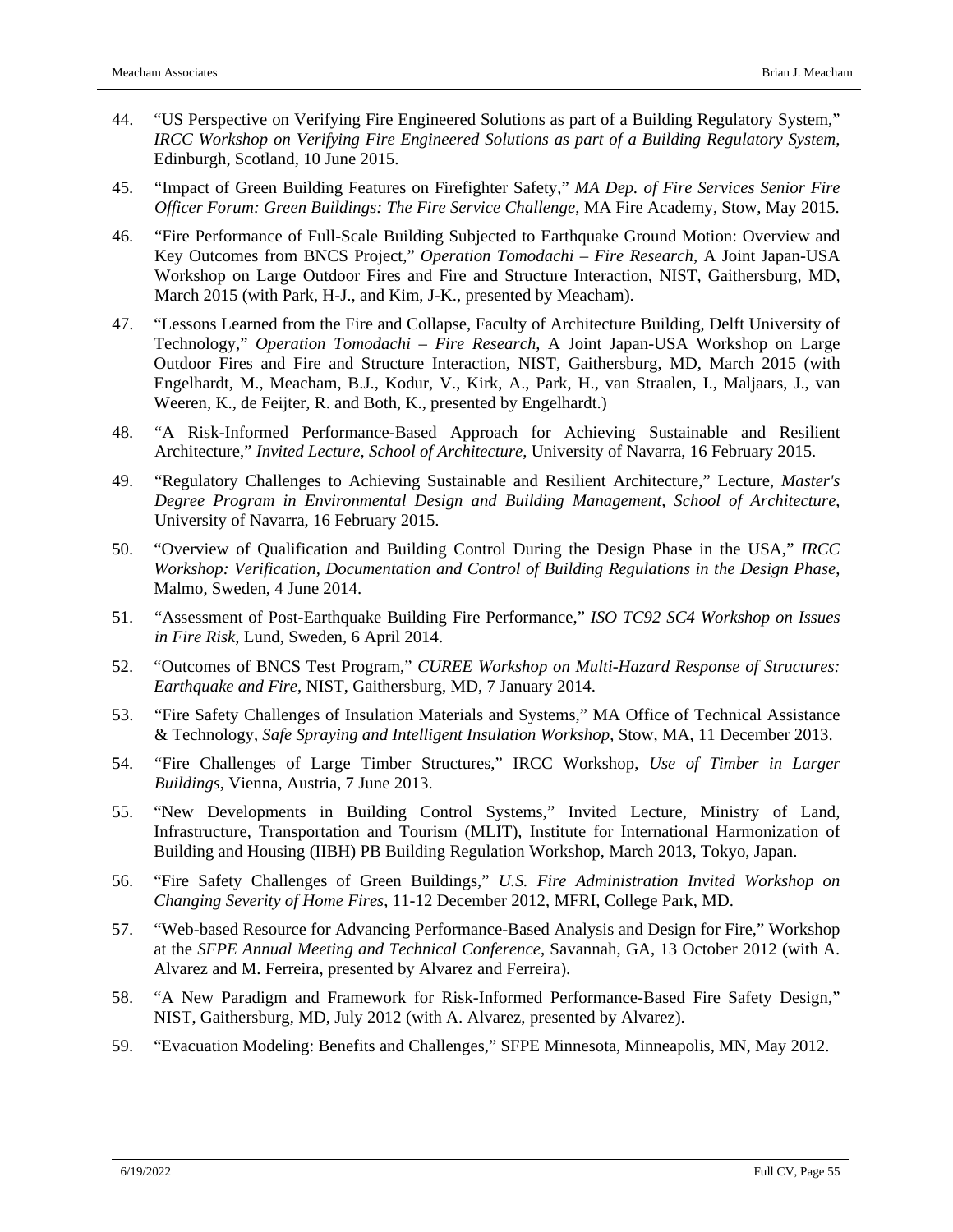44. "US Perspective on Verifying Fire Engineered Solutions as part of a Building Regulatory System," *IRCC Workshop on Verifying Fire Engineered Solutions as part of a Building Regulatory System*, Edinburgh, Scotland, 10 June 2015.

45. "Impact of Green Building Features on Firefighter Safety," *MA Dep. of Fire Services Senior Fire Officer Forum: Green Buildings: The Fire Service Challenge*, MA Fire Academy, Stow, May 2015.

46. "Fire Performance of Full-Scale Building Subjected to Earthquake Ground Motion: Overview and Key Outcomes from BNCS Project," *Operation Tomodachi – Fire Research*, A Joint Japan-USA Workshop on Large Outdoor Fires and Fire and Structure Interaction, NIST, Gaithersburg, MD, March 2015 (with Park, H-J., and Kim, J-K., presented by Meacham).

47. "Lessons Learned from the Fire and Collapse, Faculty of Architecture Building, Delft University of Technology," *Operation Tomodachi – Fire Research*, A Joint Japan-USA Workshop on Large Outdoor Fires and Fire and Structure Interaction, NIST, Gaithersburg, MD, March 2015 (with Engelhardt, M., Meacham, B.J., Kodur, V., Kirk, A., Park, H., van Straalen, I., Maljaars, J., van Weeren, K., de Feijter, R. and Both, K., presented by Engelhardt.)

48. "A Risk-Informed Performance-Based Approach for Achieving Sustainable and Resilient Architecture," *Invited Lecture, School of Architecture*, University of Navarra, 16 February 2015.

49. "Regulatory Challenges to Achieving Sustainable and Resilient Architecture," Lecture, *Master's Degree Program in Environmental Design and Building Management, School of Architecture*, University of Navarra, 16 February 2015.

50. "Overview of Qualification and Building Control During the Design Phase in the USA," *IRCC Workshop: Verification, Documentation and Control of Building Regulations in the Design Phase*, Malmo, Sweden, 4 June 2014.

51. "Assessment of Post-Earthquake Building Fire Performance," *ISO TC92 SC4 Workshop on Issues in Fire Risk*, Lund, Sweden, 6 April 2014.

52. "Outcomes of BNCS Test Program," *CUREE Workshop on Multi-Hazard Response of Structures: Earthquake and Fire*, NIST, Gaithersburg, MD, 7 January 2014.

53. "Fire Safety Challenges of Insulation Materials and Systems," MA Office of Technical Assistance & Technology, *Safe Spraying and Intelligent Insulation Workshop*, Stow, MA, 11 December 2013.

54. "Fire Challenges of Large Timber Structures," IRCC Workshop, *Use of Timber in Larger Buildings*, Vienna, Austria, 7 June 2013.

55. "New Developments in Building Control Systems," Invited Lecture, Ministry of Land, Infrastructure, Transportation and Tourism (MLIT), Institute for International Harmonization of Building and Housing (IIBH) PB Building Regulation Workshop, March 2013, Tokyo, Japan.

56. "Fire Safety Challenges of Green Buildings," *U.S. Fire Administration Invited Workshop on Changing Severity of Home Fires*, 11-12 December 2012, MFRI, College Park, MD.

57. "Web-based Resource for Advancing Performance-Based Analysis and Design for Fire," Workshop at the *SFPE Annual Meeting and Technical Conference*, Savannah, GA, 13 October 2012 (with A. Alvarez and M. Ferreira, presented by Alvarez and Ferreira).

58. "A New Paradigm and Framework for Risk-Informed Performance-Based Fire Safety Design," NIST, Gaithersburg, MD, July 2012 (with A. Alvarez, presented by Alvarez).

59. "Evacuation Modeling: Benefits and Challenges," SFPE Minnesota, Minneapolis, MN, May 2012.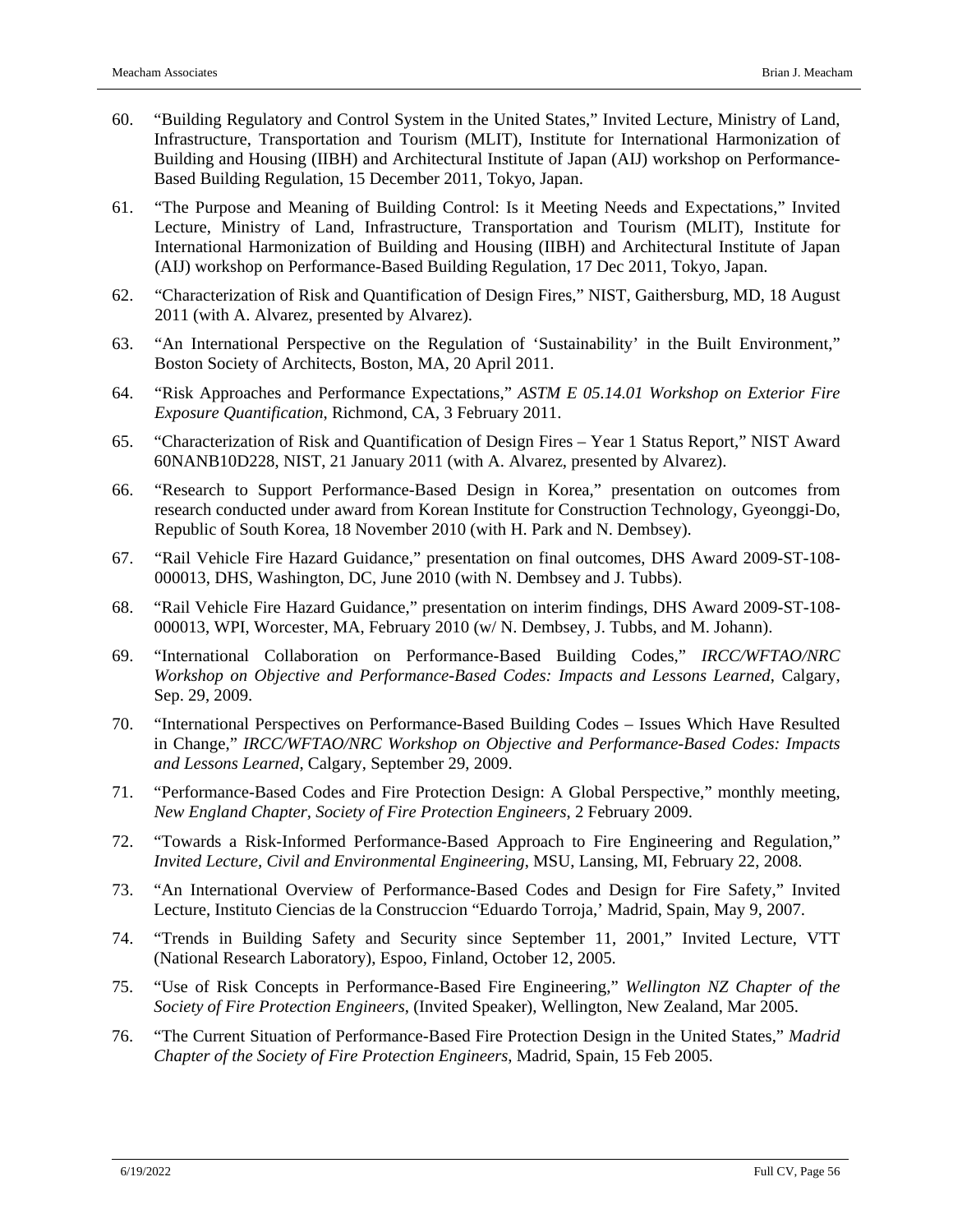60. "Building Regulatory and Control System in the United States," Invited Lecture, Ministry of Land, Infrastructure, Transportation and Tourism (MLIT), Institute for International Harmonization of Building and Housing (IIBH) and Architectural Institute of Japan (AIJ) workshop on Performance-Based Building Regulation, 15 December 2011, Tokyo, Japan.

61. "The Purpose and Meaning of Building Control: Is it Meeting Needs and Expectations," Invited Lecture, Ministry of Land, Infrastructure, Transportation and Tourism (MLIT), Institute for International Harmonization of Building and Housing (IIBH) and Architectural Institute of Japan (AIJ) workshop on Performance-Based Building Regulation, 17 Dec 2011, Tokyo, Japan.

62. "Characterization of Risk and Quantification of Design Fires," NIST, Gaithersburg, MD, 18 August 2011 (with A. Alvarez, presented by Alvarez).

63. "An International Perspective on the Regulation of 'Sustainability' in the Built Environment," Boston Society of Architects, Boston, MA, 20 April 2011.

64. "Risk Approaches and Performance Expectations," *ASTM E 05.14.01 Workshop on Exterior Fire Exposure Quantification*, Richmond, CA, 3 February 2011.

65. "Characterization of Risk and Quantification of Design Fires – Year 1 Status Report," NIST Award 60NANB10D228, NIST, 21 January 2011 (with A. Alvarez, presented by Alvarez).

66. "Research to Support Performance-Based Design in Korea," presentation on outcomes from research conducted under award from Korean Institute for Construction Technology, Gyeonggi-Do, Republic of South Korea, 18 November 2010 (with H. Park and N. Dembsey).

67. "Rail Vehicle Fire Hazard Guidance," presentation on final outcomes, DHS Award 2009-ST-108-000013, DHS, Washington, DC, June 2010 (with N. Dembsey and J. Tubbs).

68. "Rail Vehicle Fire Hazard Guidance," presentation on interim findings, DHS Award 2009-ST-108-000013, WPI, Worcester, MA, February 2010 (w/ N. Dembsey, J. Tubbs, and M. Johann).

69. "International Collaboration on Performance-Based Building Codes," *IRCC/WFTAO/NRC Workshop on Objective and Performance-Based Codes: Impacts and Lessons Learned*, Calgary, Sep. 29, 2009.

70. "International Perspectives on Performance-Based Building Codes – Issues Which Have Resulted in Change," *IRCC/WFTAO/NRC Workshop on Objective and Performance-Based Codes: Impacts and Lessons Learned*, Calgary, September 29, 2009.

71. "Performance-Based Codes and Fire Protection Design: A Global Perspective," monthly meeting, *New England Chapter, Society of Fire Protection Engineers*, 2 February 2009.

72. "Towards a Risk-Informed Performance-Based Approach to Fire Engineering and Regulation," *Invited Lecture, Civil and Environmental Engineering*, MSU, Lansing, MI, February 22, 2008.

73. "An International Overview of Performance-Based Codes and Design for Fire Safety," Invited Lecture, Instituto Ciencias de la Construccion "Eduardo Torroja,' Madrid, Spain, May 9, 2007.

74. "Trends in Building Safety and Security since September 11, 2001," Invited Lecture, VTT (National Research Laboratory), Espoo, Finland, October 12, 2005.

75. "Use of Risk Concepts in Performance-Based Fire Engineering," *Wellington NZ Chapter of the Society of Fire Protection Engineers*, (Invited Speaker), Wellington, New Zealand, Mar 2005.

76. "The Current Situation of Performance-Based Fire Protection Design in the United States," *Madrid Chapter of the Society of Fire Protection Engineers*, Madrid, Spain, 15 Feb 2005.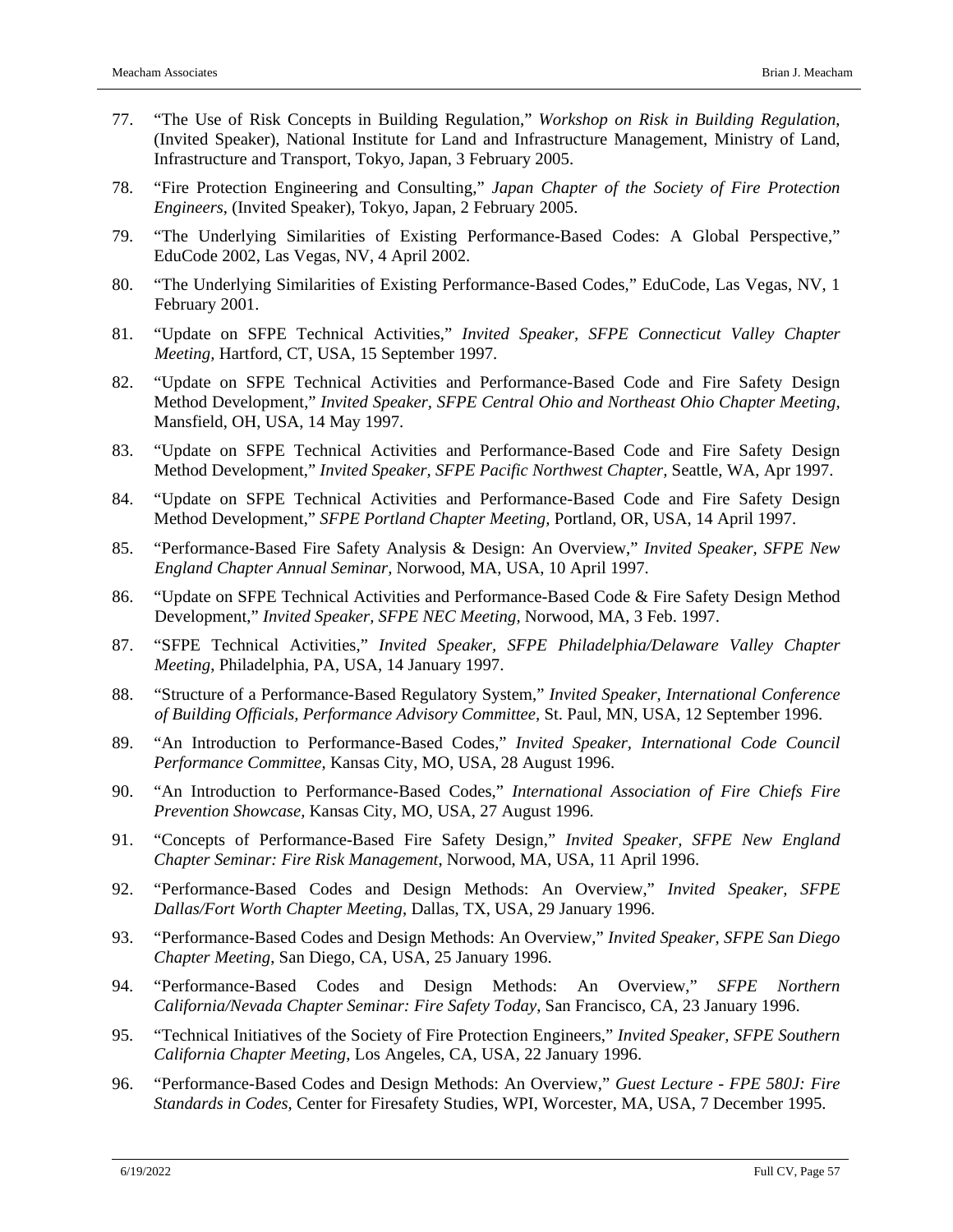77. "The Use of Risk Concepts in Building Regulation," *Workshop on Risk in Building Regulation*, (Invited Speaker), National Institute for Land and Infrastructure Management, Ministry of Land, Infrastructure and Transport, Tokyo, Japan, 3 February 2005.

78. "Fire Protection Engineering and Consulting," *Japan Chapter of the Society of Fire Protection Engineers*, (Invited Speaker), Tokyo, Japan, 2 February 2005.

79. "The Underlying Similarities of Existing Performance-Based Codes: A Global Perspective," EduCode 2002, Las Vegas, NV, 4 April 2002.

80. "The Underlying Similarities of Existing Performance-Based Codes," EduCode, Las Vegas, NV, 1 February 2001.

81. "Update on SFPE Technical Activities," *Invited Speaker, SFPE Connecticut Valley Chapter Meeting,* Hartford, CT, USA, 15 September 1997.

82. "Update on SFPE Technical Activities and Performance-Based Code and Fire Safety Design Method Development," *Invited Speaker, SFPE Central Ohio and Northeast Ohio Chapter Meeting,* Mansfield, OH, USA, 14 May 1997.

83. "Update on SFPE Technical Activities and Performance-Based Code and Fire Safety Design Method Development," *Invited Speaker, SFPE Pacific Northwest Chapter,* Seattle, WA, Apr 1997.

84. "Update on SFPE Technical Activities and Performance-Based Code and Fire Safety Design Method Development," *SFPE Portland Chapter Meeting,* Portland, OR, USA, 14 April 1997.

85. "Performance-Based Fire Safety Analysis & Design: An Overview," *Invited Speaker, SFPE New England Chapter Annual Seminar*, Norwood, MA, USA, 10 April 1997.

86. "Update on SFPE Technical Activities and Performance-Based Code & Fire Safety Design Method Development," *Invited Speaker, SFPE NEC Meeting,* Norwood, MA, 3 Feb. 1997.

87. "SFPE Technical Activities," *Invited Speaker, SFPE Philadelphia/Delaware Valley Chapter Meeting*, Philadelphia, PA, USA, 14 January 1997.

88. "Structure of a Performance-Based Regulatory System," *Invited Speaker, International Conference of Building Officials, Performance Advisory Committee,* St. Paul, MN, USA, 12 September 1996.

89. "An Introduction to Performance-Based Codes," *Invited Speaker, International Code Council Performance Committee*, Kansas City, MO, USA, 28 August 1996.

90. "An Introduction to Performance-Based Codes," *International Association of Fire Chiefs Fire Prevention Showcase*, Kansas City, MO, USA, 27 August 1996.

91. "Concepts of Performance-Based Fire Safety Design," *Invited Speaker, SFPE New England Chapter Seminar: Fire Risk Management*, Norwood, MA, USA, 11 April 1996.

92. "Performance-Based Codes and Design Methods: An Overview," *Invited Speaker, SFPE Dallas/Fort Worth Chapter Meeting*, Dallas, TX, USA, 29 January 1996.

93. "Performance-Based Codes and Design Methods: An Overview," *Invited Speaker, SFPE San Diego Chapter Meeting*, San Diego, CA, USA, 25 January 1996.

94. "Performance-Based Codes and Design Methods: An Overview," *SFPE Northern California/Nevada Chapter Seminar: Fire Safety Today*, San Francisco, CA, 23 January 1996.

95. "Technical Initiatives of the Society of Fire Protection Engineers," *Invited Speaker, SFPE Southern California Chapter Meeting*, Los Angeles, CA, USA, 22 January 1996.

96. "Performance-Based Codes and Design Methods: An Overview," *Guest Lecture - FPE 580J: Fire Standards in Codes,* Center for Firesafety Studies, WPI, Worcester, MA, USA, 7 December 1995.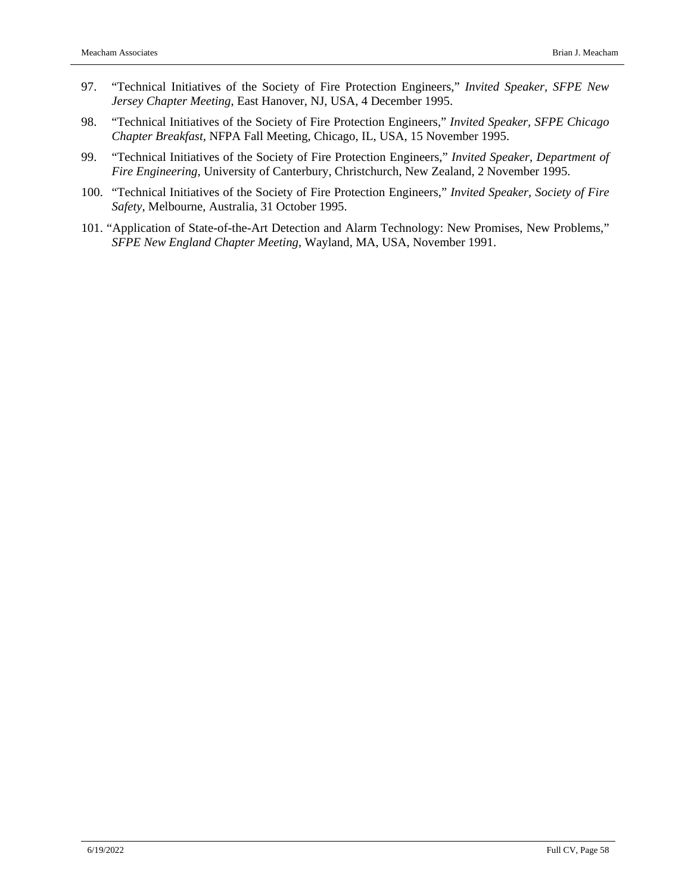97. "Technical Initiatives of the Society of Fire Protection Engineers," *Invited Speaker, SFPE New Jersey Chapter Meeting*, East Hanover, NJ, USA, 4 December 1995.

98. "Technical Initiatives of the Society of Fire Protection Engineers," *Invited Speaker, SFPE Chicago Chapter Breakfast*, NFPA Fall Meeting, Chicago, IL, USA, 15 November 1995.

99. "Technical Initiatives of the Society of Fire Protection Engineers," *Invited Speaker, Department of Fire Engineering*, University of Canterbury, Christchurch, New Zealand, 2 November 1995.

100. "Technical Initiatives of the Society of Fire Protection Engineers," *Invited Speaker, Society of Fire Safety*, Melbourne, Australia, 31 October 1995.

101. "Application of State-of-the-Art Detection and Alarm Technology: New Promises, New Problems," *SFPE New England Chapter Meeting*, Wayland, MA, USA, November 1991.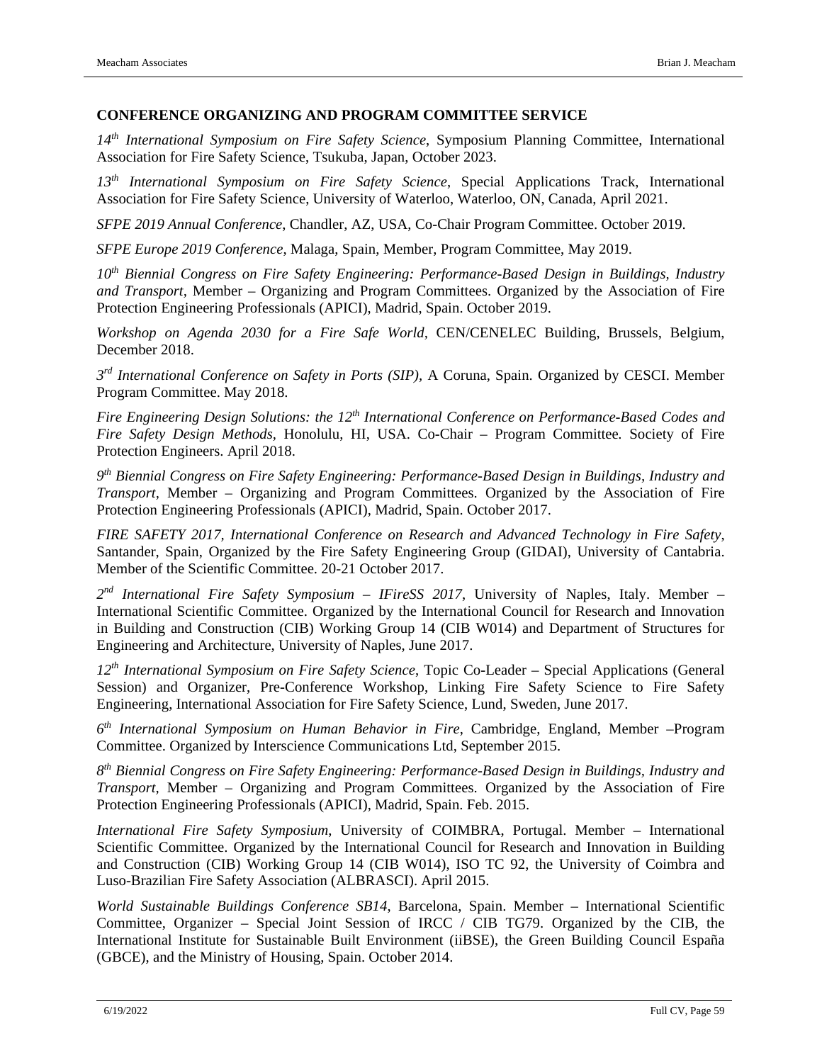### CONFERENCE ORGANIZING AND PROGRAM COMMITTEE SERVICE

*14th International Symposium on Fire Safety Science*, Symposium Planning Committee, International Association for Fire Safety Science, Tsukuba, Japan, October 2023.

*13th International Symposium on Fire Safety Science*, Special Applications Track, International Association for Fire Safety Science, University of Waterloo, Waterloo, ON, Canada, April 2021.

*SFPE 2019 Annual Conference*, Chandler, AZ, USA, Co-Chair Program Committee. October 2019.

*SFPE Europe 2019 Conference*, Malaga, Spain, Member, Program Committee, May 2019.

*10th Biennial Congress on Fire Safety Engineering: Performance-Based Design in Buildings, Industry and Transport*, Member – Organizing and Program Committees. Organized by the Association of Fire Protection Engineering Professionals (APICI), Madrid, Spain. October 2019.

*Workshop on Agenda 2030 for a Fire Safe World*, CEN/CENELEC Building, Brussels, Belgium, December 2018.

*3rd International Conference on Safety in Ports (SIP)*, A Coruna, Spain. Organized by CESCI. Member Program Committee. May 2018.

*Fire Engineering Design Solutions: the 12th International Conference on Performance-Based Codes and Fire Safety Design Methods*, Honolulu, HI, USA. Co-Chair – Program Committee. Society of Fire Protection Engineers. April 2018.

*9th Biennial Congress on Fire Safety Engineering: Performance-Based Design in Buildings, Industry and Transport*, Member – Organizing and Program Committees. Organized by the Association of Fire Protection Engineering Professionals (APICI), Madrid, Spain. October 2017.

*FIRE SAFETY 2017, International Conference on Research and Advanced Technology in Fire Safety*, Santander, Spain, Organized by the Fire Safety Engineering Group (GIDAI), University of Cantabria. Member of the Scientific Committee. 20-21 October 2017.

*2nd International Fire Safety Symposium – IFireSS 2017*, University of Naples, Italy. Member – International Scientific Committee. Organized by the International Council for Research and Innovation in Building and Construction (CIB) Working Group 14 (CIB W014) and Department of Structures for Engineering and Architecture, University of Naples, June 2017.

*12th International Symposium on Fire Safety Science*, Topic Co-Leader – Special Applications (General Session) and Organizer, Pre-Conference Workshop, Linking Fire Safety Science to Fire Safety Engineering, International Association for Fire Safety Science, Lund, Sweden, June 2017.

*6th International Symposium on Human Behavior in Fire*, Cambridge, England, Member –Program Committee. Organized by Interscience Communications Ltd, September 2015.

*8th Biennial Congress on Fire Safety Engineering: Performance-Based Design in Buildings, Industry and Transport*, Member – Organizing and Program Committees. Organized by the Association of Fire Protection Engineering Professionals (APICI), Madrid, Spain. Feb. 2015.

*International Fire Safety Symposium*, University of COIMBRA, Portugal. Member – International Scientific Committee. Organized by the International Council for Research and Innovation in Building and Construction (CIB) Working Group 14 (CIB W014), ISO TC 92, the University of Coimbra and Luso-Brazilian Fire Safety Association (ALBRASCI). April 2015.

*World Sustainable Buildings Conference SB14*, Barcelona, Spain. Member – International Scientific Committee, Organizer – Special Joint Session of IRCC / CIB TG79. Organized by the CIB, the International Institute for Sustainable Built Environment (iiBSE), the Green Building Council España (GBCE), and the Ministry of Housing, Spain. October 2014.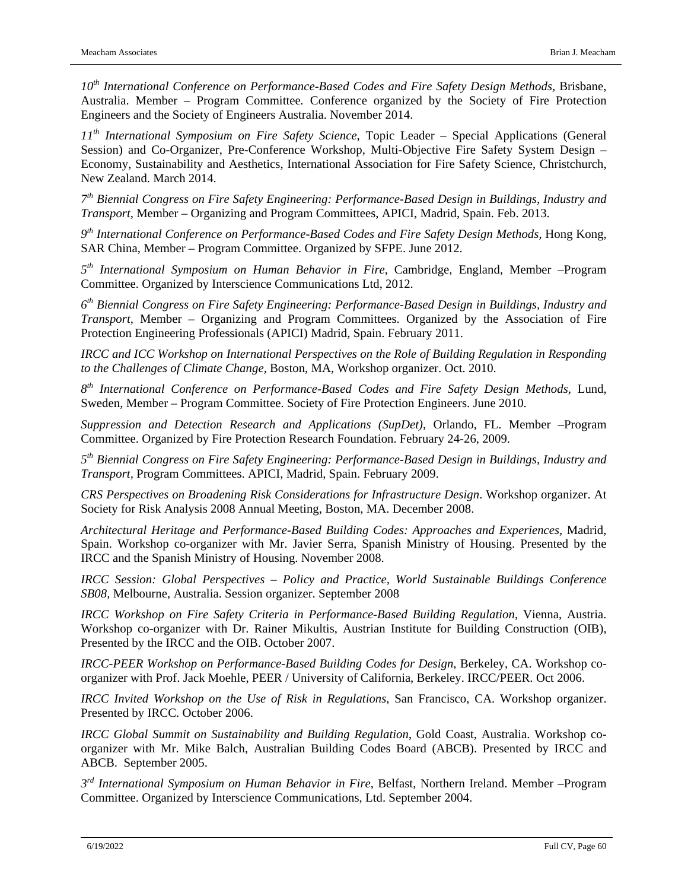*10th International Conference on Performance-Based Codes and Fire Safety Design Methods*, Brisbane, Australia. Member – Program Committee. Conference organized by the Society of Fire Protection Engineers and the Society of Engineers Australia. November 2014.

*11th International Symposium on Fire Safety Science*, Topic Leader – Special Applications (General Session) and Co-Organizer, Pre-Conference Workshop, Multi-Objective Fire Safety System Design – Economy, Sustainability and Aesthetics, International Association for Fire Safety Science, Christchurch, New Zealand. March 2014.

*7th Biennial Congress on Fire Safety Engineering: Performance-Based Design in Buildings, Industry and Transport*, Member – Organizing and Program Committees, APICI, Madrid, Spain. Feb. 2013.

*9th International Conference on Performance-Based Codes and Fire Safety Design Methods*, Hong Kong, SAR China, Member – Program Committee. Organized by SFPE. June 2012.

*5th International Symposium on Human Behavior in Fire*, Cambridge, England, Member –Program Committee. Organized by Interscience Communications Ltd, 2012.

*6th Biennial Congress on Fire Safety Engineering: Performance-Based Design in Buildings, Industry and Transport*, Member – Organizing and Program Committees. Organized by the Association of Fire Protection Engineering Professionals (APICI) Madrid, Spain. February 2011.

*IRCC and ICC Workshop on International Perspectives on the Role of Building Regulation in Responding to the Challenges of Climate Change*, Boston, MA, Workshop organizer. Oct. 2010.

*8th International Conference on Performance-Based Codes and Fire Safety Design Methods*, Lund, Sweden, Member – Program Committee. Society of Fire Protection Engineers. June 2010.

*Suppression and Detection Research and Applications (SupDet)*, Orlando, FL. Member –Program Committee. Organized by Fire Protection Research Foundation. February 24-26, 2009.

*5th Biennial Congress on Fire Safety Engineering: Performance-Based Design in Buildings, Industry and Transport*, Program Committees. APICI, Madrid, Spain. February 2009.

*CRS Perspectives on Broadening Risk Considerations for Infrastructure Design*. Workshop organizer. At Society for Risk Analysis 2008 Annual Meeting, Boston, MA. December 2008.

*Architectural Heritage and Performance-Based Building Codes: Approaches and Experiences,* Madrid, Spain. Workshop co-organizer with Mr. Javier Serra, Spanish Ministry of Housing. Presented by the IRCC and the Spanish Ministry of Housing. November 2008.

*IRCC Session: Global Perspectives – Policy and Practice, World Sustainable Buildings Conference SB08*, Melbourne, Australia. Session organizer. September 2008

*IRCC Workshop on Fire Safety Criteria in Performance-Based Building Regulation*, Vienna, Austria. Workshop co-organizer with Dr. Rainer Mikultis, Austrian Institute for Building Construction (OIB), Presented by the IRCC and the OIB. October 2007.

*IRCC-PEER Workshop on Performance-Based Building Codes for Design*, Berkeley, CA. Workshop co-organizer with Prof. Jack Moehle, PEER / University of California, Berkeley. IRCC/PEER. Oct 2006.

*IRCC Invited Workshop on the Use of Risk in Regulations*, San Francisco, CA. Workshop organizer. Presented by IRCC. October 2006.

*IRCC Global Summit on Sustainability and Building Regulation*, Gold Coast, Australia. Workshop co-organizer with Mr. Mike Balch, Australian Building Codes Board (ABCB). Presented by IRCC and ABCB. September 2005.

*3rd International Symposium on Human Behavior in Fire*, Belfast, Northern Ireland. Member –Program Committee. Organized by Interscience Communications, Ltd. September 2004.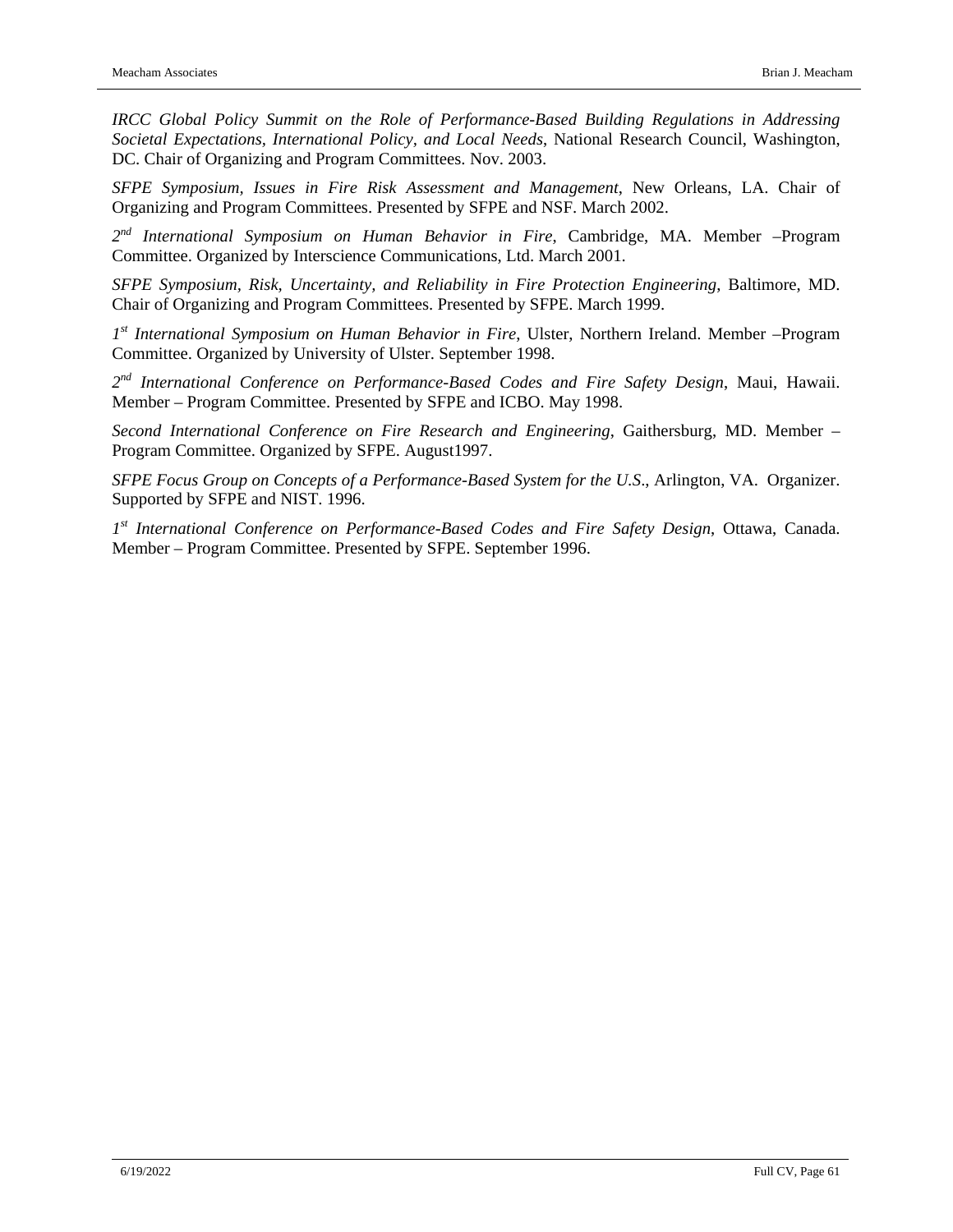*IRCC Global Policy Summit on the Role of Performance-Based Building Regulations in Addressing Societal Expectations, International Policy, and Local Needs*, National Research Council, Washington, DC. Chair of Organizing and Program Committees. Nov. 2003.

*SFPE Symposium, Issues in Fire Risk Assessment and Management*, New Orleans, LA. Chair of Organizing and Program Committees. Presented by SFPE and NSF. March 2002.

*2nd International Symposium on Human Behavior in Fire*, Cambridge, MA. Member –Program Committee. Organized by Interscience Communications, Ltd. March 2001.

*SFPE Symposium, Risk, Uncertainty, and Reliability in Fire Protection Engineering*, Baltimore, MD. Chair of Organizing and Program Committees. Presented by SFPE. March 1999.

*1st International Symposium on Human Behavior in Fire*, Ulster, Northern Ireland. Member –Program Committee. Organized by University of Ulster. September 1998.

*2nd International Conference on Performance-Based Codes and Fire Safety Design*, Maui, Hawaii. Member – Program Committee. Presented by SFPE and ICBO. May 1998.

*Second International Conference on Fire Research and Engineering*, Gaithersburg, MD. Member – Program Committee. Organized by SFPE. August1997.

*SFPE Focus Group on Concepts of a Performance-Based System for the U.S*., Arlington, VA. Organizer. Supported by SFPE and NIST. 1996.

*1st International Conference on Performance-Based Codes and Fire Safety Design*, Ottawa, Canada. Member – Program Committee. Presented by SFPE. September 1996.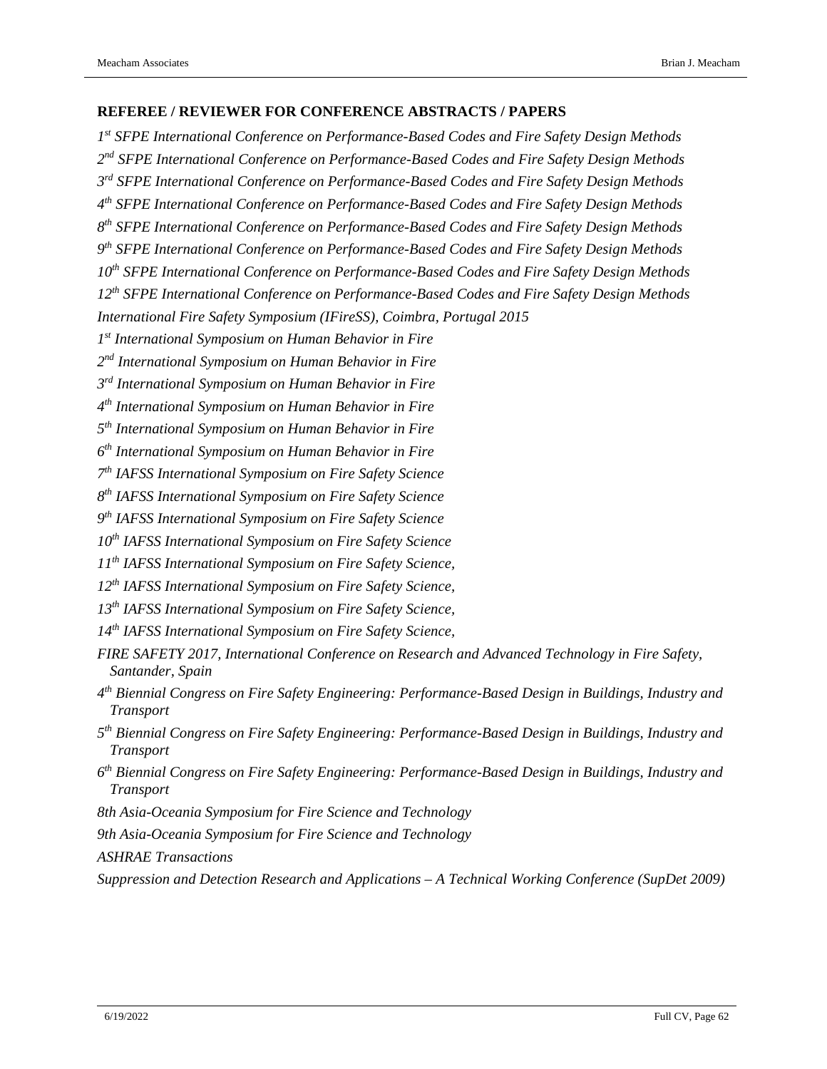## REFEREE / REVIEWER FOR CONFERENCE ABSTRACTS / PAPERS

*1st SFPE International Conference on Performance-Based Codes and Fire Safety Design Methods*

*2nd SFPE International Conference on Performance-Based Codes and Fire Safety Design Methods*

*3rd SFPE International Conference on Performance-Based Codes and Fire Safety Design Methods*

*4th SFPE International Conference on Performance-Based Codes and Fire Safety Design Methods*

*8th SFPE International Conference on Performance-Based Codes and Fire Safety Design Methods*

*9th SFPE International Conference on Performance-Based Codes and Fire Safety Design Methods*

*10th SFPE International Conference on Performance-Based Codes and Fire Safety Design Methods*

*12th SFPE International Conference on Performance-Based Codes and Fire Safety Design Methods*

*International Fire Safety Symposium (IFireSS), Coimbra, Portugal 2015*

*1st International Symposium on Human Behavior in Fire*

*2nd International Symposium on Human Behavior in Fire*

*3rd International Symposium on Human Behavior in Fire*

*4th International Symposium on Human Behavior in Fire*

*5th International Symposium on Human Behavior in Fire*

*6th International Symposium on Human Behavior in Fire*

*7th IAFSS International Symposium on Fire Safety Science*

*8th IAFSS International Symposium on Fire Safety Science*

*9th IAFSS International Symposium on Fire Safety Science*

*10th IAFSS International Symposium on Fire Safety Science*

*11th IAFSS International Symposium on Fire Safety Science,*

*12th IAFSS International Symposium on Fire Safety Science,*

*13th IAFSS International Symposium on Fire Safety Science,*

*14th IAFSS International Symposium on Fire Safety Science,*

*FIRE SAFETY 2017, International Conference on Research and Advanced Technology in Fire Safety, Santander, Spain*

*4th Biennial Congress on Fire Safety Engineering: Performance-Based Design in Buildings, Industry and Transport*

*5th Biennial Congress on Fire Safety Engineering: Performance-Based Design in Buildings, Industry and Transport*

*6th Biennial Congress on Fire Safety Engineering: Performance-Based Design in Buildings, Industry and Transport*

*8th Asia-Oceania Symposium for Fire Science and Technology*

*9th Asia-Oceania Symposium for Fire Science and Technology*

*ASHRAE Transactions*

*Suppression and Detection Research and Applications – A Technical Working Conference (SupDet 2009)*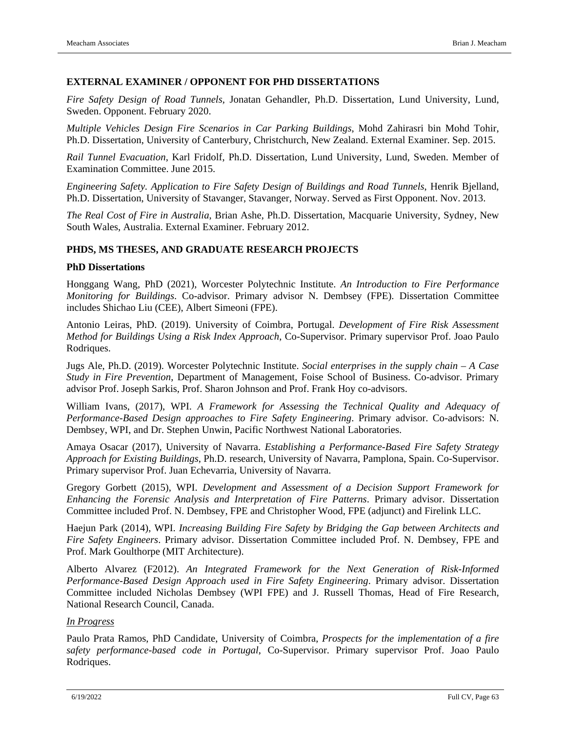## EXTERNAL EXAMINER / OPPONENT FOR PHD DISSERTATIONS

*Fire Safety Design of Road Tunnels*, Jonatan Gehandler, Ph.D. Dissertation, Lund University, Lund, Sweden. Opponent. February 2020.

*Multiple Vehicles Design Fire Scenarios in Car Parking Buildings*, Mohd Zahirasri bin Mohd Tohir, Ph.D. Dissertation, University of Canterbury, Christchurch, New Zealand. External Examiner. Sep. 2015.

*Rail Tunnel Evacuation*, Karl Fridolf, Ph.D. Dissertation, Lund University, Lund, Sweden. Member of Examination Committee. June 2015.

*Engineering Safety. Application to Fire Safety Design of Buildings and Road Tunnels*, Henrik Bjelland, Ph.D. Dissertation, University of Stavanger, Stavanger, Norway. Served as First Opponent. Nov. 2013.

*The Real Cost of Fire in Australia*, Brian Ashe, Ph.D. Dissertation, Macquarie University, Sydney, New South Wales, Australia. External Examiner. February 2012.

## PHDS, MS THESES, AND GRADUATE RESEARCH PROJECTS

### PhD Dissertations

Honggang Wang, PhD (2021), Worcester Polytechnic Institute. *An Introduction to Fire Performance Monitoring for Buildings*. Co-advisor. Primary advisor N. Dembsey (FPE). Dissertation Committee includes Shichao Liu (CEE), Albert Simeoni (FPE).

Antonio Leiras, PhD. (2019). University of Coimbra, Portugal. *Development of Fire Risk Assessment Method for Buildings Using a Risk Index Approach*, Co-Supervisor. Primary supervisor Prof. Joao Paulo Rodriques.

Jugs Ale, Ph.D. (2019). Worcester Polytechnic Institute. *Social enterprises in the supply chain – A Case Study in Fire Prevention*, Department of Management, Foise School of Business. Co-advisor. Primary advisor Prof. Joseph Sarkis, Prof. Sharon Johnson and Prof. Frank Hoy co-advisors.

William Ivans, (2017), WPI. *A Framework for Assessing the Technical Quality and Adequacy of Performance-Based Design approaches to Fire Safety Engineering*. Primary advisor. Co-advisors: N. Dembsey, WPI, and Dr. Stephen Unwin, Pacific Northwest National Laboratories.

Amaya Osacar (2017), University of Navarra. *Establishing a Performance-Based Fire Safety Strategy Approach for Existing Buildings*, Ph.D. research, University of Navarra, Pamplona, Spain. Co-Supervisor. Primary supervisor Prof. Juan Echevarria, University of Navarra.

Gregory Gorbett (2015), WPI. *Development and Assessment of a Decision Support Framework for Enhancing the Forensic Analysis and Interpretation of Fire Patterns*. Primary advisor. Dissertation Committee included Prof. N. Dembsey, FPE and Christopher Wood, FPE (adjunct) and Firelink LLC.

Haejun Park (2014), WPI. *Increasing Building Fire Safety by Bridging the Gap between Architects and Fire Safety Engineers*. Primary advisor. Dissertation Committee included Prof. N. Dembsey, FPE and Prof. Mark Goulthorpe (MIT Architecture).

Alberto Alvarez (F2012). *An Integrated Framework for the Next Generation of Risk-Informed Performance-Based Design Approach used in Fire Safety Engineering*. Primary advisor. Dissertation Committee included Nicholas Dembsey (WPI FPE) and J. Russell Thomas, Head of Fire Research, National Research Council, Canada.

*In Progress*

Paulo Prata Ramos, PhD Candidate, University of Coimbra, *Prospects for the implementation of a fire safety performance-based code in Portugal*, Co-Supervisor. Primary supervisor Prof. Joao Paulo Rodriques.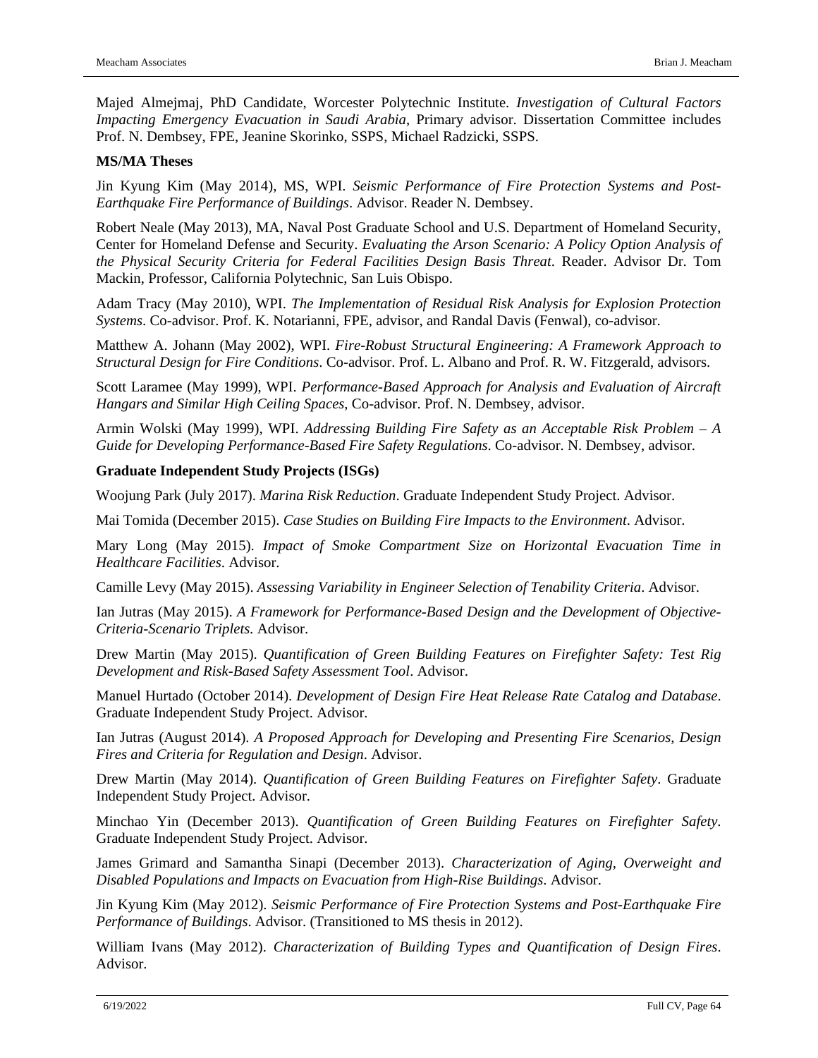Majed Almejmaj, PhD Candidate, Worcester Polytechnic Institute. *Investigation of Cultural Factors Impacting Emergency Evacuation in Saudi Arabia*, Primary advisor. Dissertation Committee includes Prof. N. Dembsey, FPE, Jeanine Skorinko, SSPS, Michael Radzicki, SSPS.

**MS/MA Theses**

Jin Kyung Kim (May 2014), MS, WPI. *Seismic Performance of Fire Protection Systems and Post-Earthquake Fire Performance of Buildings*. Advisor. Reader N. Dembsey.

Robert Neale (May 2013), MA, Naval Post Graduate School and U.S. Department of Homeland Security, Center for Homeland Defense and Security. *Evaluating the Arson Scenario: A Policy Option Analysis of the Physical Security Criteria for Federal Facilities Design Basis Threat*. Reader. Advisor Dr. Tom Mackin, Professor, California Polytechnic, San Luis Obispo.

Adam Tracy (May 2010), WPI. *The Implementation of Residual Risk Analysis for Explosion Protection Systems*. Co-advisor. Prof. K. Notarianni, FPE, advisor, and Randal Davis (Fenwal), co-advisor.

Matthew A. Johann (May 2002), WPI. *Fire-Robust Structural Engineering: A Framework Approach to Structural Design for Fire Conditions*. Co-advisor. Prof. L. Albano and Prof. R. W. Fitzgerald, advisors.

Scott Laramee (May 1999), WPI. *Performance-Based Approach for Analysis and Evaluation of Aircraft Hangars and Similar High Ceiling Spaces*, Co-advisor. Prof. N. Dembsey, advisor.

Armin Wolski (May 1999), WPI. *Addressing Building Fire Safety as an Acceptable Risk Problem – A Guide for Developing Performance-Based Fire Safety Regulations*. Co-advisor. N. Dembsey, advisor.

**Graduate Independent Study Projects (ISGs)**

Woojung Park (July 2017). *Marina Risk Reduction*. Graduate Independent Study Project. Advisor.

Mai Tomida (December 2015). *Case Studies on Building Fire Impacts to the Environment*. Advisor.

Mary Long (May 2015). *Impact of Smoke Compartment Size on Horizontal Evacuation Time in Healthcare Facilities*. Advisor.

Camille Levy (May 2015). *Assessing Variability in Engineer Selection of Tenability Criteria*. Advisor.

Ian Jutras (May 2015). *A Framework for Performance-Based Design and the Development of Objective-Criteria-Scenario Triplets.* Advisor.

Drew Martin (May 2015). *Quantification of Green Building Features on Firefighter Safety: Test Rig Development and Risk-Based Safety Assessment Tool*. Advisor.

Manuel Hurtado (October 2014). *Development of Design Fire Heat Release Rate Catalog and Database*. Graduate Independent Study Project. Advisor.

Ian Jutras (August 2014). *A Proposed Approach for Developing and Presenting Fire Scenarios, Design Fires and Criteria for Regulation and Design*. Advisor.

Drew Martin (May 2014). *Quantification of Green Building Features on Firefighter Safety*. Graduate Independent Study Project. Advisor.

Minchao Yin (December 2013). *Quantification of Green Building Features on Firefighter Safety*. Graduate Independent Study Project. Advisor.

James Grimard and Samantha Sinapi (December 2013). *Characterization of Aging, Overweight and Disabled Populations and Impacts on Evacuation from High-Rise Buildings*. Advisor.

Jin Kyung Kim (May 2012). *Seismic Performance of Fire Protection Systems and Post-Earthquake Fire Performance of Buildings*. Advisor. (Transitioned to MS thesis in 2012).

William Ivans (May 2012). *Characterization of Building Types and Quantification of Design Fires*. Advisor.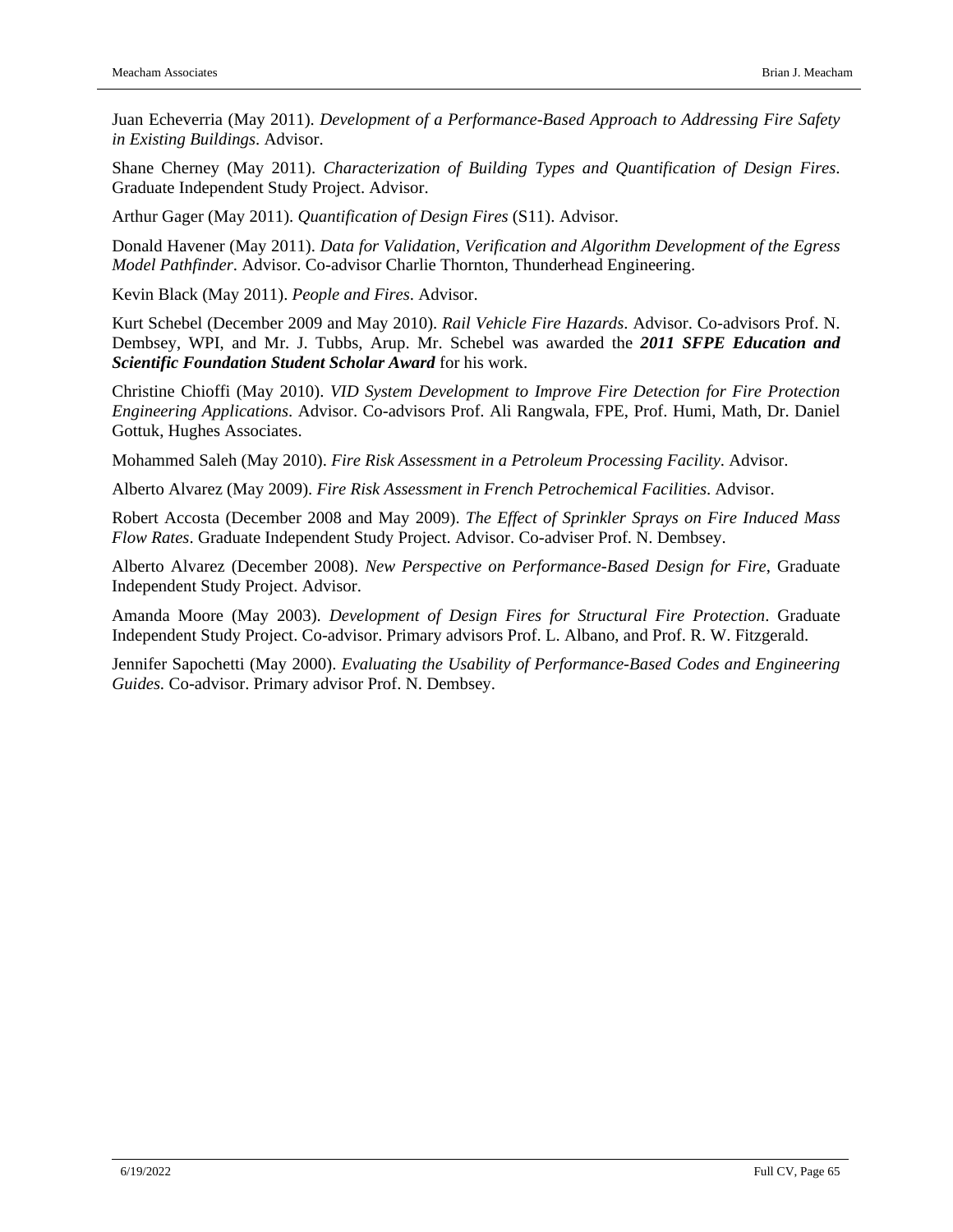Juan Echeverria (May 2011). *Development of a Performance-Based Approach to Addressing Fire Safety in Existing Buildings*. Advisor.

Shane Cherney (May 2011). *Characterization of Building Types and Quantification of Design Fires*. Graduate Independent Study Project. Advisor.

Arthur Gager (May 2011). *Quantification of Design Fires* (S11). Advisor.

Donald Havener (May 2011). *Data for Validation, Verification and Algorithm Development of the Egress Model Pathfinder*. Advisor. Co-advisor Charlie Thornton, Thunderhead Engineering.

Kevin Black (May 2011). *People and Fires*. Advisor.

Kurt Schebel (December 2009 and May 2010). *Rail Vehicle Fire Hazards*. Advisor. Co-advisors Prof. N. Dembsey, WPI, and Mr. J. Tubbs, Arup. Mr. Schebel was awarded the ***2011 SFPE Education and Scientific Foundation Student Scholar Award*** for his work.

Christine Chioffi (May 2010). *VID System Development to Improve Fire Detection for Fire Protection Engineering Applications*. Advisor. Co-advisors Prof. Ali Rangwala, FPE, Prof. Humi, Math, Dr. Daniel Gottuk, Hughes Associates.

Mohammed Saleh (May 2010). *Fire Risk Assessment in a Petroleum Processing Facility*. Advisor.

Alberto Alvarez (May 2009). *Fire Risk Assessment in French Petrochemical Facilities*. Advisor.

Robert Accosta (December 2008 and May 2009). *The Effect of Sprinkler Sprays on Fire Induced Mass Flow Rates*. Graduate Independent Study Project. Advisor. Co-adviser Prof. N. Dembsey.

Alberto Alvarez (December 2008). *New Perspective on Performance-Based Design for Fire*, Graduate Independent Study Project. Advisor.

Amanda Moore (May 2003). *Development of Design Fires for Structural Fire Protection*. Graduate Independent Study Project. Co-advisor. Primary advisors Prof. L. Albano, and Prof. R. W. Fitzgerald.

Jennifer Sapochetti (May 2000). *Evaluating the Usability of Performance-Based Codes and Engineering Guides*. Co-advisor. Primary advisor Prof. N. Dembsey.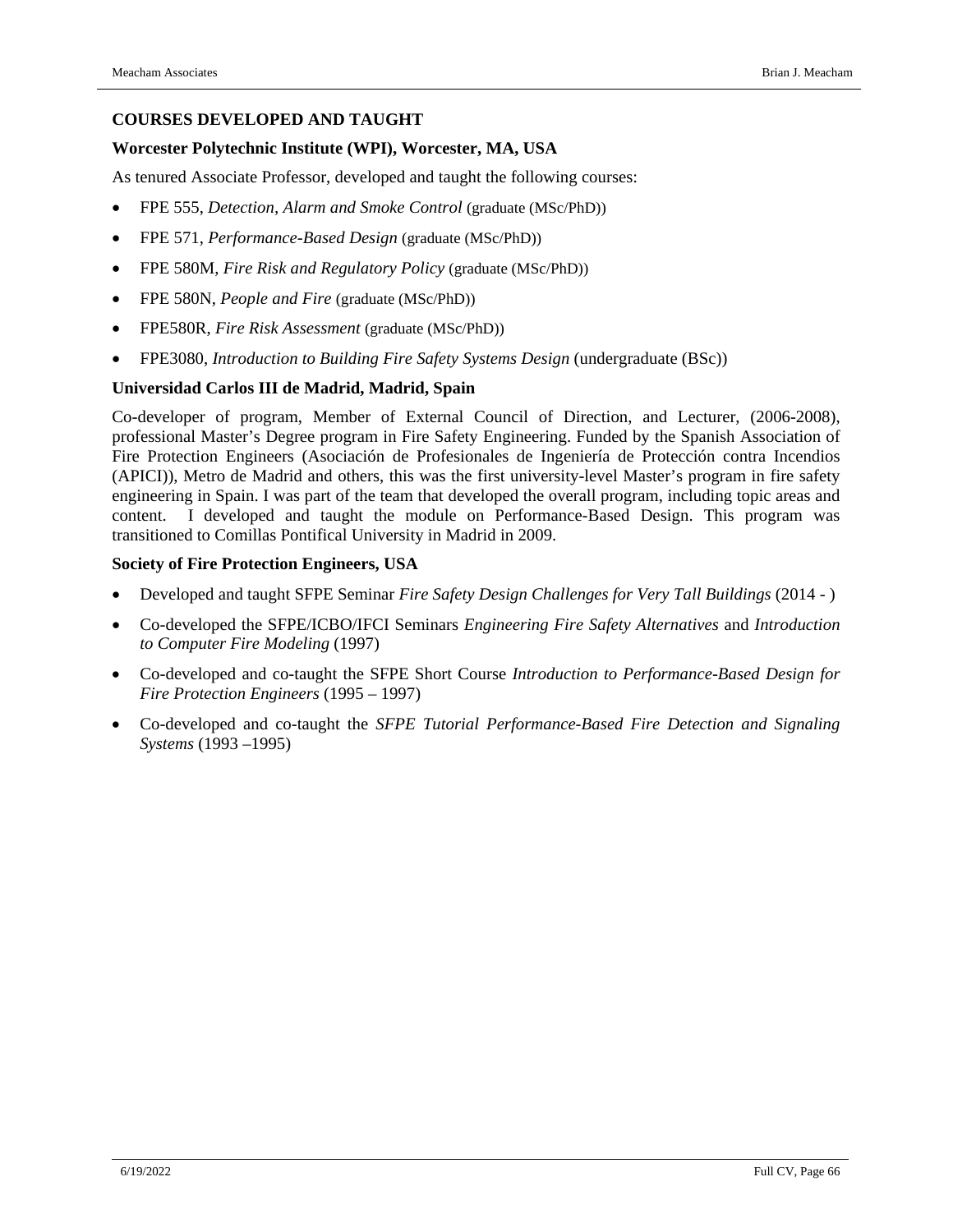## COURSES DEVELOPED AND TAUGHT

### Worcester Polytechnic Institute (WPI), Worcester, MA, USA

As tenured Associate Professor, developed and taught the following courses:

- FPE 555, *Detection, Alarm and Smoke Control* (graduate (MSc/PhD))
- FPE 571, *Performance-Based Design* (graduate (MSc/PhD))
- FPE 580M, *Fire Risk and Regulatory Policy* (graduate (MSc/PhD))
- FPE 580N, *People and Fire* (graduate (MSc/PhD))
- FPE580R, *Fire Risk Assessment* (graduate (MSc/PhD))
- FPE3080, *Introduction to Building Fire Safety Systems Design* (undergraduate (BSc))

### Universidad Carlos III de Madrid, Madrid, Spain

Co-developer of program, Member of External Council of Direction, and Lecturer, (2006-2008), professional Master's Degree program in Fire Safety Engineering. Funded by the Spanish Association of Fire Protection Engineers (Asociación de Profesionales de Ingeniería de Protección contra Incendios (APICI)), Metro de Madrid and others, this was the first university-level Master's program in fire safety engineering in Spain. I was part of the team that developed the overall program, including topic areas and content. I developed and taught the module on Performance-Based Design. This program was transitioned to Comillas Pontifical University in Madrid in 2009.

### Society of Fire Protection Engineers, USA

- Developed and taught SFPE Seminar *Fire Safety Design Challenges for Very Tall Buildings* (2014 - )
- Co-developed the SFPE/ICBO/IFCI Seminars *Engineering Fire Safety Alternatives* and *Introduction to Computer Fire Modeling* (1997)
- Co-developed and co-taught the SFPE Short Course *Introduction to Performance-Based Design for Fire Protection Engineers* (1995 – 1997)
- Co-developed and co-taught the *SFPE Tutorial Performance-Based Fire Detection and Signaling Systems* (1993 –1995)